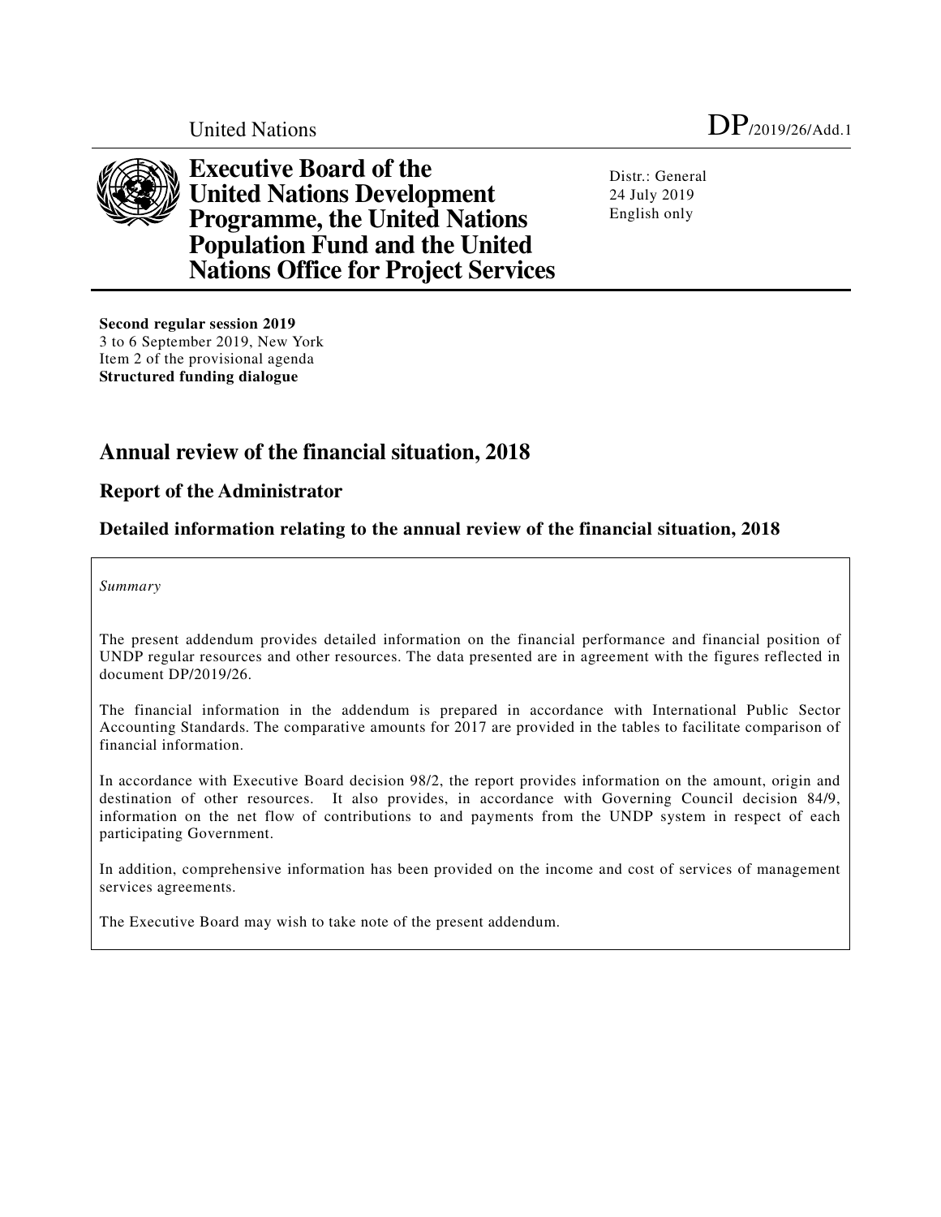United Nations DP/2019/26/Add.1

**Executive Board of the United Nations Development Programme, the United Nations Population Fund and the United Nations Office for Project Services**

Distr.: General
24 July 2019
English only

**Second regular session 2019**
3 to 6 September 2019, New York
Item 2 of the provisional agenda
**Structured funding dialogue**

# Annual review of the financial situation, 2018

## Report of the Administrator

### Detailed information relating to the annual review of the financial situation, 2018

*Summary*

The present addendum provides detailed information on the financial performance and financial position of UNDP regular resources and other resources. The data presented are in agreement with the figures reflected in document DP/2019/26.

The financial information in the addendum is prepared in accordance with International Public Sector Accounting Standards. The comparative amounts for 2017 are provided in the tables to facilitate comparison of financial information.

In accordance with Executive Board decision 98/2, the report provides information on the amount, origin and destination of other resources. It also provides, in accordance with Governing Council decision 84/9, information on the net flow of contributions to and payments from the UNDP system in respect of each participating Government.

In addition, comprehensive information has been provided on the income and cost of services of management services agreements.

The Executive Board may wish to take note of the present addendum.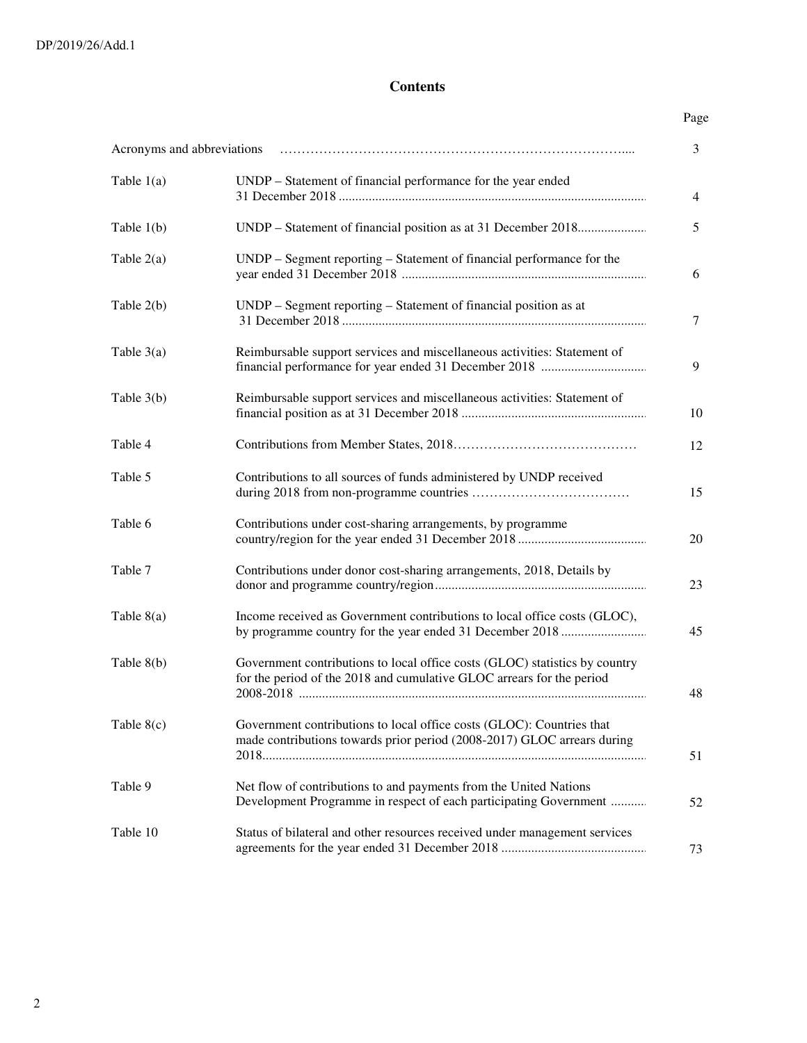# Contents

| | | Page |
|---|---|---|
| Acronyms and abbreviations | | 3 |
| Table 1(a) | UNDP – Statement of financial performance for the year ended 31 December 2018 | 4 |
| Table 1(b) | UNDP – Statement of financial position as at 31 December 2018 | 5 |
| Table 2(a) | UNDP – Segment reporting – Statement of financial performance for the year ended 31 December 2018 | 6 |
| Table 2(b) | UNDP – Segment reporting – Statement of financial position as at 31 December 2018 | 7 |
| Table 3(a) | Reimbursable support services and miscellaneous activities: Statement of financial performance for year ended 31 December 2018 | 9 |
| Table 3(b) | Reimbursable support services and miscellaneous activities: Statement of financial position as at 31 December 2018 | 10 |
| Table 4 | Contributions from Member States, 2018 | 12 |
| Table 5 | Contributions to all sources of funds administered by UNDP received during 2018 from non-programme countries | 15 |
| Table 6 | Contributions under cost-sharing arrangements, by programme country/region for the year ended 31 December 2018 | 20 |
| Table 7 | Contributions under donor cost-sharing arrangements, 2018, Details by donor and programme country/region | 23 |
| Table 8(a) | Income received as Government contributions to local office costs (GLOC), by programme country for the year ended 31 December 2018 | 45 |
| Table 8(b) | Government contributions to local office costs (GLOC) statistics by country for the period of the 2018 and cumulative GLOC arrears for the period 2008-2018 | 48 |
| Table 8(c) | Government contributions to local office costs (GLOC): Countries that made contributions towards prior period (2008-2017) GLOC arrears during 2018 | 51 |
| Table 9 | Net flow of contributions to and payments from the United Nations Development Programme in respect of each participating Government | 52 |
| Table 10 | Status of bilateral and other resources received under management services agreements for the year ended 31 December 2018 | 73 |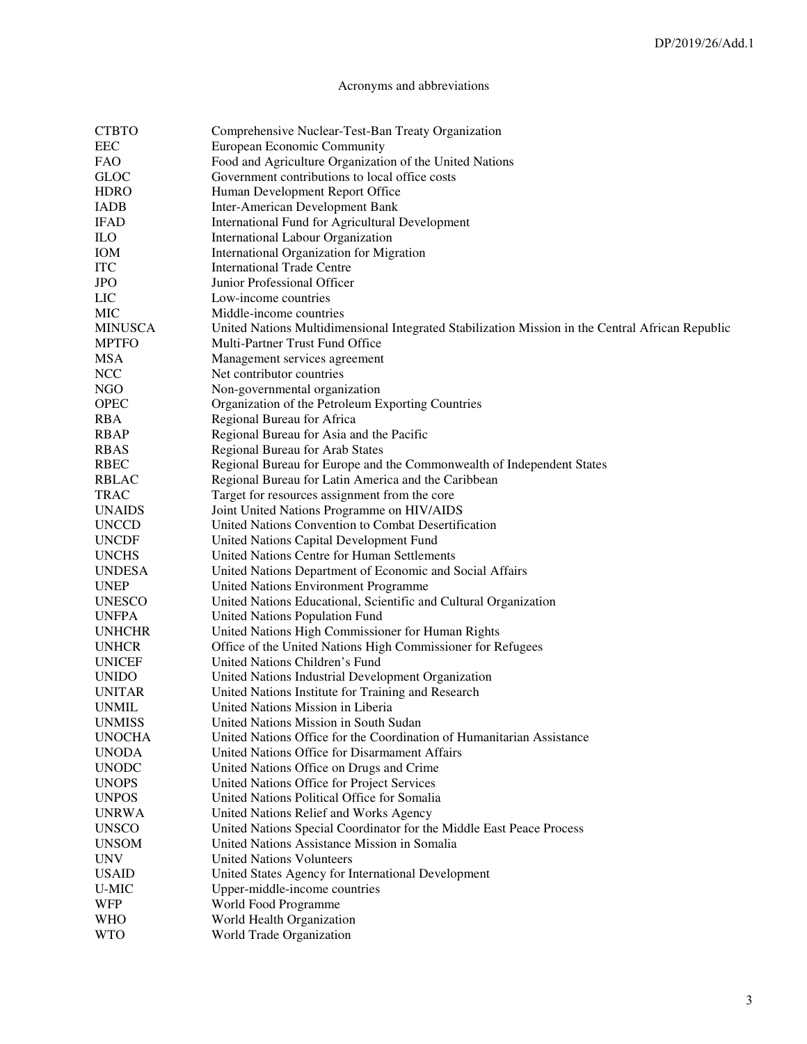# Acronyms and abbreviations

| | |
|---|---|
| CTBTO | Comprehensive Nuclear-Test-Ban Treaty Organization |
| EEC | European Economic Community |
| FAO | Food and Agriculture Organization of the United Nations |
| GLOC | Government contributions to local office costs |
| HDRO | Human Development Report Office |
| IADB | Inter-American Development Bank |
| IFAD | International Fund for Agricultural Development |
| ILO | International Labour Organization |
| IOM | International Organization for Migration |
| ITC | International Trade Centre |
| JPO | Junior Professional Officer |
| LIC | Low-income countries |
| MIC | Middle-income countries |
| MINUSCA | United Nations Multidimensional Integrated Stabilization Mission in the Central African Republic |
| MPTFO | Multi-Partner Trust Fund Office |
| MSA | Management services agreement |
| NCC | Net contributor countries |
| NGO | Non-governmental organization |
| OPEC | Organization of the Petroleum Exporting Countries |
| RBA | Regional Bureau for Africa |
| RBAP | Regional Bureau for Asia and the Pacific |
| RBAS | Regional Bureau for Arab States |
| RBEC | Regional Bureau for Europe and the Commonwealth of Independent States |
| RBLAC | Regional Bureau for Latin America and the Caribbean |
| TRAC | Target for resources assignment from the core |
| UNAIDS | Joint United Nations Programme on HIV/AIDS |
| UNCCD | United Nations Convention to Combat Desertification |
| UNCDF | United Nations Capital Development Fund |
| UNCHS | United Nations Centre for Human Settlements |
| UNDESA | United Nations Department of Economic and Social Affairs |
| UNEP | United Nations Environment Programme |
| UNESCO | United Nations Educational, Scientific and Cultural Organization |
| UNFPA | United Nations Population Fund |
| UNHCHR | United Nations High Commissioner for Human Rights |
| UNHCR | Office of the United Nations High Commissioner for Refugees |
| UNICEF | United Nations Children's Fund |
| UNIDO | United Nations Industrial Development Organization |
| UNITAR | United Nations Institute for Training and Research |
| UNMIL | United Nations Mission in Liberia |
| UNMISS | United Nations Mission in South Sudan |
| UNOCHA | United Nations Office for the Coordination of Humanitarian Assistance |
| UNODA | United Nations Office for Disarmament Affairs |
| UNODC | United Nations Office on Drugs and Crime |
| UNOPS | United Nations Office for Project Services |
| UNPOS | United Nations Political Office for Somalia |
| UNRWA | United Nations Relief and Works Agency |
| UNSCO | United Nations Special Coordinator for the Middle East Peace Process |
| UNSOM | United Nations Assistance Mission in Somalia |
| UNV | United Nations Volunteers |
| USAID | United States Agency for International Development |
| U-MIC | Upper-middle-income countries |
| WFP | World Food Programme |
| WHO | World Health Organization |
| WTO | World Trade Organization |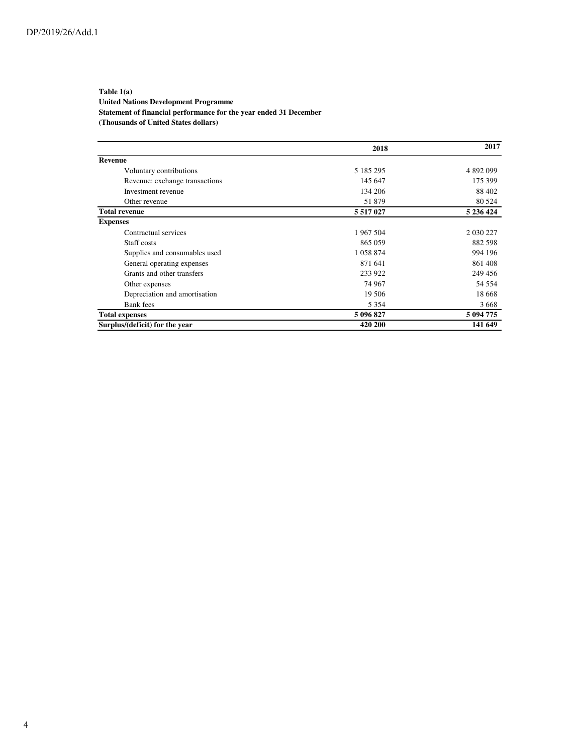**Table 1(a)**
**United Nations Development Programme**
**Statement of financial performance for the year ended 31 December**
**(Thousands of United States dollars)**

| | 2018 | 2017 |
|---|---|---|
| **Revenue** | | |
| Voluntary contributions | 5 185 295 | 4 892 099 |
| Revenue: exchange transactions | 145 647 | 175 399 |
| Investment revenue | 134 206 | 88 402 |
| Other revenue | 51 879 | 80 524 |
| **Total revenue** | **5 517 027** | **5 236 424** |
| **Expenses** | | |
| Contractual services | 1 967 504 | 2 030 227 |
| Staff costs | 865 059 | 882 598 |
| Supplies and consumables used | 1 058 874 | 994 196 |
| General operating expenses | 871 641 | 861 408 |
| Grants and other transfers | 233 922 | 249 456 |
| Other expenses | 74 967 | 54 554 |
| Depreciation and amortisation | 19 506 | 18 668 |
| Bank fees | 5 354 | 3 668 |
| **Total expenses** | **5 096 827** | **5 094 775** |
| **Surplus/(deficit) for the year** | **420 200** | **141 649** |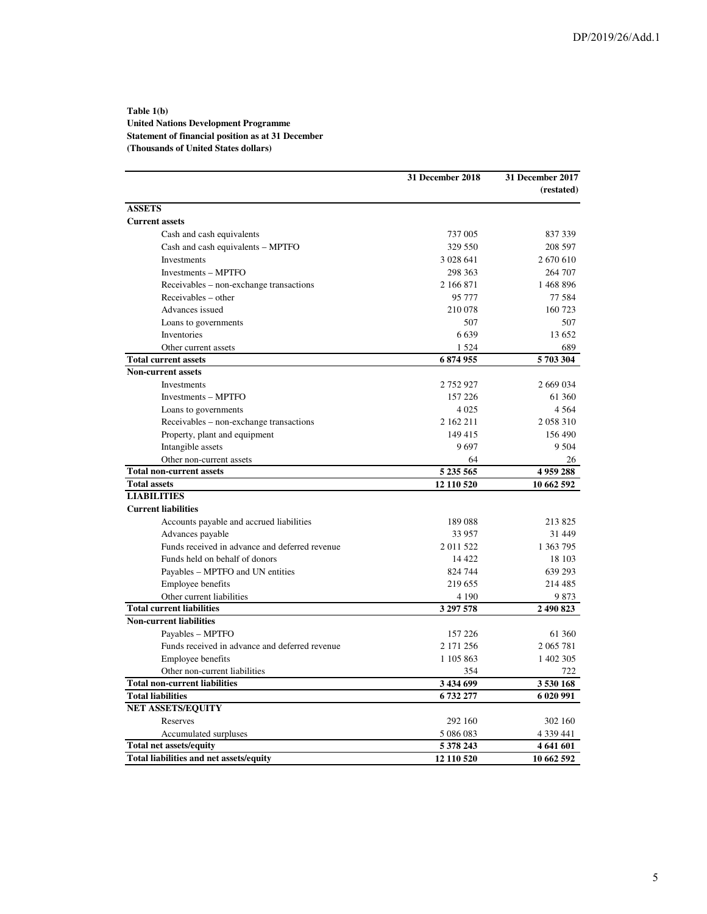**Table 1(b)**
**United Nations Development Programme**
**Statement of financial position as at 31 December**
**(Thousands of United States dollars)**

| | 31 December 2018 | 31 December 2017 (restated) |
|---|---|---|
| **ASSETS** | | |
| **Current assets** | | |
| Cash and cash equivalents | 737 005 | 837 339 |
| Cash and cash equivalents – MPTFO | 329 550 | 208 597 |
| Investments | 3 028 641 | 2 670 610 |
| Investments – MPTFO | 298 363 | 264 707 |
| Receivables – non-exchange transactions | 2 166 871 | 1 468 896 |
| Receivables – other | 95 777 | 77 584 |
| Advances issued | 210 078 | 160 723 |
| Loans to governments | 507 | 507 |
| Inventories | 6 639 | 13 652 |
| Other current assets | 1 524 | 689 |
| **Total current assets** | **6 874 955** | **5 703 304** |
| **Non-current assets** | | |
| Investments | 2 752 927 | 2 669 034 |
| Investments – MPTFO | 157 226 | 61 360 |
| Loans to governments | 4 025 | 4 564 |
| Receivables – non-exchange transactions | 2 162 211 | 2 058 310 |
| Property, plant and equipment | 149 415 | 156 490 |
| Intangible assets | 9 697 | 9 504 |
| Other non-current assets | 64 | 26 |
| **Total non-current assets** | **5 235 565** | **4 959 288** |
| **Total assets** | **12 110 520** | **10 662 592** |
| **LIABILITIES** | | |
| **Current liabilities** | | |
| Accounts payable and accrued liabilities | 189 088 | 213 825 |
| Advances payable | 33 957 | 31 449 |
| Funds received in advance and deferred revenue | 2 011 522 | 1 363 795 |
| Funds held on behalf of donors | 14 422 | 18 103 |
| Payables – MPTFO and UN entities | 824 744 | 639 293 |
| Employee benefits | 219 655 | 214 485 |
| Other current liabilities | 4 190 | 9 873 |
| **Total current liabilities** | **3 297 578** | **2 490 823** |
| **Non-current liabilities** | | |
| Payables – MPTFO | 157 226 | 61 360 |
| Funds received in advance and deferred revenue | 2 171 256 | 2 065 781 |
| Employee benefits | 1 105 863 | 1 402 305 |
| Other non-current liabilities | 354 | 722 |
| **Total non-current liabilities** | **3 434 699** | **3 530 168** |
| **Total liabilities** | **6 732 277** | **6 020 991** |
| **NET ASSETS/EQUITY** | | |
| Reserves | 292 160 | 302 160 |
| Accumulated surpluses | 5 086 083 | 4 339 441 |
| **Total net assets/equity** | **5 378 243** | **4 641 601** |
| **Total liabilities and net assets/equity** | **12 110 520** | **10 662 592** |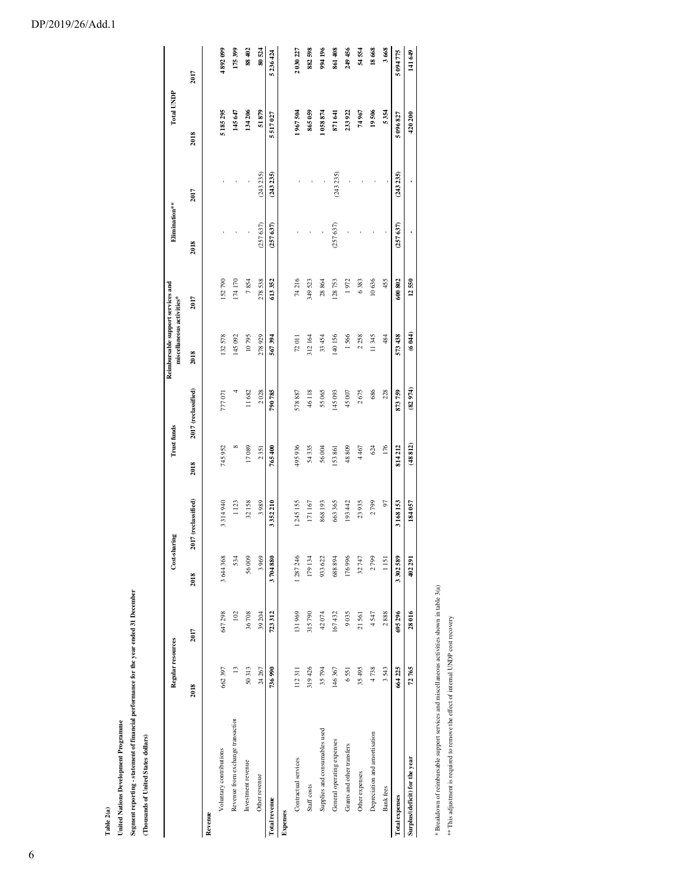**Table 2(a)**

**United Nations Development Programme**

**Segment reporting - statement of financial performance for the year ended 31 December**

**(Thousands of United States dollars)**

| | Regular resources | | Cost-sharing | | Trust funds | | Reimbursable support services and miscellaneous activities* | | Elimination** | | Total UNDP | |
|---|---|---|---|---|---|---|---|---|---|---|---|---|
| | 2018 | 2017 | 2018 | 2017 (reclassified) | 2018 | 2017 (reclassified) | 2018 | 2017 | 2018 | 2017 | 2018 | 2017 |
| **Revenue** | | | | | | | | | | | | |
| Voluntary contributions | 662 397 | 647 298 | 3 644 368 | 3 314 940 | 745 952 | 777 071 | 132 578 | 152 790 | - | - | 5 185 295 | 4 892 099 |
| Revenue from exchange transaction | 13 | 102 | 534 | 1 123 | 8 | 4 | 145 092 | 174 170 | - | - | 145 647 | 175 399 |
| Investment revenue | 50 313 | 36 708 | 56 009 | 32 158 | 17 089 | 11 682 | 10 795 | 7 854 | - | - | 134 206 | 88 402 |
| Other revenue | 24 267 | 39 204 | 3 969 | 3 989 | 2 351 | 2 028 | 278 929 | 278 538 | (257 637) | (243 235) | 51 879 | 80 524 |
| **Total revenue** | **736 990** | **723 312** | **3 704 880** | **3 352 210** | **765 400** | **790 785** | **567 394** | **613 352** | **(257 637)** | **(243 235)** | **5 517 027** | **5 236 424** |
| **Expenses** | | | | | | | | | | | | |
| Contractual services | 112 311 | 131 969 | 1 287 246 | 1 245 155 | 495 936 | 578 887 | 72 011 | 74 216 | - | - | 1 967 504 | 2 030 227 |
| Staff costs | 319 426 | 315 790 | 179 134 | 171 167 | 54 335 | 46 118 | 312 164 | 349 523 | - | - | 865 059 | 882 598 |
| Supplies and consumables used | 35 794 | 42 074 | 933 622 | 868 193 | 56 004 | 55 065 | 33 454 | 28 864 | - | - | 1 058 874 | 994 196 |
| General operating expenses | 146 367 | 167 432 | 688 894 | 663 365 | 153 861 | 145 093 | 140 156 | 128 753 | (257 637) | (243 235) | 871 641 | 861 408 |
| Grants and other transfers | 6 551 | 9 035 | 176 996 | 193 442 | 48 809 | 45 007 | 1 566 | 1 972 | - | - | 233 922 | 249 456 |
| Other expenses | 35 495 | 21 561 | 32 747 | 23 935 | 4 467 | 2 675 | 2 258 | 6 383 | - | - | 74 967 | 54 554 |
| Depreciation and amortisation | 4 738 | 4 547 | 2 799 | 2 799 | 624 | 686 | 11 345 | 10 636 | - | - | 19 506 | 18 668 |
| Bank fees | 3 543 | 2 888 | 1 151 | 97 | 176 | 228 | 484 | 455 | - | - | 5 354 | 3 668 |
| **Total expenses** | **664 225** | **695 296** | **3 302 589** | **3 168 153** | **814 212** | **873 759** | **573 438** | **600 802** | **(257 637)** | **(243 235)** | **5 096 827** | **5 094 775** |
| **Surplus/(deficit) for the year** | **72 765** | **28 016** | **402 291** | **184 057** | **(48 812)** | **(82 974)** | **(6 044)** | **12 550** | **-** | **-** | **420 200** | **141 649** |

\* Breakdown of reimbursable support services and miscellaneous activities shown in table 3(a)

\*\* This adjustment is required to remove the effect of internal UNDP cost recovery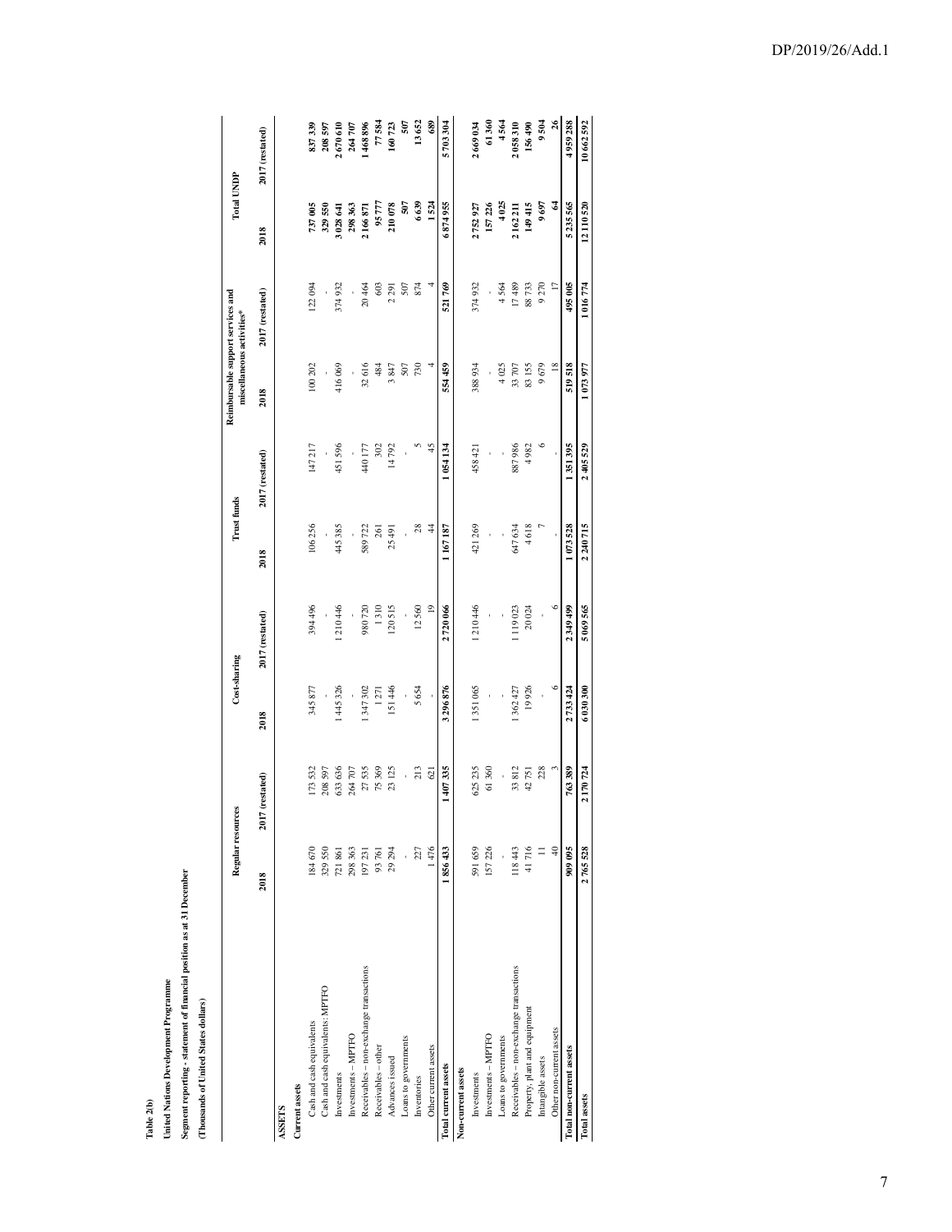Table 2(b)

**United Nations Development Programme**

**Segment reporting - statement of financial position as at 31 December**

**(Thousands of United States dollars)**

| | Regular resources | | Cost-sharing | | Trust funds | | Reimbursable support services and miscellaneous activities* | | Total UNDP | |
|---|---|---|---|---|---|---|---|---|---|---|
| | 2018 | 2017 (restated) | 2018 | 2017 (restated) | 2018 | 2017 (restated) | 2018 | 2017 (restated) | 2018 | 2017 (restated) |
| **ASSETS** | | | | | | | | | | |
| **Current assets** | | | | | | | | | | |
| Cash and cash equivalents | 184 670 | 173 532 | 345 877 | 394 496 | 106 256 | 147 217 | 100 202 | 122 094 | **737 005** | **837 339** |
| Cash and cash equivalents: MPTFO | 329 550 | 208 597 | - | - | - | - | - | - | **329 550** | **208 597** |
| Investments | 721 861 | 633 636 | 1 445 326 | 1 210 446 | 445 385 | 451 596 | 416 069 | 374 932 | **3 028 641** | **2 670 610** |
| Investments – MPTFO | 298 363 | 264 707 | - | - | - | - | - | - | **298 363** | **264 707** |
| Receivables – non-exchange transactions | 197 231 | 27 535 | 1 347 302 | 980 720 | 589 722 | 440 177 | 32 616 | 20 464 | **2 166 871** | **1 468 896** |
| Receivables – other | 93 761 | 75 369 | 1 271 | 1 310 | 261 | 302 | 484 | 603 | **95 777** | **77 584** |
| Advances issued | 29 294 | 23 125 | 151 446 | 120 515 | 25 491 | 14 792 | 3 847 | 2 291 | **210 078** | **160 723** |
| Loans to governments | - | - | - | - | - | - | 507 | 507 | **507** | **507** |
| Inventories | 227 | 213 | 5 654 | 12 560 | 28 | 5 | 730 | 874 | **6 639** | **13 652** |
| Other current assets | 1 476 | 621 | - | 19 | 44 | 45 | 4 | 4 | **1 524** | **689** |
| **Total current assets** | **1 856 433** | **1 407 335** | **3 296 876** | **2 720 066** | **1 167 187** | **1 054 134** | **554 459** | **521 769** | **6 874 955** | **5 703 304** |
| **Non-current assets** | | | | | | | | | | |
| Investments | 591 659 | 625 235 | 1 351 065 | 1 210 446 | 421 269 | 458 421 | 388 934 | 374 932 | **2 752 927** | **2 669 034** |
| Investments – MPTFO | 157 226 | 61 360 | - | - | - | - | - | - | **157 226** | **61 360** |
| Loans to governments | - | - | - | - | - | - | 4 025 | 4 564 | **4 025** | **4 564** |
| Receivables – non-exchange transactions | 118 443 | 33 812 | 1 362 427 | 1 119 023 | 647 634 | 887 986 | 33 707 | 17 489 | **2 162 211** | **2 058 310** |
| Property, plant and equipment | 41 716 | 42 751 | 19 926 | 20 024 | 4 618 | 4 982 | 83 155 | 88 733 | **149 415** | **156 490** |
| Intangible assets | 11 | 228 | - | - | 7 | 6 | 9 679 | 9 270 | **9 697** | **9 504** |
| Other non-current assets | 40 | 3 | 6 | 6 | - | - | 18 | 17 | **64** | **26** |
| **Total non-current assets** | **909 095** | **763 389** | **2 733 424** | **2 349 499** | **1 073 528** | **1 351 395** | **519 518** | **495 005** | **5 235 565** | **4 959 288** |
| **Total assets** | **2 765 528** | **2 170 724** | **6 030 300** | **5 069 565** | **2 240 715** | **2 405 529** | **1 073 977** | **1 016 774** | **12 110 520** | **10 662 592** |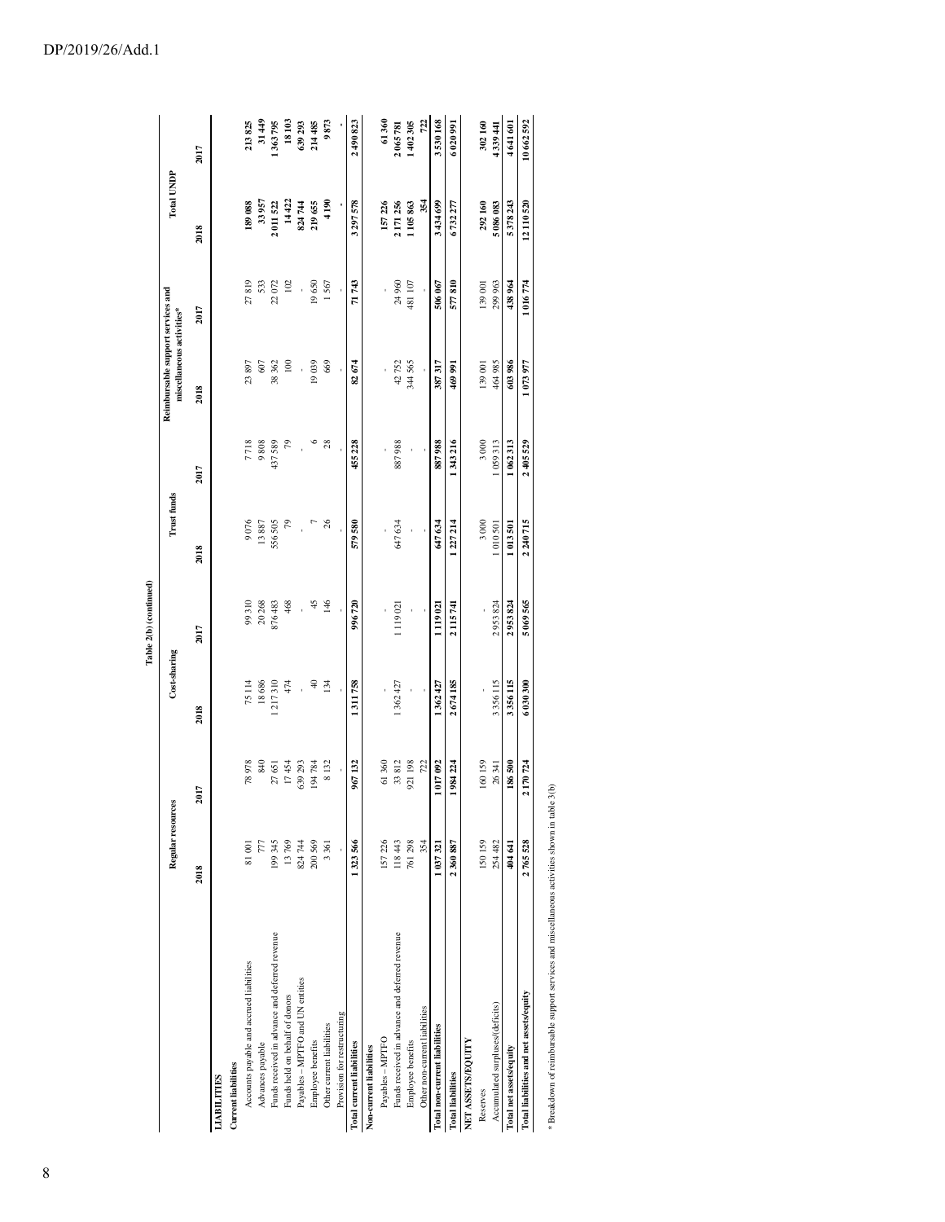Table 2(b) (continued)

| | Regular resources | | Cost-sharing | | Trust funds | | Reimbursable support services and miscellaneous activities* | | Total UNDP | |
|---|---|---|---|---|---|---|---|---|---|---|
| | 2018 | 2017 | 2018 | 2017 | 2018 | 2017 | 2018 | 2017 | 2018 | 2017 |
| **LIABILITIES** | | | | | | | | | | |
| **Current liabilities** | | | | | | | | | | |
| Accounts payable and accrued liabilities | 81 001 | 78 978 | 75 114 | 99 310 | 9 076 | 7 718 | 23 897 | 27 819 | 189 088 | 213 825 |
| Advances payable | 777 | 840 | 18 686 | 20 268 | 13 887 | 9 808 | 607 | 533 | 33 957 | 31 449 |
| Funds received in advance and deferred revenue | 199 345 | 27 651 | 1 217 310 | 876 483 | 556 505 | 437 589 | 38 362 | 22 072 | 2 011 522 | 1 363 795 |
| Funds held on behalf of donors | 13 769 | 17 454 | 474 | 468 | 79 | 79 | 100 | 102 | 14 422 | 18 103 |
| Payables – MPTFO and UN entities | 824 744 | 639 293 | - | - | - | - | - | - | 824 744 | 639 293 |
| Employee benefits | 200 569 | 194 784 | 40 | 45 | 7 | 6 | 19 039 | 19 650 | 219 655 | 214 485 |
| Other current liabilities | 3 361 | 8 132 | 134 | 146 | 26 | 28 | 669 | 1 567 | 4 190 | 9 873 |
| Provision for restructuring | - | - | - | - | - | - | - | - | - | - |
| **Total current liabilities** | **1 323 566** | **967 132** | **1 311 758** | **996 720** | **579 580** | **455 228** | **82 674** | **71 743** | **3 297 578** | **2 490 823** |
| **Non-current liabilities** | | | | | | | | | | |
| Payables – MPTFO | 157 226 | 61 360 | - | - | - | - | - | - | 157 226 | 61 360 |
| Funds received in advance and deferred revenue | 118 443 | 33 812 | 1 362 427 | 1 119 021 | 647 634 | 887 988 | 42 752 | 24 960 | 2 171 256 | 2 065 781 |
| Employee benefits | 761 298 | 921 198 | - | - | - | - | 344 565 | 481 107 | 1 105 863 | 1 402 305 |
| Other non-current liabilities | 354 | 722 | - | - | - | - | - | - | 354 | 722 |
| **Total non-current liabilities** | **1 037 321** | **1 017 092** | **1 362 427** | **1 119 021** | **647 634** | **887 988** | **387 317** | **506 067** | **3 434 699** | **3 530 168** |
| **Total liabilities** | **2 360 887** | **1 984 224** | **2 674 185** | **2 115 741** | **1 227 214** | **1 343 216** | **469 991** | **577 810** | **6 732 277** | **6 020 991** |
| **NET ASSETS/EQUITY** | | | | | | | | | | |
| Reserves | 150 159 | 160 159 | - | - | 3 000 | 3 000 | 139 001 | 139 001 | 292 160 | 302 160 |
| Accumulated surpluses/(deficits) | 254 482 | 26 341 | 3 356 115 | 2 953 824 | 1 010 501 | 1 059 313 | 464 985 | 299 963 | 5 086 083 | 4 339 441 |
| **Total net assets/equity** | **404 641** | **186 500** | **3 356 115** | **2 953 824** | **1 013 501** | **1 062 313** | **603 986** | **438 964** | **5 378 243** | **4 641 601** |
| **Total liabilities and net assets/equity** | **2 765 528** | **2 170 724** | **6 030 300** | **5 069 565** | **2 240 715** | **2 405 529** | **1 073 977** | **1 016 774** | **12 110 520** | **10 662 592** |

* Breakdown of reimbursable support services and miscellaneous activities shown in table 3(b)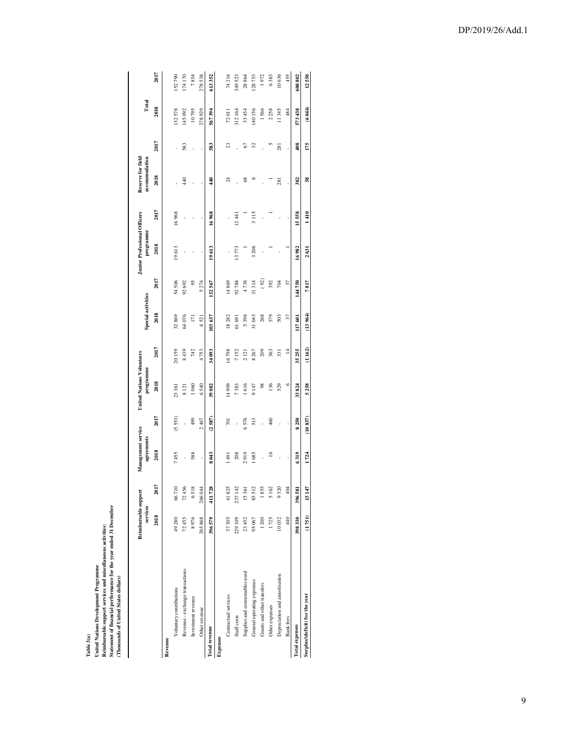**Table 3(a)**
**United Nations Development Programme**
**Reimbursable support services and miscellaneous activities:**
**Statement of financial performance for the year ended 31 December**
**(Thousands of United States dollars)**

| | Reimbursable support services | | Management service agreements | | United Nations Volunteers programme | | Special activities | | Junior Professional Officers programme | | Reserve for field accommodation | | Total | |
|---|---|---|---|---|---|---|---|---|---|---|---|---|---|---|
| | 2018 | 2017 | 2018 | 2017 | 2018 | 2017 | 2018 | 2017 | 2018 | 2017 | 2018 | 2017 | 2018 | 2017 |
| **Revenue** | | | | | | | | | | | | | | |
| Voluntary contributions | 49 280 | 66 710 | 7 455 | (5 553) | 23 361 | 20 159 | 32 869 | 54 506 | 19 613 | 16 968 | - | - | 132 578 | 152 790 |
| Revenue - exchange transactions | 72 455 | 72 456 | - | - | 8 121 | 8 439 | 64 076 | 92 692 | - | - | 440 | 583 | 145 092 | 174 170 |
| Investment revenue | 8 976 | 6 518 | 588 | 499 | 1 060 | 742 | 171 | 95 | - | - | - | - | 10 795 | 7 854 |
| Other revenue | 265 868 | 266 044 | - | 2 467 | 6 540 | 4 753 | 6 521 | 5 274 | - | - | - | - | 278 929 | 278 538 |
| **Total revenue** | **396 579** | **411 728** | **8 043** | **(2 587)** | **39 082** | **34 093** | **103 637** | **152 567** | **19 613** | **16 968** | **440** | **583** | **567 394** | **613 352** |
| **Expenses** | | | | | | | | | | | | | | |
| Contractual services | 37 305 | 41 825 | 1 491 | 701 | 14 909 | 16 798 | 18 282 | 14 869 | - | - | 24 | 23 | 72 011 | 74 216 |
| Staff costs | 229 109 | 237 142 | 208 | - | 7 383 | 7 152 | 61 691 | 92 788 | 13 773 | 12 441 | - | - | 312 164 | 349 523 |
| Supplies and consumables used | 23 452 | 15 361 | 2 919 | 6 576 | 1 616 | 2 121 | 5 398 | 4 738 | 1 | 1 | 68 | 67 | 33 454 | 28 864 |
| General operating expenses | 95 067 | 85 512 | 1 685 | 513 | 9 147 | 8 267 | 31 043 | 31 314 | 3 206 | 3 115 | 8 | 32 | 140 156 | 128 753 |
| Grants and other transfers | 1 200 | 1 855 | - | - | 98 | 209 | 268 | (92) | - | - | - | - | 1 566 | 1 972 |
| Other expenses | 1 725 | 5 162 | 16 | 460 | 136 | 363 | 379 | 392 | 1 | 1 | 1 | 5 | 2 258 | 6 383 |
| Depreciation and amortisation | 10 032 | 9 320 | - | - | 529 | 331 | 503 | 704 | - | - | 281 | 281 | 11 345 | 10 636 |
| Bank fees | 440 | 404 | - | - | 6 | 14 | 37 | 37 | 1 | - | - | - | 484 | 455 |
| **Total expenses** | **398 330** | **396 581** | **6 319** | **8 250** | **33 824** | **35 255** | **117 601** | **144 750** | **16 982** | **15 558** | **382** | **408** | **573 438** | **600 802** |
| **Surplus/(deficit) for the year** | **(1 751)** | **15 147** | **1 724** | **(10 837)** | **5 258** | **(1 162)** | **(13 964)** | **7 817** | **2 631** | **1 410** | **58** | **175** | **(6 044)** | **12 550** |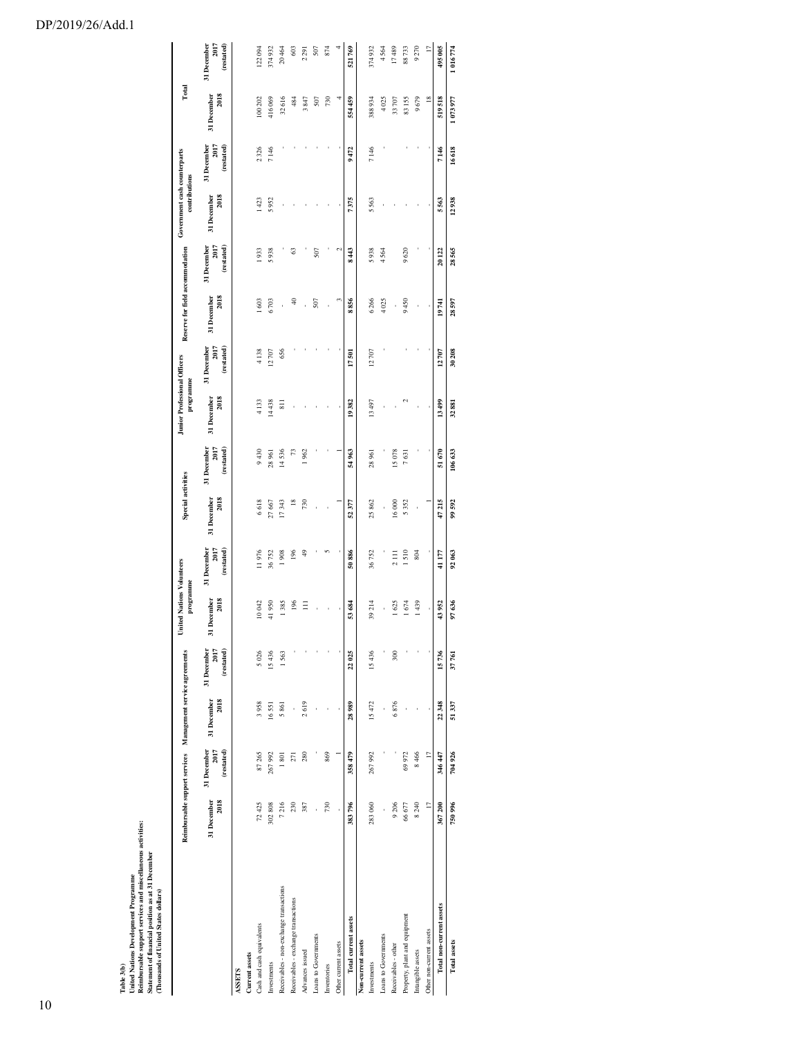Table 3(b)
United Nations Development Programme
Reimbursable support services and miscellaneous activities:
Statement of financial position as at 31 December
(Thousands of United States dollars)

| | Reimbursable support services | | Management service agreements | | United Nations Volunteers programme | | Special activities | | Junior Professional Officers programme | | Reserve for field accommodation | | Government cash counterparts contributions | | Total | |
|---|---|---|---|---|---|---|---|---|---|---|---|---|---|---|---|---|
| | 31 December 2018 | 31 December 2017 (restated) | 31 December 2018 | 31 December 2017 (restated) | 31 December 2018 | 31 December 2017 (restated) | 31 December 2018 | 31 December 2017 (restated) | 31 December 2018 | 31 December 2017 (restated) | 31 December 2018 | 31 December 2017 (restated) | 31 December 2018 | 31 December 2017 (restated) | 31 December 2018 | 31 December 2017 (restated) |
| **ASSETS** | | | | | | | | | | | | | | | | |
| **Current assets** | | | | | | | | | | | | | | | | |
| Cash and cash equivalents | 72 425 | 87 265 | 3 958 | 5 026 | 10 042 | 11 976 | 6 618 | 9 430 | 4 133 | 4 138 | 1 603 | 1 933 | 1 423 | 2 326 | 100 202 | 122 094 |
| Investments | 302 808 | 267 992 | 16 551 | 15 436 | 41 950 | 36 752 | 27 667 | 28 961 | 14 438 | 12 707 | 6 703 | 5 938 | 5 952 | 7 146 | 416 069 | 374 932 |
| Receivables - non-exchange transactions | 7 216 | 1 801 | 5 861 | 1 563 | 1 385 | 1 908 | 17 343 | 14 536 | 811 | 656 | - | - | - | - | 32 616 | 20 464 |
| Receivables - exchange transactions | 230 | 271 | - | - | 196 | 196 | 18 | 73 | - | - | 40 | 63 | - | - | 484 | 603 |
| Advances issued | 387 | 280 | 2 619 | - | 111 | 49 | 730 | 1 962 | - | - | - | - | - | - | 3 847 | 2 291 |
| Loans to Governments | - | - | - | - | - | - | - | - | - | - | 507 | 507 | - | - | 507 | 507 |
| Inventories | 730 | 869 | - | - | - | 5 | - | - | - | - | - | - | - | - | 730 | 874 |
| Other current assets | - | 1 | - | - | - | - | 1 | 1 | - | - | 3 | 2 | - | - | 4 | 4 |
| **Total current assets** | **383 796** | **358 479** | **28 989** | **22 025** | **53 684** | **50 886** | **52 377** | **54 963** | **19 382** | **17 501** | **8 856** | **8 443** | **7 375** | **9 472** | **554 459** | **521 769** |
| **Non-current assets** | | | | | | | | | | | | | | | | |
| Investments | 283 060 | 267 992 | 15 472 | 15 436 | 39 214 | 36 752 | 25 862 | 28 961 | 13 497 | 12 707 | 6 266 | 5 938 | 5 563 | 7 146 | 388 934 | 374 932 |
| Loans to Governments | - | - | - | - | - | - | - | - | - | - | 4 025 | 4 564 | - | - | 4 025 | 4 564 |
| Receivables - other | 9 206 | - | 6 876 | 300 | 1 625 | 2 111 | 16 000 | 15 078 | - | - | - | - | - | - | 33 707 | 17 489 |
| Property, plant and equipment | 66 677 | 69 972 | - | - | 1 674 | 1 510 | 5 352 | 7 631 | 2 | - | 9 450 | 9 620 | - | - | 83 155 | 88 733 |
| Intangible assets | 8 240 | 8 466 | - | - | 1 439 | 804 | - | - | - | - | - | - | - | - | 9 679 | 9 270 |
| Other non-current assets | 17 | 17 | - | - | - | - | 1 | - | - | - | - | - | - | - | 18 | 17 |
| **Total non-current assets** | **367 200** | **346 447** | **22 348** | **15 736** | **43 952** | **41 177** | **47 215** | **51 670** | **13 499** | **12 707** | **19 741** | **20 122** | **5 563** | **7 146** | **519 518** | **495 005** |
| **Total assets** | **750 996** | **704 926** | **51 337** | **37 761** | **97 636** | **92 063** | **99 592** | **106 633** | **32 881** | **30 208** | **28 597** | **28 565** | **12 938** | **16 618** | **1 073 977** | **1 016 774** |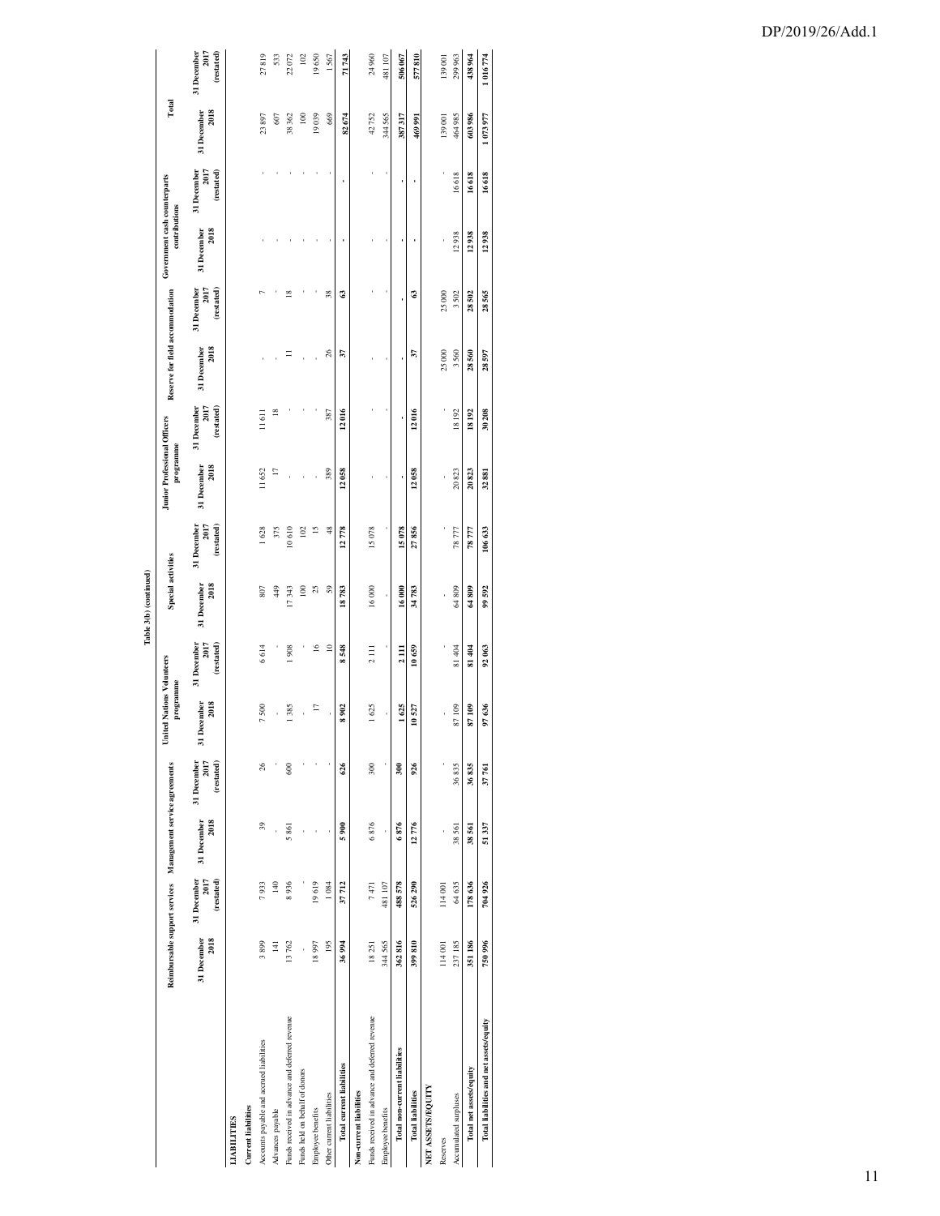Table 3(b) (continued)

| | Reimbursable support services | | Management service agreements | | United Nations Volunteers programme | | Special activities | | Junior Professional Officers programme | | Reserve for field accommodation | | Government cash counterparts contributions | | Total | |
|---|---|---|---|---|---|---|---|---|---|---|---|---|---|---|---|---|
| | 31 December 2018 | 31 December 2017 (restated) | 31 December 2018 | 31 December 2017 (restated) | 31 December 2018 | 31 December 2017 (restated) | 31 December 2018 | 31 December 2017 (restated) | 31 December 2018 | 31 December 2017 (restated) | 31 December 2018 | 31 December 2017 (restated) | 31 December 2018 | 31 December 2017 (restated) | 31 December 2018 | 31 December 2017 (restated) |
| **LIABILITIES** | | | | | | | | | | | | | | | | |
| **Current liabilities** | | | | | | | | | | | | | | | | |
| Accounts payable and accrued liabilities | 3 899 | 7 933 | 39 | 26 | 7 500 | 6 614 | 807 | 1 628 | 11 652 | 11 611 | - | 7 | - | - | 23 897 | 27 819 |
| Advances payable | 141 | 140 | - | - | - | - | 449 | 375 | 17 | 18 | - | - | - | - | 607 | 533 |
| Funds received in advance and deferred revenue | 13 762 | 8 936 | 5 861 | 600 | 1 385 | 1 908 | 17 343 | 10 610 | - | - | 11 | 18 | - | - | 38 362 | 22 072 |
| Funds held on behalf of donors | - | - | - | - | - | - | 100 | 102 | - | - | - | - | - | - | 100 | 102 |
| Employee benefits | 18 997 | 19 619 | - | - | 17 | 16 | 25 | 15 | - | - | - | - | - | - | 19 039 | 19 650 |
| Other current liabilities | 195 | 1 084 | - | - | - | 10 | 59 | 48 | 389 | 387 | 26 | 38 | - | - | 669 | 1 567 |
| **Total current liabilities** | **36 994** | **37 712** | **5 900** | **626** | **8 902** | **8 548** | **18 783** | **12 778** | **12 058** | **12 016** | **37** | **63** | **-** | **-** | **82 674** | **71 743** |
| **Non-current liabilities** | | | | | | | | | | | | | | | | |
| Funds received in advance and deferred revenue | 18 251 | 7 471 | 6 876 | 300 | 1 625 | 2 111 | 16 000 | 15 078 | - | - | - | - | - | - | 42 752 | 24 960 |
| Employee benefits | 344 565 | 481 107 | - | - | - | - | - | - | - | - | - | - | - | - | 344 565 | 481 107 |
| **Total non-current liabilities** | **362 816** | **488 578** | **6 876** | **300** | **1 625** | **2 111** | **16 000** | **15 078** | **-** | **-** | **-** | **-** | **-** | **-** | **387 317** | **506 067** |
| **Total liabilities** | **399 810** | **526 290** | **12 776** | **926** | **10 527** | **10 659** | **34 783** | **27 856** | **12 058** | **12 016** | **37** | **63** | **-** | **-** | **469 991** | **577 810** |
| **NET ASSETS/EQUITY** | | | | | | | | | | | | | | | | |
| Reserves | 114 001 | 114 001 | - | - | - | - | - | - | - | - | 25 000 | 25 000 | - | - | 139 001 | 139 001 |
| Accumulated surpluses | 237 185 | 64 635 | 38 561 | 36 835 | 87 109 | 81 404 | 64 809 | 78 777 | 20 823 | 18 192 | 3 560 | 3 502 | 12 938 | 16 618 | 464 985 | 299 963 |
| **Total net assets/equity** | **351 186** | **178 636** | **38 561** | **36 835** | **87 109** | **81 404** | **64 809** | **78 777** | **20 823** | **18 192** | **28 560** | **28 502** | **12 938** | **16 618** | **603 986** | **438 964** |
| **Total liabilities and net assets/equity** | **750 996** | **704 926** | **51 337** | **37 761** | **97 636** | **92 063** | **99 592** | **106 633** | **32 881** | **30 208** | **28 597** | **28 565** | **12 938** | **16 618** | **1 073 977** | **1 016 774** |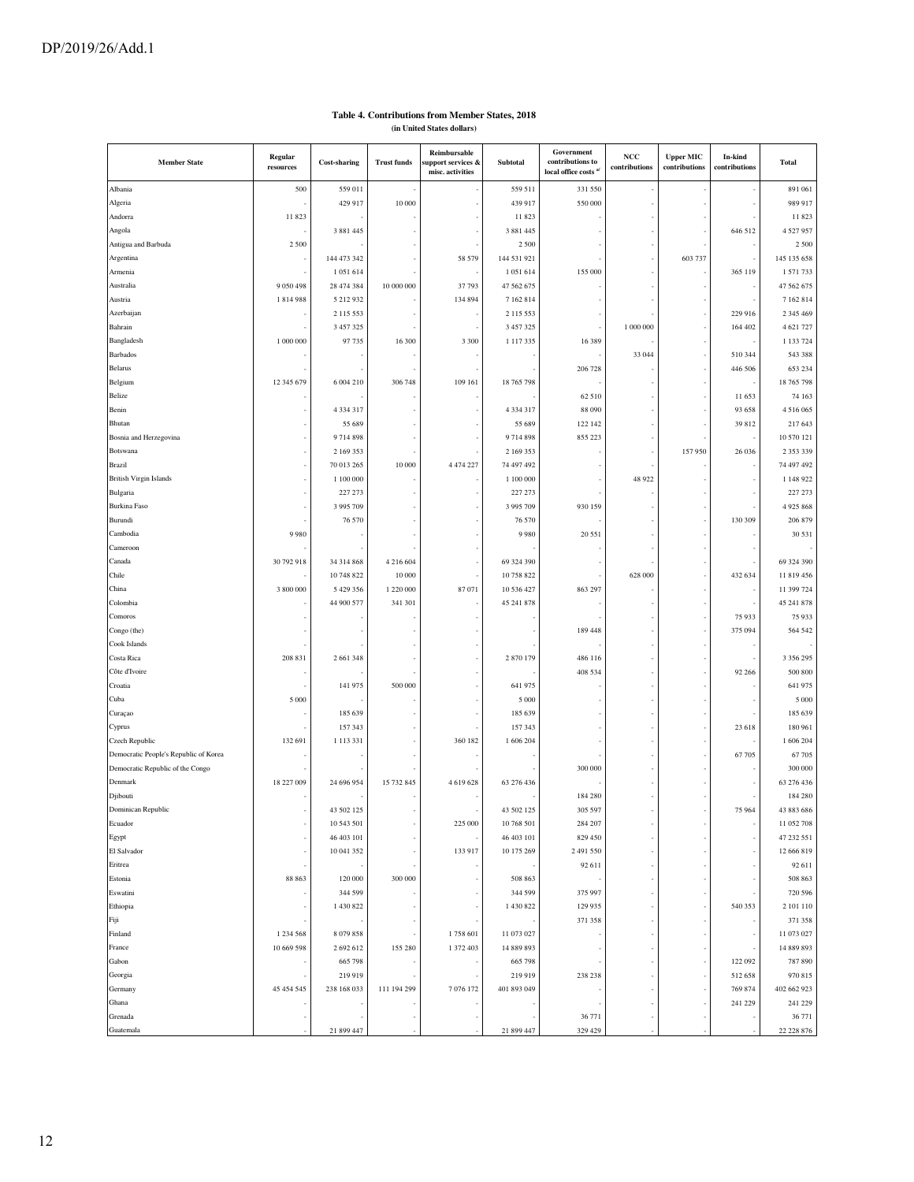**Table 4. Contributions from Member States, 2018**
**(in United States dollars)**

| Member State | Regular resources | Cost-sharing | Trust funds | Reimbursable support services & misc. activities | Subtotal | Government contributions to local office costs [a] | NCC contributions | Upper MIC contributions | In-kind contributions | Total |
|---|---|---|---|---|---|---|---|---|---|---|
| Albania | 500 | 559 011 | - | - | 559 511 | 331 550 | - | - | - | 891 061 |
| Algeria | - | 429 917 | 10 000 | - | 439 917 | 550 000 | - | - | - | 989 917 |
| Andorra | 11 823 | - | - | - | 11 823 | - | - | - | - | 11 823 |
| Angola | - | 3 881 445 | - | - | 3 881 445 | - | - | - | 646 512 | 4 527 957 |
| Antigua and Barbuda | 2 500 | - | - | - | 2 500 | - | - | - | - | 2 500 |
| Argentina | - | 144 473 342 | - | 58 579 | 144 531 921 | - | - | 603 737 | - | 145 135 658 |
| Armenia | - | 1 051 614 | - | - | 1 051 614 | 155 000 | - | - | 365 119 | 1 571 733 |
| Australia | 9 050 498 | 28 474 384 | 10 000 000 | 37 793 | 47 562 675 | - | - | - | - | 47 562 675 |
| Austria | 1 814 988 | 5 212 932 | - | 134 894 | 7 162 814 | - | - | - | - | 7 162 814 |
| Azerbaijan | - | 2 115 553 | - | - | 2 115 553 | - | - | - | 229 916 | 2 345 469 |
| Bahrain | - | 3 457 325 | - | - | 3 457 325 | - | 1 000 000 | - | 164 402 | 4 621 727 |
| Bangladesh | 1 000 000 | 97 735 | 16 300 | 3 300 | 1 117 335 | 16 389 | - | - | - | 1 133 724 |
| Barbados | - | - | - | - | - | - | 33 044 | - | 510 344 | 543 388 |
| Belarus | - | - | - | - | - | 206 728 | - | - | 446 506 | 653 234 |
| Belgium | 12 345 679 | 6 004 210 | 306 748 | 109 161 | 18 765 798 | - | - | - | - | 18 765 798 |
| Belize | - | - | - | - | - | 62 510 | - | - | 11 653 | 74 163 |
| Benin | - | 4 334 317 | - | - | 4 334 317 | 88 090 | - | - | 93 658 | 4 516 065 |
| Bhutan | - | 55 689 | - | - | 55 689 | 122 142 | - | - | 39 812 | 217 643 |
| Bosnia and Herzegovina | - | 9 714 898 | - | - | 9 714 898 | 855 223 | - | - | - | 10 570 121 |
| Botswana | - | 2 169 353 | - | - | 2 169 353 | - | - | 157 950 | 26 036 | 2 353 339 |
| Brazil | - | 70 013 265 | 10 000 | 4 474 227 | 74 497 492 | - | - | - | - | 74 497 492 |
| British Virgin Islands | - | 1 100 000 | - | - | 1 100 000 | - | 48 922 | - | - | 1 148 922 |
| Bulgaria | - | 227 273 | - | - | 227 273 | - | - | - | - | 227 273 |
| Burkina Faso | - | 3 995 709 | - | - | 3 995 709 | 930 159 | - | - | - | 4 925 868 |
| Burundi | - | 76 570 | - | - | 76 570 | - | - | - | 130 309 | 206 879 |
| Cambodia | 9 980 | - | - | - | 9 980 | 20 551 | - | - | - | 30 531 |
| Cameroon | - | - | - | - | - | - | - | - | - | - |
| Canada | 30 792 918 | 34 314 868 | 4 216 604 | - | 69 324 390 | - | - | - | - | 69 324 390 |
| Chile | - | 10 748 822 | 10 000 | - | 10 758 822 | - | 628 000 | - | 432 634 | 11 819 456 |
| China | 3 800 000 | 5 429 356 | 1 220 000 | 87 071 | 10 536 427 | 863 297 | - | - | - | 11 399 724 |
| Colombia | - | 44 900 577 | 341 301 | - | 45 241 878 | - | - | - | - | 45 241 878 |
| Comoros | - | - | - | - | - | - | - | - | 75 933 | 75 933 |
| Congo (the) | - | - | - | - | - | 189 448 | - | - | 375 094 | 564 542 |
| Cook Islands | - | - | - | - | - | - | - | - | - | - |
| Costa Rica | 208 831 | 2 661 348 | - | - | 2 870 179 | 486 116 | - | - | - | 3 356 295 |
| Côte d'Ivoire | - | - | - | - | - | 408 534 | - | - | 92 266 | 500 800 |
| Croatia | - | 141 975 | 500 000 | - | 641 975 | - | - | - | - | 641 975 |
| Cuba | 5 000 | - | - | - | 5 000 | - | - | - | - | 5 000 |
| Curaçao | - | 185 639 | - | - | 185 639 | - | - | - | - | 185 639 |
| Cyprus | - | 157 343 | - | - | 157 343 | - | - | - | 23 618 | 180 961 |
| Czech Republic | 132 691 | 1 113 331 | - | 360 182 | 1 606 204 | - | - | - | - | 1 606 204 |
| Democratic People's Republic of Korea | - | - | - | - | - | - | - | - | 67 705 | 67 705 |
| Democratic Republic of the Congo | - | - | - | - | - | 300 000 | - | - | - | 300 000 |
| Denmark | 18 227 009 | 24 696 954 | 15 732 845 | 4 619 628 | 63 276 436 | - | - | - | - | 63 276 436 |
| Djibouti | - | - | - | - | - | 184 280 | - | - | - | 184 280 |
| Dominican Republic | - | 43 502 125 | - | - | 43 502 125 | 305 597 | - | - | 75 964 | 43 883 686 |
| Ecuador | - | 10 543 501 | - | 225 000 | 10 768 501 | 284 207 | - | - | - | 11 052 708 |
| Egypt | - | 46 403 101 | - | - | 46 403 101 | 829 450 | - | - | - | 47 232 551 |
| El Salvador | - | 10 041 352 | - | 133 917 | 10 175 269 | 2 491 550 | - | - | - | 12 666 819 |
| Eritrea | - | - | - | - | - | 92 611 | - | - | - | 92 611 |
| Estonia | 88 863 | 120 000 | 300 000 | - | 508 863 | - | - | - | - | 508 863 |
| Eswatini | - | 344 599 | - | - | 344 599 | 375 997 | - | - | - | 720 596 |
| Ethiopia | - | 1 430 822 | - | - | 1 430 822 | 129 935 | - | - | 540 353 | 2 101 110 |
| Fiji | - | - | - | - | - | 371 358 | - | - | - | 371 358 |
| Finland | 1 234 568 | 8 079 858 | - | 1 758 601 | 11 073 027 | - | - | - | - | 11 073 027 |
| France | 10 669 598 | 2 692 612 | 155 280 | 1 372 403 | 14 889 893 | - | - | - | - | 14 889 893 |
| Gabon | - | 665 798 | - | - | 665 798 | - | - | - | 122 092 | 787 890 |
| Georgia | - | 219 919 | - | - | 219 919 | 238 238 | - | - | 512 658 | 970 815 |
| Germany | 45 454 545 | 238 168 033 | 111 194 299 | 7 076 172 | 401 893 049 | - | - | - | 769 874 | 402 662 923 |
| Ghana | - | - | - | - | - | - | - | - | 241 229 | 241 229 |
| Grenada | - | - | - | - | - | 36 771 | - | - | - | 36 771 |
| Guatemala | - | 21 899 447 | - | - | 21 899 447 | 329 429 | - | - | - | 22 228 876 |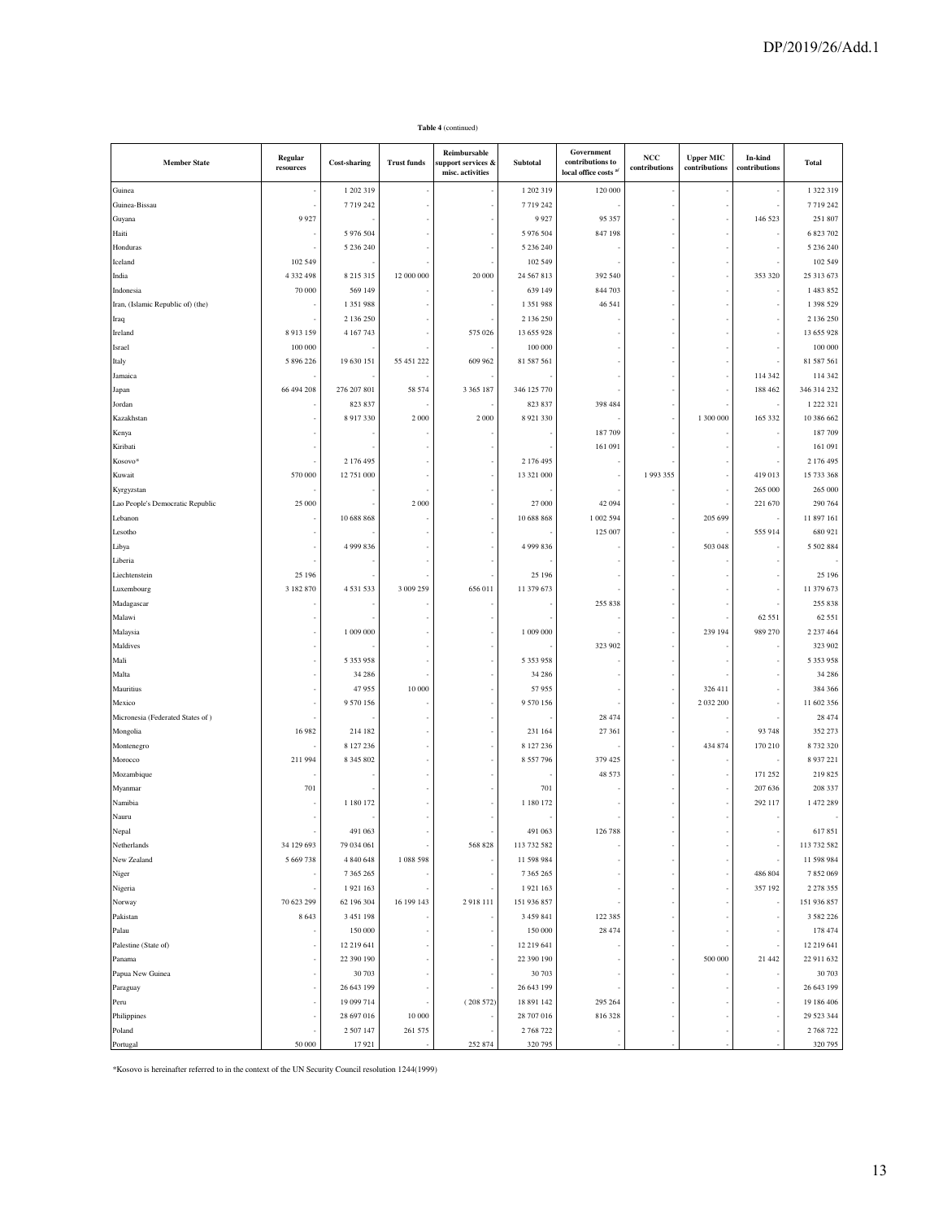**Table 4** (continued)

| Member State | Regular resources | Cost-sharing | Trust funds | Reimbursable support services & misc. activities | Subtotal | Government contributions to local office costs [a/] | NCC contributions | Upper MIC contributions | In-kind contributions | Total |
|---|---|---|---|---|---|---|---|---|---|---|
| Guinea | - | 1 202 319 | - | - | 1 202 319 | 120 000 | - | - | - | 1 322 319 |
| Guinea-Bissau | - | 7 719 242 | - | - | 7 719 242 | - | - | - | - | 7 719 242 |
| Guyana | 9 927 | - | - | - | 9 927 | 95 357 | - | - | 146 523 | 251 807 |
| Haiti | - | 5 976 504 | - | - | 5 976 504 | 847 198 | - | - | - | 6 823 702 |
| Honduras | - | 5 236 240 | - | - | 5 236 240 | - | - | - | - | 5 236 240 |
| Iceland | 102 549 | - | - | - | 102 549 | - | - | - | - | 102 549 |
| India | 4 332 498 | 8 215 315 | 12 000 000 | 20 000 | 24 567 813 | 392 540 | - | - | 353 320 | 25 313 673 |
| Indonesia | 70 000 | 569 149 | - | - | 639 149 | 844 703 | - | - | - | 1 483 852 |
| Iran, (Islamic Republic of) (the) | - | 1 351 988 | - | - | 1 351 988 | 46 541 | - | - | - | 1 398 529 |
| Iraq | - | 2 136 250 | - | - | 2 136 250 | - | - | - | - | 2 136 250 |
| Ireland | 8 913 159 | 4 167 743 | - | 575 026 | 13 655 928 | - | - | - | - | 13 655 928 |
| Israel | 100 000 | - | - | - | 100 000 | - | - | - | - | 100 000 |
| Italy | 5 896 226 | 19 630 151 | 55 451 222 | 609 962 | 81 587 561 | - | - | - | - | 81 587 561 |
| Jamaica | - | - | - | - | - | - | - | - | 114 342 | 114 342 |
| Japan | 66 494 208 | 276 207 801 | 58 574 | 3 365 187 | 346 125 770 | - | - | - | 188 462 | 346 314 232 |
| Jordan | - | 823 837 | - | - | 823 837 | 398 484 | - | - | - | 1 222 321 |
| Kazakhstan | - | 8 917 330 | 2 000 | 2 000 | 8 921 330 | - | - | 1 300 000 | 165 332 | 10 386 662 |
| Kenya | - | - | - | - | - | 187 709 | - | - | - | 187 709 |
| Kiribati | - | - | - | - | - | 161 091 | - | - | - | 161 091 |
| Kosovo* | - | 2 176 495 | - | - | 2 176 495 | - | - | - | - | 2 176 495 |
| Kuwait | 570 000 | 12 751 000 | - | - | 13 321 000 | - | 1 993 355 | - | 419 013 | 15 733 368 |
| Kyrgyzstan | - | - | - | - | - | - | - | - | 265 000 | 265 000 |
| Lao People's Democratic Republic | 25 000 | - | 2 000 | - | 27 000 | 42 094 | - | - | 221 670 | 290 764 |
| Lebanon | - | 10 688 868 | - | - | 10 688 868 | 1 002 594 | - | 205 699 | - | 11 897 161 |
| Lesotho | - | - | - | - | - | 125 007 | - | - | 555 914 | 680 921 |
| Libya | - | 4 999 836 | - | - | 4 999 836 | - | - | 503 048 | - | 5 502 884 |
| Liberia | - | - | - | - | - | - | - | - | - | - |
| Liechtenstein | 25 196 | - | - | - | 25 196 | - | - | - | - | 25 196 |
| Luxembourg | 3 182 870 | 4 531 533 | 3 009 259 | 656 011 | 11 379 673 | - | - | - | - | 11 379 673 |
| Madagascar | - | - | - | - | - | 255 838 | - | - | - | 255 838 |
| Malawi | - | - | - | - | - | - | - | - | 62 551 | 62 551 |
| Malaysia | - | 1 009 000 | - | - | 1 009 000 | - | - | 239 194 | 989 270 | 2 237 464 |
| Maldives | - | - | - | - | - | 323 902 | - | - | - | 323 902 |
| Mali | - | 5 353 958 | - | - | 5 353 958 | - | - | - | - | 5 353 958 |
| Malta | - | 34 286 | - | - | 34 286 | - | - | - | - | 34 286 |
| Mauritius | - | 47 955 | 10 000 | - | 57 955 | - | - | 326 411 | - | 384 366 |
| Mexico | - | 9 570 156 | - | - | 9 570 156 | - | - | 2 032 200 | - | 11 602 356 |
| Micronesia (Federated States of ) | - | - | - | - | - | 28 474 | - | - | - | 28 474 |
| Mongolia | 16 982 | 214 182 | - | - | 231 164 | 27 361 | - | - | 93 748 | 352 273 |
| Montenegro | - | 8 127 236 | - | - | 8 127 236 | - | - | 434 874 | 170 210 | 8 732 320 |
| Morocco | 211 994 | 8 345 802 | - | - | 8 557 796 | 379 425 | - | - | - | 8 937 221 |
| Mozambique | - | - | - | - | - | 48 573 | - | - | 171 252 | 219 825 |
| Myanmar | 701 | - | - | - | 701 | - | - | - | 207 636 | 208 337 |
| Namibia | - | 1 180 172 | - | - | 1 180 172 | - | - | - | 292 117 | 1 472 289 |
| Nauru | - | - | - | - | - | - | - | - | - | - |
| Nepal | - | 491 063 | - | - | 491 063 | 126 788 | - | - | - | 617 851 |
| Netherlands | 34 129 693 | 79 034 061 | - | 568 828 | 113 732 582 | - | - | - | - | 113 732 582 |
| New Zealand | 5 669 738 | 4 840 648 | 1 088 598 | - | 11 598 984 | - | - | - | - | 11 598 984 |
| Niger | - | 7 365 265 | - | - | 7 365 265 | - | - | - | 486 804 | 7 852 069 |
| Nigeria | - | 1 921 163 | - | - | 1 921 163 | - | - | - | 357 192 | 2 278 355 |
| Norway | 70 623 299 | 62 196 304 | 16 199 143 | 2 918 111 | 151 936 857 | - | - | - | - | 151 936 857 |
| Pakistan | 8 643 | 3 451 198 | - | - | 3 459 841 | 122 385 | - | - | - | 3 582 226 |
| Palau | - | 150 000 | - | - | 150 000 | 28 474 | - | - | - | 178 474 |
| Palestine (State of) | - | 12 219 641 | - | - | 12 219 641 | - | - | - | - | 12 219 641 |
| Panama | - | 22 390 190 | - | - | 22 390 190 | - | - | 500 000 | 21 442 | 22 911 632 |
| Papua New Guinea | - | 30 703 | - | - | 30 703 | - | - | - | - | 30 703 |
| Paraguay | - | 26 643 199 | - | - | 26 643 199 | - | - | - | - | 26 643 199 |
| Peru | - | 19 099 714 | - | ( 208 572) | 18 891 142 | 295 264 | - | - | - | 19 186 406 |
| Philippines | - | 28 697 016 | 10 000 | - | 28 707 016 | 816 328 | - | - | - | 29 523 344 |
| Poland | - | 2 507 147 | 261 575 | - | 2 768 722 | - | - | - | - | 2 768 722 |
| Portugal | 50 000 | 17 921 | - | 252 874 | 320 795 | - | - | - | - | 320 795 |

*Kosovo is hereinafter referred to in the context of the UN Security Council resolution 1244(1999)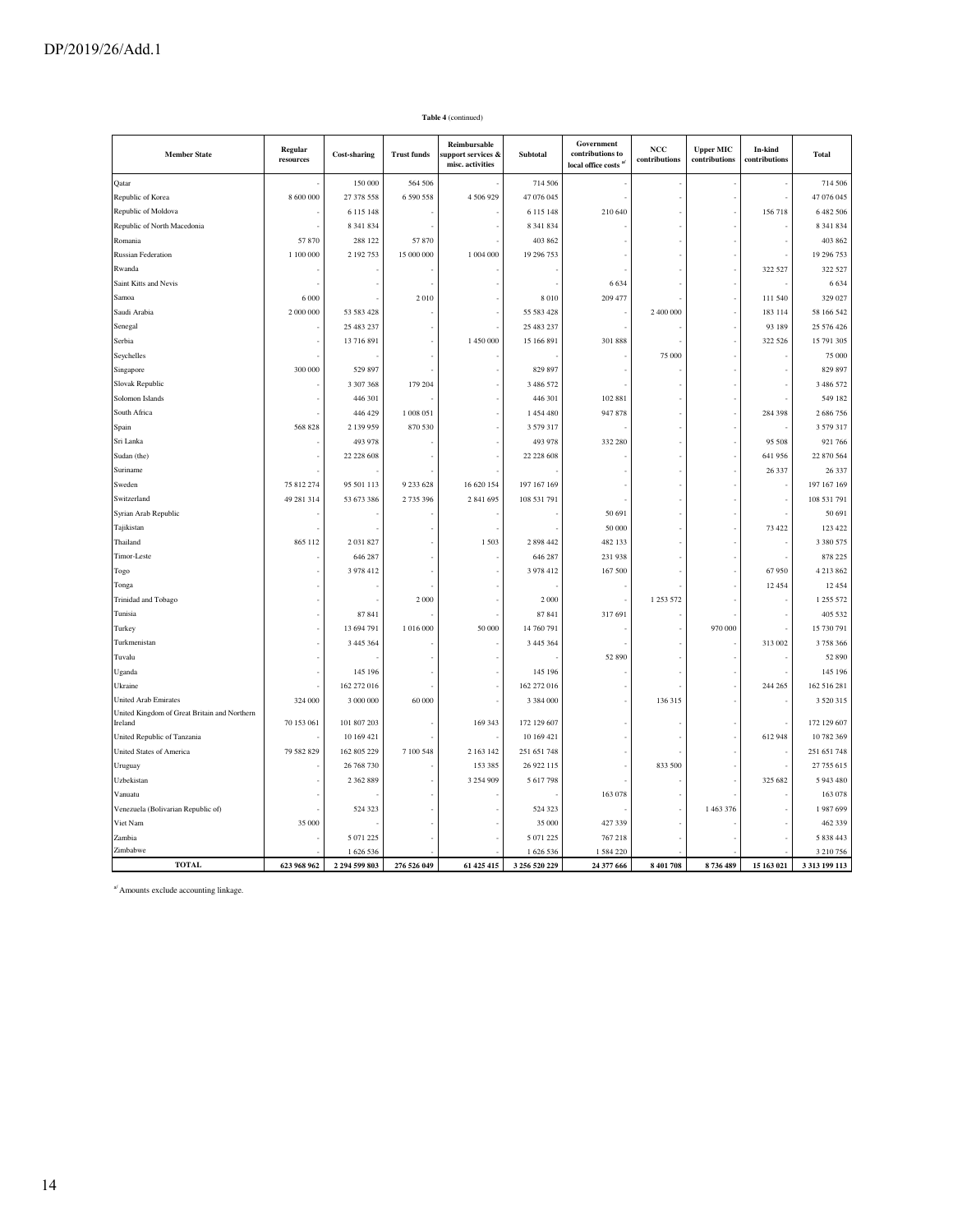**Table 4** (continued)

| Member State | Regular resources | Cost-sharing | Trust funds | Reimbursable support services & misc. activities | Subtotal | Government contributions to local office costs [a] | NCC contributions | Upper MIC contributions | In-kind contributions | Total |
|---|---|---|---|---|---|---|---|---|---|---|
| Qatar | - | 150 000 | 564 506 | - | 714 506 | - | - | - | - | 714 506 |
| Republic of Korea | 8 600 000 | 27 378 558 | 6 590 558 | 4 506 929 | 47 076 045 | - | - | - | - | 47 076 045 |
| Republic of Moldova | - | 6 115 148 | - | - | 6 115 148 | 210 640 | - | - | 156 718 | 6 482 506 |
| Republic of North Macedonia | - | 8 341 834 | - | - | 8 341 834 | - | - | - | - | 8 341 834 |
| Romania | 57 870 | 288 122 | 57 870 | - | 403 862 | - | - | - | - | 403 862 |
| Russian Federation | 1 100 000 | 2 192 753 | 15 000 000 | 1 004 000 | 19 296 753 | - | - | - | - | 19 296 753 |
| Rwanda | - | - | - | - | - | - | - | - | 322 527 | 322 527 |
| Saint Kitts and Nevis | - | - | - | - | - | 6 634 | - | - | - | 6 634 |
| Samoa | 6 000 | - | 2 010 | - | 8 010 | 209 477 | - | - | 111 540 | 329 027 |
| Saudi Arabia | 2 000 000 | 53 583 428 | - | - | 55 583 428 | - | 2 400 000 | - | 183 114 | 58 166 542 |
| Senegal | - | 25 483 237 | - | - | 25 483 237 | - | - | - | 93 189 | 25 576 426 |
| Serbia | - | 13 716 891 | - | 1 450 000 | 15 166 891 | 301 888 | - | - | 322 526 | 15 791 305 |
| Seychelles | - | - | - | - | - | - | 75 000 | - | - | 75 000 |
| Singapore | 300 000 | 529 897 | - | - | 829 897 | - | - | - | - | 829 897 |
| Slovak Republic | - | 3 307 368 | 179 204 | - | 3 486 572 | - | - | - | - | 3 486 572 |
| Solomon Islands | - | 446 301 | - | - | 446 301 | 102 881 | - | - | - | 549 182 |
| South Africa | - | 446 429 | 1 008 051 | - | 1 454 480 | 947 878 | - | - | 284 398 | 2 686 756 |
| Spain | 568 828 | 2 139 959 | 870 530 | - | 3 579 317 | - | - | - | - | 3 579 317 |
| Sri Lanka | - | 493 978 | - | - | 493 978 | 332 280 | - | - | 95 508 | 921 766 |
| Sudan (the) | - | 22 228 608 | - | - | 22 228 608 | - | - | - | 641 956 | 22 870 564 |
| Suriname | - | - | - | - | - | - | - | - | 26 337 | 26 337 |
| Sweden | 75 812 274 | 95 501 113 | 9 233 628 | 16 620 154 | 197 167 169 | - | - | - | - | 197 167 169 |
| Switzerland | 49 281 314 | 53 673 386 | 2 735 396 | 2 841 695 | 108 531 791 | - | - | - | - | 108 531 791 |
| Syrian Arab Republic | - | - | - | - | - | 50 691 | - | - | - | 50 691 |
| Tajikistan | - | - | - | - | - | 50 000 | - | - | 73 422 | 123 422 |
| Thailand | 865 112 | 2 031 827 | - | 1 503 | 2 898 442 | 482 133 | - | - | - | 3 380 575 |
| Timor-Leste | - | 646 287 | - | - | 646 287 | 231 938 | - | - | - | 878 225 |
| Togo | - | 3 978 412 | - | - | 3 978 412 | 167 500 | - | - | 67 950 | 4 213 862 |
| Tonga | - | - | - | - | - | - | - | - | 12 454 | 12 454 |
| Trinidad and Tobago | - | - | 2 000 | - | 2 000 | - | 1 253 572 | - | - | 1 255 572 |
| Tunisia | - | 87 841 | - | - | 87 841 | 317 691 | - | - | - | 405 532 |
| Turkey | - | 13 694 791 | 1 016 000 | 50 000 | 14 760 791 | - | - | 970 000 | - | 15 730 791 |
| Turkmenistan | - | 3 445 364 | - | - | 3 445 364 | - | - | - | 313 002 | 3 758 366 |
| Tuvalu | - | - | - | - | - | 52 890 | - | - | - | 52 890 |
| Uganda | - | 145 196 | - | - | 145 196 | - | - | - | - | 145 196 |
| Ukraine | - | 162 272 016 | - | - | 162 272 016 | - | - | - | 244 265 | 162 516 281 |
| United Arab Emirates | 324 000 | 3 000 000 | 60 000 | - | 3 384 000 | - | 136 315 | - | - | 3 520 315 |
| United Kingdom of Great Britain and Northern Ireland | 70 153 061 | 101 807 203 | - | 169 343 | 172 129 607 | - | - | - | - | 172 129 607 |
| United Republic of Tanzania | - | 10 169 421 | - | - | 10 169 421 | - | - | - | 612 948 | 10 782 369 |
| United States of America | 79 582 829 | 162 805 229 | 7 100 548 | 2 163 142 | 251 651 748 | - | - | - | - | 251 651 748 |
| Uruguay | - | 26 768 730 | - | 153 385 | 26 922 115 | - | 833 500 | - | - | 27 755 615 |
| Uzbekistan | - | 2 362 889 | - | 3 254 909 | 5 617 798 | - | - | - | 325 682 | 5 943 480 |
| Vanuatu | - | - | - | - | - | 163 078 | - | - | - | 163 078 |
| Venezuela (Bolivarian Republic of) | - | 524 323 | - | - | 524 323 | - | - | 1 463 376 | - | 1 987 699 |
| Viet Nam | 35 000 | - | - | - | 35 000 | 427 339 | - | - | - | 462 339 |
| Zambia | - | 5 071 225 | - | - | 5 071 225 | 767 218 | - | - | - | 5 838 443 |
| Zimbabwe | - | 1 626 536 | - | - | 1 626 536 | 1 584 220 | - | - | - | 3 210 756 |
| **TOTAL** | **623 968 962** | **2 294 599 803** | **276 526 049** | **61 425 415** | **3 256 520 229** | **24 377 666** | **8 401 708** | **8 736 489** | **15 163 021** | **3 313 199 113** |

[a] Amounts exclude accounting linkage.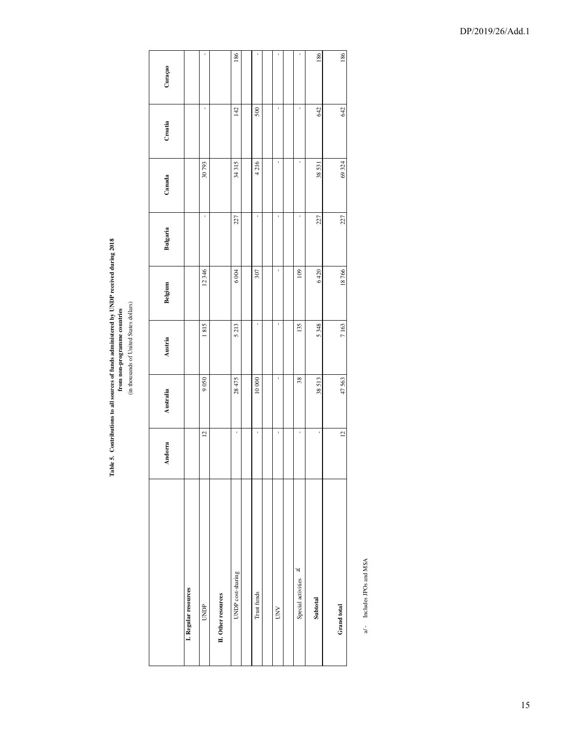**Table 5. Contributions to all sources of funds administered by UNDP received during 2018 from non-programme countries**
(in thousands of United States dollars)

| | Andorra | Australia | Austria | Belgium | Bulgaria | Canada | Croatia | Curaçao |
|---|---|---|---|---|---|---|---|---|
| **I. Regular resources** | | | | | | | | |
| UNDP | 12 | 9 050 | 1 815 | 12 346 | - | 30 793 | - | - |
| **II. Other resources** | | | | | | | | |
| UNDP cost-sharing | - | 28 475 | 5 213 | 6 004 | 227 | 34 315 | 142 | 186 |
| Trust funds | - | 10 000 | - | 307 | - | 4 216 | 500 | - |
| UNV | - | - | - | - | - | - | - | - |
| Special activities a/ | - | 38 | 135 | 109 | - | - | - | - |
| **Subtotal** | - | 38 513 | 5 348 | 6 420 | 227 | 38 531 | 642 | 186 |
| **Grand total** | 12 | 47 563 | 7 163 | 18 766 | 227 | 69 324 | 642 | 186 |

a/ - Includes JPOs and MSA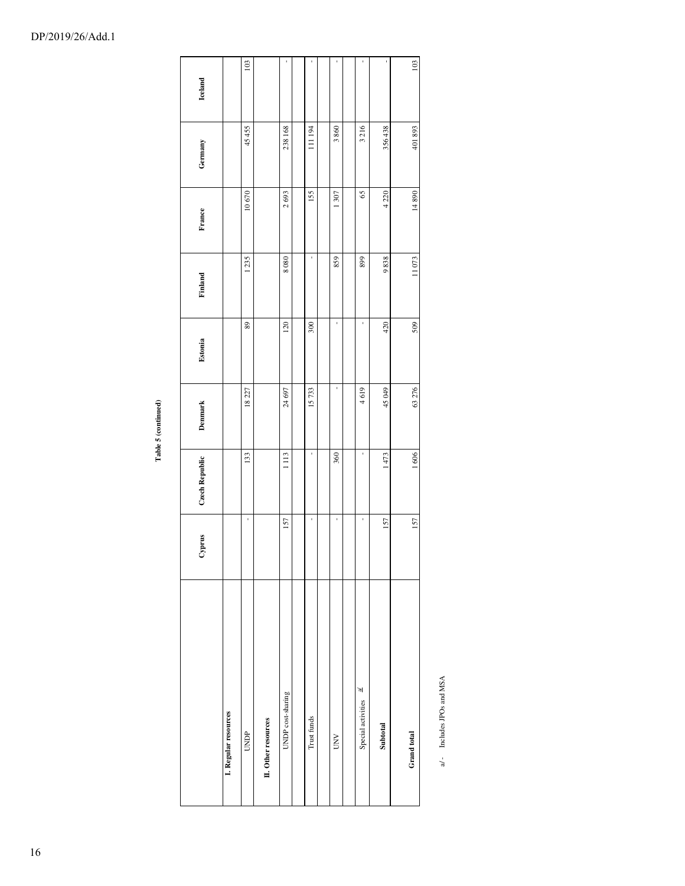**Table 5 (continued)**

| | Cyprus | Czech Republic | Denmark | Estonia | Finland | France | Germany | Iceland |
|---|---|---|---|---|---|---|---|---|
| **I. Regular resources** | | | | | | | | |
| UNDP | - | 133 | 18 227 | 89 | 1 235 | 10 670 | 45 455 | 103 |
| **II. Other resources** | | | | | | | | |
| UNDP cost-sharing | 157 | 1 113 | 24 697 | 120 | 8 080 | 2 693 | 238 168 | - |
| Trust funds | - | - | 15 733 | 300 | - | 155 | 111 194 | - |
| UNV | - | 360 | - | - | 859 | 1 307 | 3 860 | - |
| Special activities a/ | - | - | 4 619 | - | 899 | 65 | 3 216 | - |
| **Subtotal** | 157 | 1 473 | 45 049 | 420 | 9 838 | 4 220 | 356 438 | - |
| **Grand total** | 157 | 1 606 | 63 276 | 509 | 11 073 | 14 890 | 401 893 | 103 |

a/ - Includes JPOs and MSA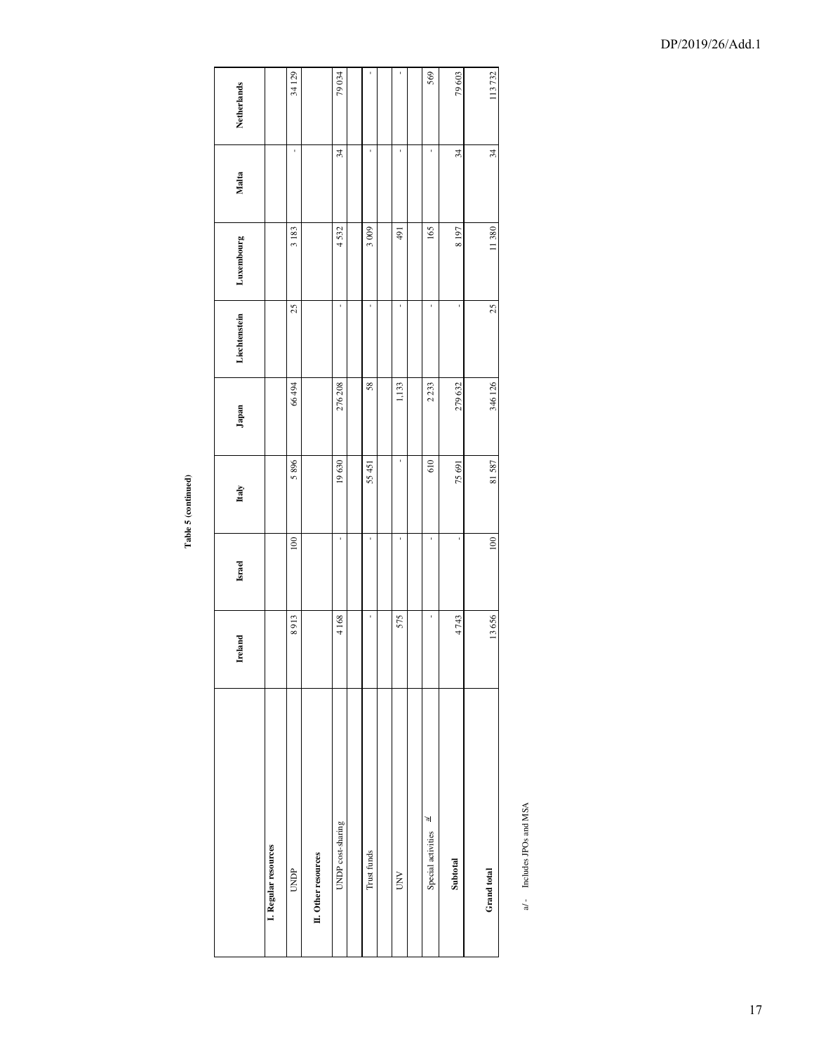**Table 5 (continued)**

| | Ireland | Israel | Italy | Japan | Liechtenstein | Luxembourg | Malta | Netherlands |
|---|---|---|---|---|---|---|---|---|
| **I. Regular resources** | | | | | | | | |
| UNDP | 8 913 | 100 | 5 896 | 66 494 | 25 | 3 183 | - | 34 129 |
| **II. Other resources** | | | | | | | | |
| UNDP cost-sharing | 4 168 | - | 19 630 | 276 208 | - | 4 532 | 34 | 79 034 |
| Trust funds | - | - | 55 451 | 58 | - | 3 009 | - | - |
| UNV | 575 | - | - | 1,133 | - | 491 | - | - |
| Special activities a/ | - | - | 610 | 2 233 | - | 165 | - | 569 |
| **Subtotal** | 4 743 | - | 75 691 | 279 632 | - | 8 197 | 34 | 79 603 |
| **Grand total** | 13 656 | 100 | 81 587 | 346 126 | 25 | 11 380 | 34 | 113 732 |

a/ - Includes JPOs and MSA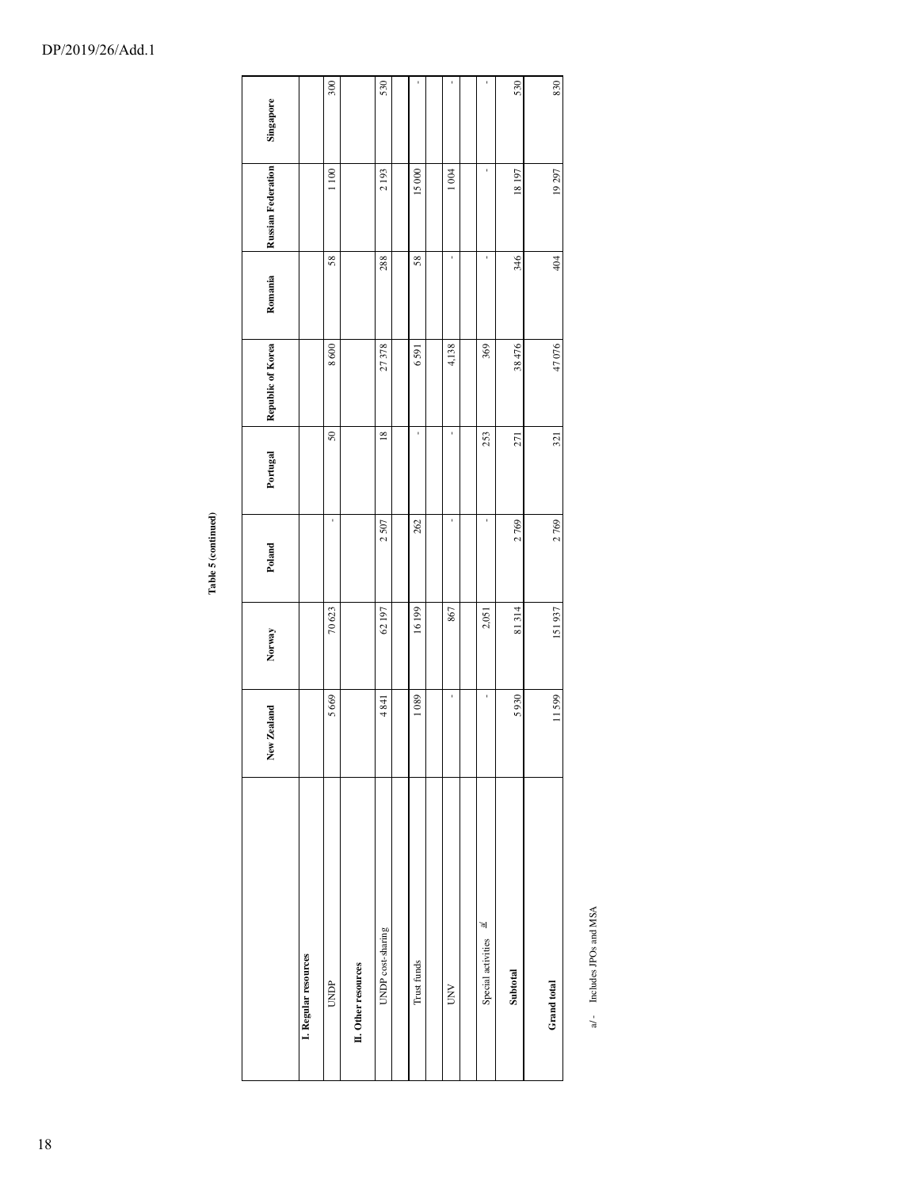**Table 5 (continued)**

| | New Zealand | Norway | Poland | Portugal | Republic of Korea | Romania | Russian Federation | Singapore |
|---|---|---|---|---|---|---|---|---|
| **I. Regular resources** | | | | | | | | |
| UNDP | 5 669 | 70 623 | - | 50 | 8 600 | 58 | 1 100 | 300 |
| **II. Other resources** | | | | | | | | |
| UNDP cost-sharing | 4 841 | 62 197 | 2 507 | 18 | 27 378 | 288 | 2 193 | 530 |
| Trust funds | 1 089 | 16 199 | 262 | - | 6 591 | 58 | 15 000 | - |
| UNV | - | 867 | - | - | 4,138 | - | 1 004 | - |
| Special activities a/ | - | 2,051 | - | 253 | 369 | - | - | - |
| **Subtotal** | 5 930 | 81 314 | 2 769 | 271 | 38 476 | 346 | 18 197 | 530 |
| **Grand total** | 11 599 | 151 937 | 2 769 | 321 | 47 076 | 404 | 19 297 | 830 |

a/ - Includes JPOs and MSA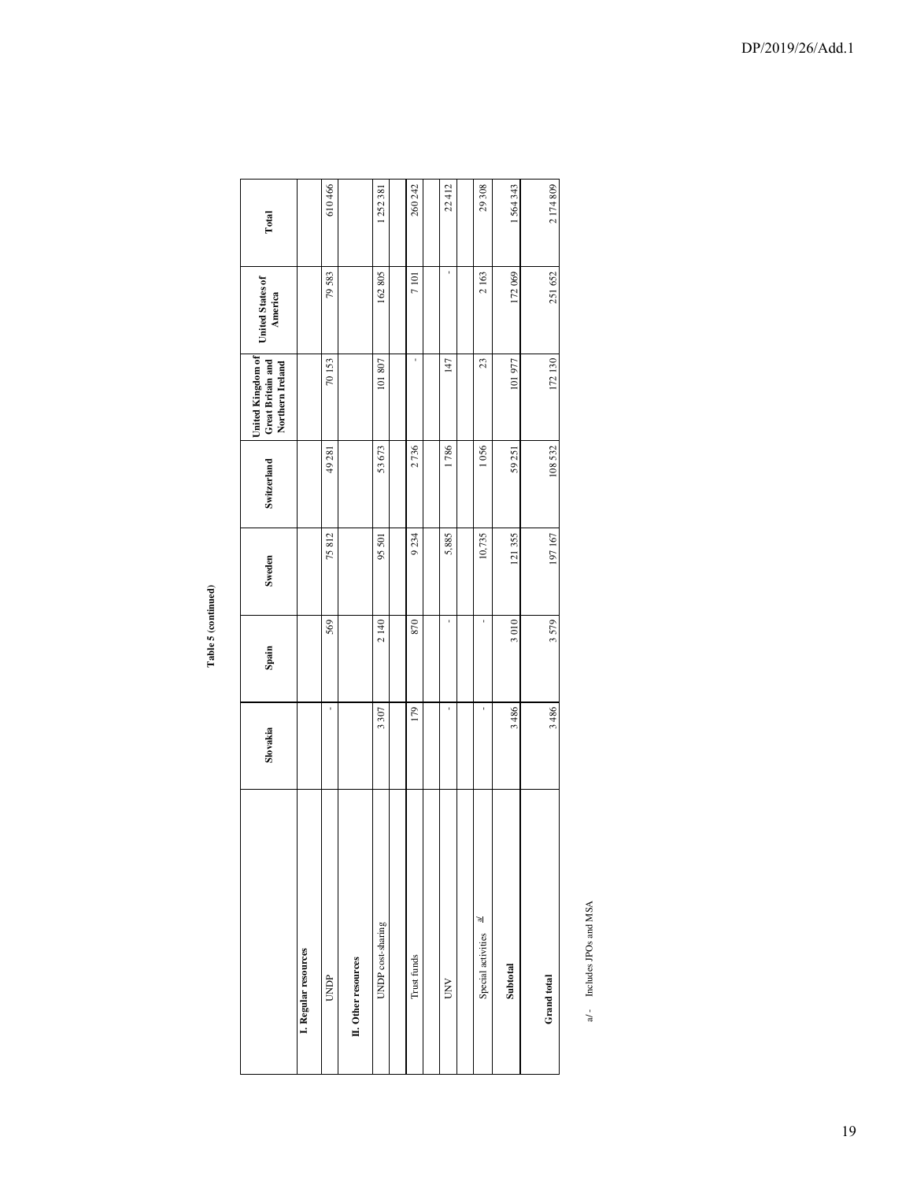**Table 5 (continued)**

| | Slovakia | Spain | Sweden | Switzerland | United Kingdom of Great Britain and Northern Ireland | United States of America | Total |
|---|---|---|---|---|---|---|---|
| **I. Regular resources** | | | | | | | |
| UNDP | - | 569 | 75 812 | 49 281 | 70 153 | 79 583 | 610 466 |
| **II. Other resources** | | | | | | | |
| UNDP cost-sharing | 3 307 | 2 140 | 95 501 | 53 673 | 101 807 | 162 805 | 1 252 381 |
| Trust funds | 179 | 870 | 9 234 | 2 736 | - | 7 101 | 260 242 |
| UNV | - | - | 5,885 | 1 786 | 147 | - | 22 412 |
| Special activities a/ | - | - | 10,735 | 1 056 | 23 | 2 163 | 29 308 |
| **Subtotal** | 3 486 | 3 010 | 121 355 | 59 251 | 101 977 | 172 069 | 1 564 343 |
| **Grand total** | 3 486 | 3 579 | 197 167 | 108 532 | 172 130 | 251 652 | 2 174 809 |

a/ - Includes JPOs and MSA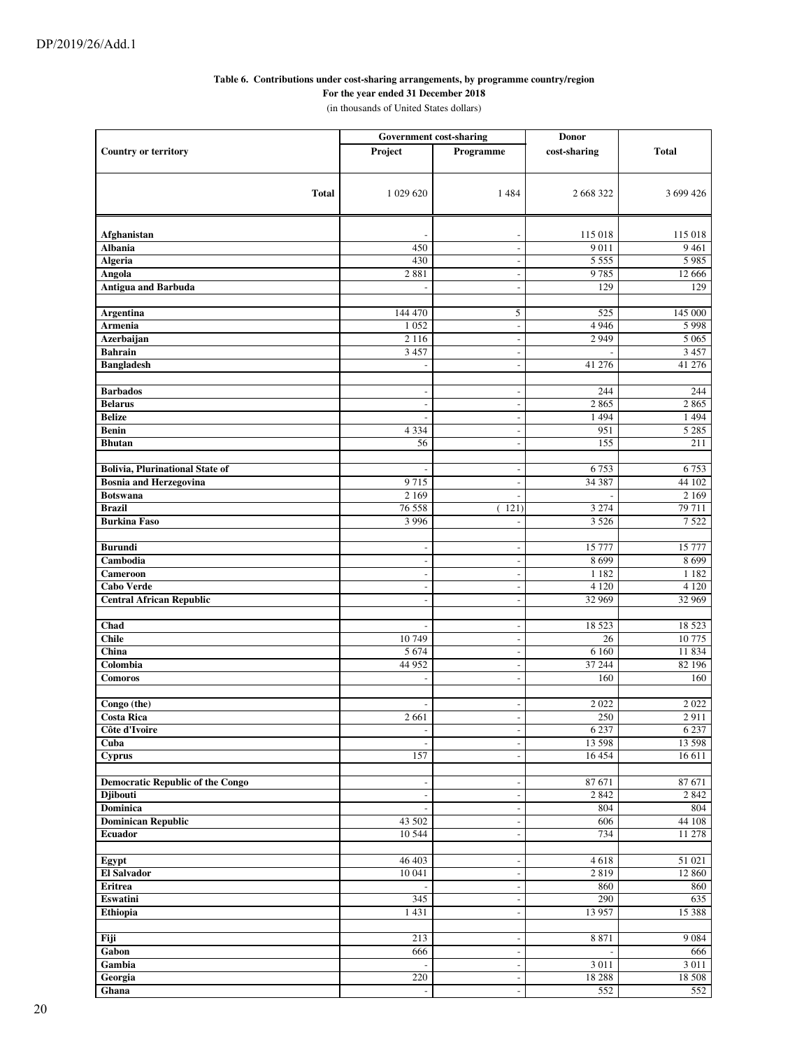**Table 6. Contributions under cost-sharing arrangements, by programme country/region**
**For the year ended 31 December 2018**
(in thousands of United States dollars)

| Country or territory | Government cost-sharing | | Donor cost-sharing | Total |
|---|---|---|---|---|
| | Project | Programme | | |
| **Total** | 1 029 620 | 1 484 | 2 668 322 | 3 699 426 |
| **Afghanistan** | - | - | 115 018 | 115 018 |
| **Albania** | 450 | - | 9 011 | 9 461 |
| **Algeria** | 430 | - | 5 555 | 5 985 |
| **Angola** | 2 881 | - | 9 785 | 12 666 |
| **Antigua and Barbuda** | - | - | 129 | 129 |
| **Argentina** | 144 470 | 5 | 525 | 145 000 |
| **Armenia** | 1 052 | - | 4 946 | 5 998 |
| **Azerbaijan** | 2 116 | - | 2 949 | 5 065 |
| **Bahrain** | 3 457 | - | - | 3 457 |
| **Bangladesh** | - | - | 41 276 | 41 276 |
| **Barbados** | - | - | 244 | 244 |
| **Belarus** | - | - | 2 865 | 2 865 |
| **Belize** | - | - | 1 494 | 1 494 |
| **Benin** | 4 334 | - | 951 | 5 285 |
| **Bhutan** | 56 | - | 155 | 211 |
| **Bolivia, Plurinational State of** | - | - | 6 753 | 6 753 |
| **Bosnia and Herzegovina** | 9 715 | - | 34 387 | 44 102 |
| **Botswana** | 2 169 | - | - | 2 169 |
| **Brazil** | 76 558 | ( 121) | 3 274 | 79 711 |
| **Burkina Faso** | 3 996 | - | 3 526 | 7 522 |
| **Burundi** | - | - | 15 777 | 15 777 |
| **Cambodia** | - | - | 8 699 | 8 699 |
| **Cameroon** | - | - | 1 182 | 1 182 |
| **Cabo Verde** | - | - | 4 120 | 4 120 |
| **Central African Republic** | - | - | 32 969 | 32 969 |
| **Chad** | - | - | 18 523 | 18 523 |
| **Chile** | 10 749 | - | 26 | 10 775 |
| **China** | 5 674 | - | 6 160 | 11 834 |
| **Colombia** | 44 952 | - | 37 244 | 82 196 |
| **Comoros** | - | - | 160 | 160 |
| **Congo (the)** | - | - | 2 022 | 2 022 |
| **Costa Rica** | 2 661 | - | 250 | 2 911 |
| **Côte d'Ivoire** | - | - | 6 237 | 6 237 |
| **Cuba** | - | - | 13 598 | 13 598 |
| **Cyprus** | 157 | - | 16 454 | 16 611 |
| **Democratic Republic of the Congo** | - | - | 87 671 | 87 671 |
| **Djibouti** | - | - | 2 842 | 2 842 |
| **Dominica** | - | - | 804 | 804 |
| **Dominican Republic** | 43 502 | - | 606 | 44 108 |
| **Ecuador** | 10 544 | - | 734 | 11 278 |
| **Egypt** | 46 403 | - | 4 618 | 51 021 |
| **El Salvador** | 10 041 | - | 2 819 | 12 860 |
| **Eritrea** | - | - | 860 | 860 |
| **Eswatini** | 345 | - | 290 | 635 |
| **Ethiopia** | 1 431 | - | 13 957 | 15 388 |
| **Fiji** | 213 | - | 8 871 | 9 084 |
| **Gabon** | 666 | - | - | 666 |
| **Gambia** | - | - | 3 011 | 3 011 |
| **Georgia** | 220 | - | 18 288 | 18 508 |
| **Ghana** | - | - | 552 | 552 |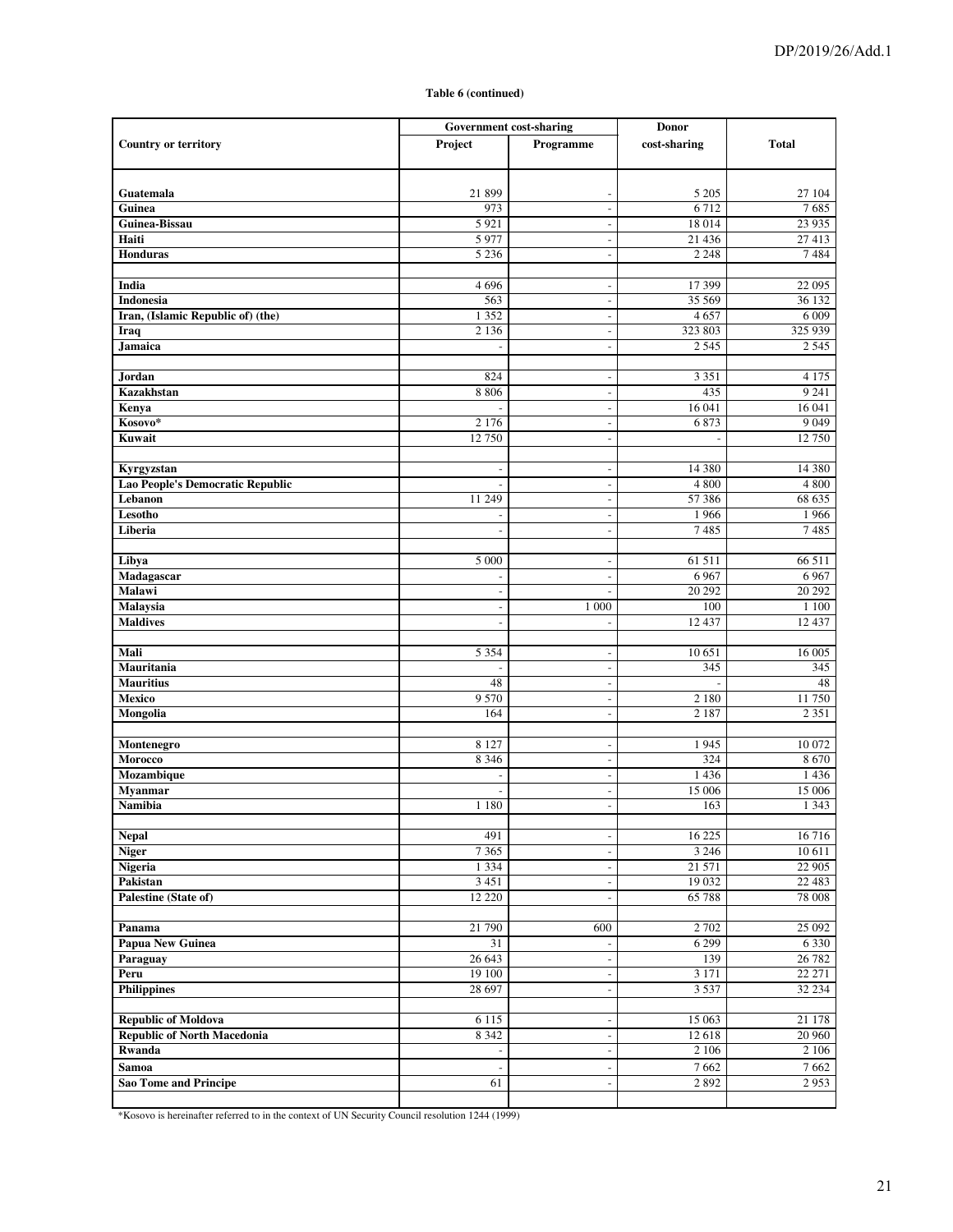**Table 6 (continued)**

| Country or territory | Government cost-sharing | | Donor cost-sharing | Total |
|---|---|---|---|---|
| | Project | Programme | | |
| Guatemala | 21 899 | - | 5 205 | 27 104 |
| Guinea | 973 | - | 6 712 | 7 685 |
| Guinea-Bissau | 5 921 | - | 18 014 | 23 935 |
| Haiti | 5 977 | - | 21 436 | 27 413 |
| Honduras | 5 236 | - | 2 248 | 7 484 |
| | | | | |
| India | 4 696 | - | 17 399 | 22 095 |
| Indonesia | 563 | - | 35 569 | 36 132 |
| Iran, (Islamic Republic of) (the) | 1 352 | - | 4 657 | 6 009 |
| Iraq | 2 136 | - | 323 803 | 325 939 |
| Jamaica | - | - | 2 545 | 2 545 |
| | | | | |
| Jordan | 824 | - | 3 351 | 4 175 |
| Kazakhstan | 8 806 | - | 435 | 9 241 |
| Kenya | - | - | 16 041 | 16 041 |
| Kosovo* | 2 176 | - | 6 873 | 9 049 |
| Kuwait | 12 750 | - | - | 12 750 |
| | | | | |
| Kyrgyzstan | - | - | 14 380 | 14 380 |
| Lao People's Democratic Republic | - | - | 4 800 | 4 800 |
| Lebanon | 11 249 | - | 57 386 | 68 635 |
| Lesotho | - | - | 1 966 | 1 966 |
| Liberia | - | - | 7 485 | 7 485 |
| | | | | |
| Libya | 5 000 | - | 61 511 | 66 511 |
| Madagascar | - | - | 6 967 | 6 967 |
| Malawi | - | - | 20 292 | 20 292 |
| Malaysia | - | 1 000 | 100 | 1 100 |
| Maldives | - | - | 12 437 | 12 437 |
| | | | | |
| Mali | 5 354 | - | 10 651 | 16 005 |
| Mauritania | - | - | 345 | 345 |
| Mauritius | 48 | - | - | 48 |
| Mexico | 9 570 | - | 2 180 | 11 750 |
| Mongolia | 164 | - | 2 187 | 2 351 |
| | | | | |
| Montenegro | 8 127 | - | 1 945 | 10 072 |
| Morocco | 8 346 | - | 324 | 8 670 |
| Mozambique | - | - | 1 436 | 1 436 |
| Myanmar | - | - | 15 006 | 15 006 |
| Namibia | 1 180 | - | 163 | 1 343 |
| | | | | |
| Nepal | 491 | - | 16 225 | 16 716 |
| Niger | 7 365 | - | 3 246 | 10 611 |
| Nigeria | 1 334 | - | 21 571 | 22 905 |
| Pakistan | 3 451 | - | 19 032 | 22 483 |
| Palestine (State of) | 12 220 | - | 65 788 | 78 008 |
| | | | | |
| Panama | 21 790 | 600 | 2 702 | 25 092 |
| Papua New Guinea | 31 | - | 6 299 | 6 330 |
| Paraguay | 26 643 | - | 139 | 26 782 |
| Peru | 19 100 | - | 3 171 | 22 271 |
| Philippines | 28 697 | - | 3 537 | 32 234 |
| | | | | |
| Republic of Moldova | 6 115 | - | 15 063 | 21 178 |
| Republic of North Macedonia | 8 342 | - | 12 618 | 20 960 |
| Rwanda | - | - | 2 106 | 2 106 |
| Samoa | - | - | 7 662 | 7 662 |
| Sao Tome and Principe | 61 | - | 2 892 | 2 953 |

*Kosovo is hereinafter referred to in the context of UN Security Council resolution 1244 (1999)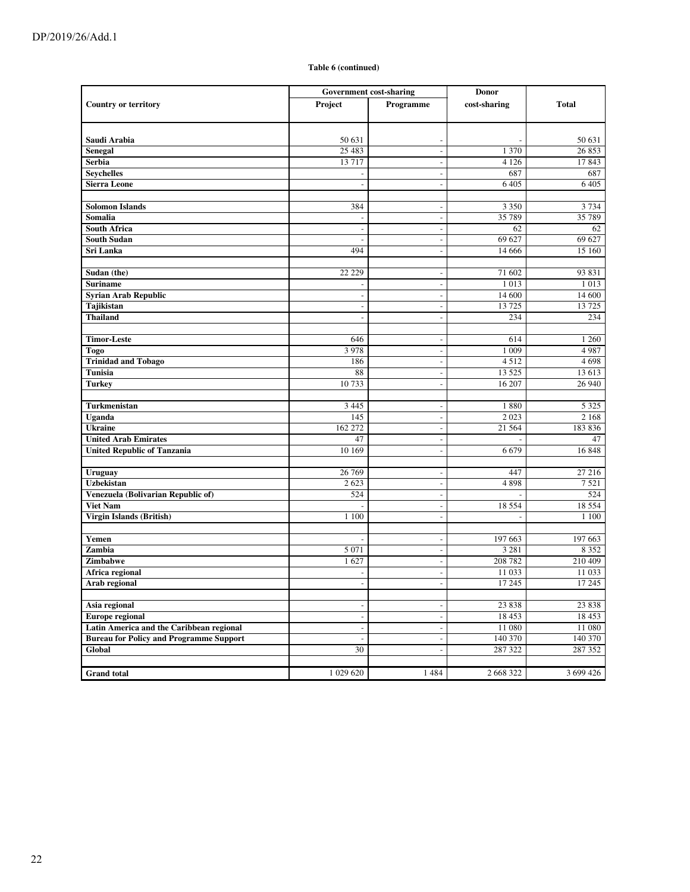**Table 6 (continued)**

| Country or territory | Government cost-sharing | | Donor cost-sharing | Total |
|---|---|---|---|---|
| | Project | Programme | | |
| **Saudi Arabia** | 50 631 | - | - | 50 631 |
| **Senegal** | 25 483 | - | 1 370 | 26 853 |
| **Serbia** | 13 717 | - | 4 126 | 17 843 |
| **Seychelles** | - | - | 687 | 687 |
| **Sierra Leone** | - | - | 6 405 | 6 405 |
| **Solomon Islands** | 384 | - | 3 350 | 3 734 |
| **Somalia** | - | - | 35 789 | 35 789 |
| **South Africa** | - | - | 62 | 62 |
| **South Sudan** | - | - | 69 627 | 69 627 |
| **Sri Lanka** | 494 | - | 14 666 | 15 160 |
| **Sudan (the)** | 22 229 | - | 71 602 | 93 831 |
| **Suriname** | - | - | 1 013 | 1 013 |
| **Syrian Arab Republic** | - | - | 14 600 | 14 600 |
| **Tajikistan** | - | - | 13 725 | 13 725 |
| **Thailand** | - | - | 234 | 234 |
| **Timor-Leste** | 646 | - | 614 | 1 260 |
| **Togo** | 3 978 | - | 1 009 | 4 987 |
| **Trinidad and Tobago** | 186 | - | 4 512 | 4 698 |
| **Tunisia** | 88 | - | 13 525 | 13 613 |
| **Turkey** | 10 733 | - | 16 207 | 26 940 |
| **Turkmenistan** | 3 445 | - | 1 880 | 5 325 |
| **Uganda** | 145 | - | 2 023 | 2 168 |
| **Ukraine** | 162 272 | - | 21 564 | 183 836 |
| **United Arab Emirates** | 47 | - | - | 47 |
| **United Republic of Tanzania** | 10 169 | - | 6 679 | 16 848 |
| **Uruguay** | 26 769 | - | 447 | 27 216 |
| **Uzbekistan** | 2 623 | - | 4 898 | 7 521 |
| **Venezuela (Bolivarian Republic of)** | 524 | - | - | 524 |
| **Viet Nam** | - | - | 18 554 | 18 554 |
| **Virgin Islands (British)** | 1 100 | - | - | 1 100 |
| **Yemen** | - | - | 197 663 | 197 663 |
| **Zambia** | 5 071 | - | 3 281 | 8 352 |
| **Zimbabwe** | 1 627 | - | 208 782 | 210 409 |
| **Africa regional** | - | - | 11 033 | 11 033 |
| **Arab regional** | - | - | 17 245 | 17 245 |
| **Asia regional** | - | - | 23 838 | 23 838 |
| **Europe regional** | - | - | 18 453 | 18 453 |
| **Latin America and the Caribbean regional** | - | - | 11 080 | 11 080 |
| **Bureau for Policy and Programme Support** | - | - | 140 370 | 140 370 |
| **Global** | 30 | - | 287 322 | 287 352 |
| **Grand total** | 1 029 620 | 1 484 | 2 668 322 | 3 699 426 |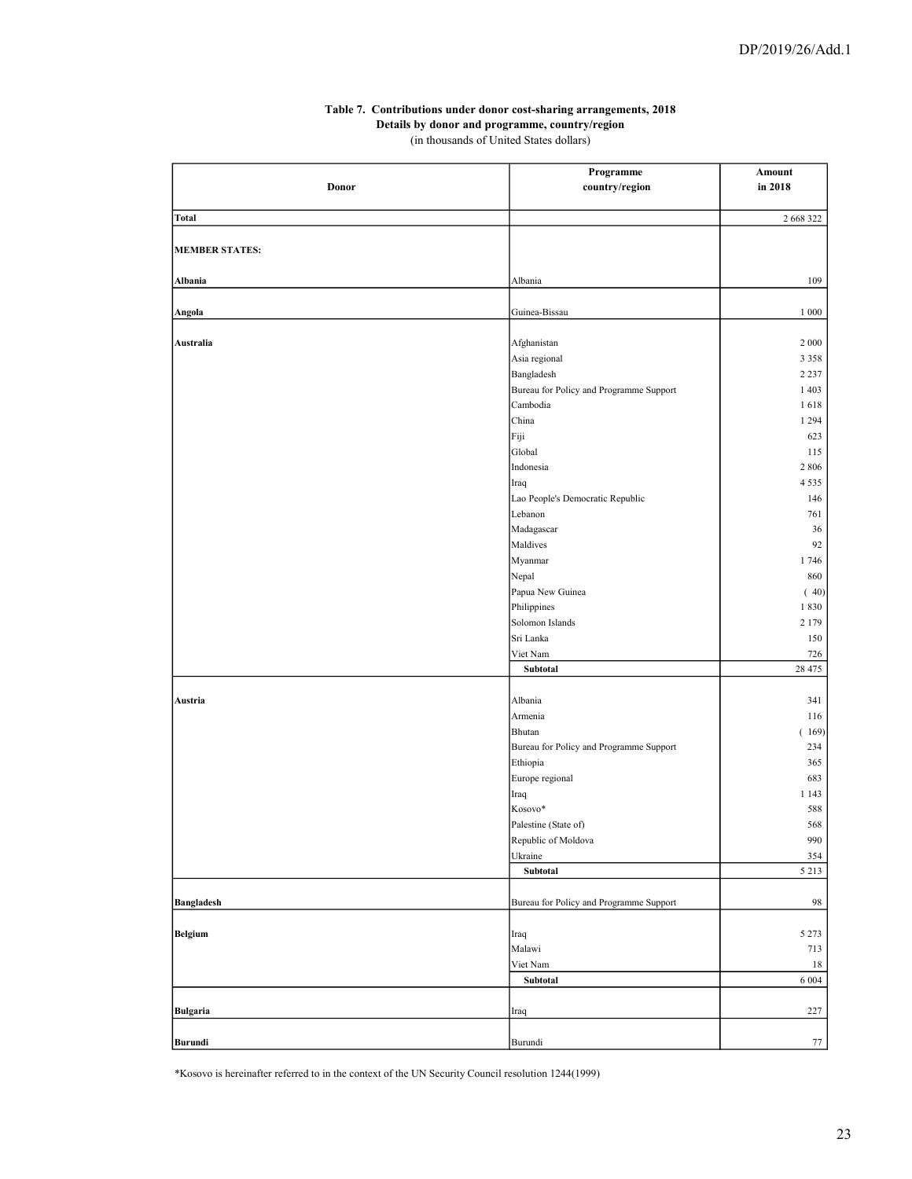**Table 7. Contributions under donor cost-sharing arrangements, 2018**
**Details by donor and programme, country/region**
(in thousands of United States dollars)

| Donor | Programme country/region | Amount in 2018 |
|---|---|---|
| **Total** | | 2 668 322 |
| **MEMBER STATES:** | | |
| **Albania** | Albania | 109 |
| **Angola** | Guinea-Bissau | 1 000 |
| **Australia** | Afghanistan | 2 000 |
| | Asia regional | 3 358 |
| | Bangladesh | 2 237 |
| | Bureau for Policy and Programme Support | 1 403 |
| | Cambodia | 1 618 |
| | China | 1 294 |
| | Fiji | 623 |
| | Global | 115 |
| | Indonesia | 2 806 |
| | Iraq | 4 535 |
| | Lao People's Democratic Republic | 146 |
| | Lebanon | 761 |
| | Madagascar | 36 |
| | Maldives | 92 |
| | Myanmar | 1 746 |
| | Nepal | 860 |
| | Papua New Guinea | ( 40) |
| | Philippines | 1 830 |
| | Solomon Islands | 2 179 |
| | Sri Lanka | 150 |
| | Viet Nam | 726 |
| | **Subtotal** | 28 475 |
| **Austria** | Albania | 341 |
| | Armenia | 116 |
| | Bhutan | ( 169) |
| | Bureau for Policy and Programme Support | 234 |
| | Ethiopia | 365 |
| | Europe regional | 683 |
| | Iraq | 1 143 |
| | Kosovo* | 588 |
| | Palestine (State of) | 568 |
| | Republic of Moldova | 990 |
| | Ukraine | 354 |
| | **Subtotal** | 5 213 |
| **Bangladesh** | Bureau for Policy and Programme Support | 98 |
| **Belgium** | Iraq | 5 273 |
| | Malawi | 713 |
| | Viet Nam | 18 |
| | **Subtotal** | 6 004 |
| **Bulgaria** | Iraq | 227 |
| **Burundi** | Burundi | 77 |

*Kosovo is hereinafter referred to in the context of the UN Security Council resolution 1244(1999)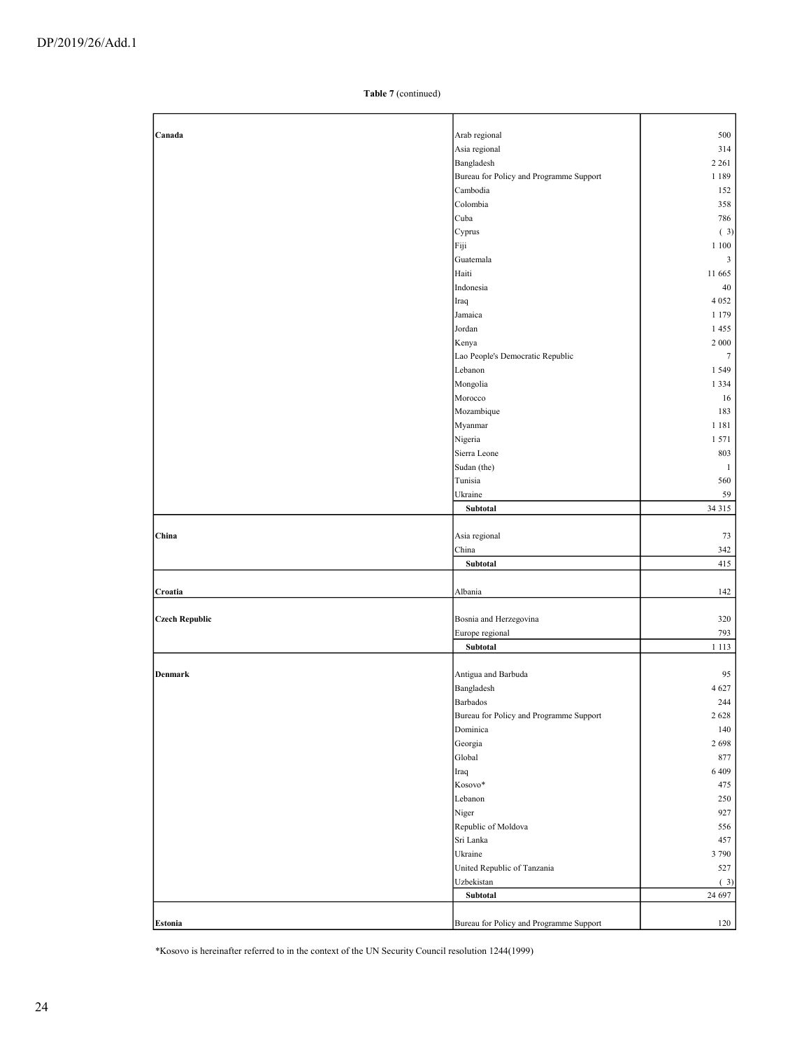**Table 7** (continued)

| | | |
|---|---|---|
| **Canada** | Arab regional | 500 |
| | Asia regional | 314 |
| | Bangladesh | 2 261 |
| | Bureau for Policy and Programme Support | 1 189 |
| | Cambodia | 152 |
| | Colombia | 358 |
| | Cuba | 786 |
| | Cyprus | ( 3) |
| | Fiji | 1 100 |
| | Guatemala | 3 |
| | Haiti | 11 665 |
| | Indonesia | 40 |
| | Iraq | 4 052 |
| | Jamaica | 1 179 |
| | Jordan | 1 455 |
| | Kenya | 2 000 |
| | Lao People's Democratic Republic | 7 |
| | Lebanon | 1 549 |
| | Mongolia | 1 334 |
| | Morocco | 16 |
| | Mozambique | 183 |
| | Myanmar | 1 181 |
| | Nigeria | 1 571 |
| | Sierra Leone | 803 |
| | Sudan (the) | 1 |
| | Tunisia | 560 |
| | Ukraine | 59 |
| | **Subtotal** | 34 315 |
| **China** | Asia regional | 73 |
| | China | 342 |
| | **Subtotal** | 415 |
| **Croatia** | Albania | 142 |
| **Czech Republic** | Bosnia and Herzegovina | 320 |
| | Europe regional | 793 |
| | **Subtotal** | 1 113 |
| **Denmark** | Antigua and Barbuda | 95 |
| | Bangladesh | 4 627 |
| | Barbados | 244 |
| | Bureau for Policy and Programme Support | 2 628 |
| | Dominica | 140 |
| | Georgia | 2 698 |
| | Global | 877 |
| | Iraq | 6 409 |
| | Kosovo* | 475 |
| | Lebanon | 250 |
| | Niger | 927 |
| | Republic of Moldova | 556 |
| | Sri Lanka | 457 |
| | Ukraine | 3 790 |
| | United Republic of Tanzania | 527 |
| | Uzbekistan | ( 3) |
| | **Subtotal** | 24 697 |
| **Estonia** | Bureau for Policy and Programme Support | 120 |

*Kosovo is hereinafter referred to in the context of the UN Security Council resolution 1244(1999)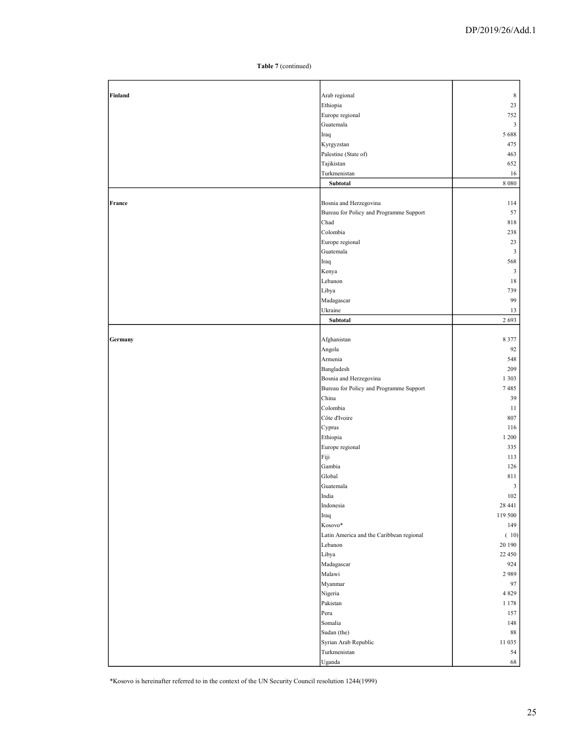**Table 7** (continued)

| | | |
|---|---|---|
| **Finland** | Arab regional | 8 |
| | Ethiopia | 23 |
| | Europe regional | 752 |
| | Guatemala | 3 |
| | Iraq | 5 688 |
| | Kyrgyzstan | 475 |
| | Palestine (State of) | 463 |
| | Tajikistan | 652 |
| | Turkmenistan | 16 |
| | **Subtotal** | 8 080 |
| **France** | Bosnia and Herzegovina | 114 |
| | Bureau for Policy and Programme Support | 57 |
| | Chad | 818 |
| | Colombia | 238 |
| | Europe regional | 23 |
| | Guatemala | 3 |
| | Iraq | 568 |
| | Kenya | 3 |
| | Lebanon | 18 |
| | Libya | 739 |
| | Madagascar | 99 |
| | Ukraine | 13 |
| | **Subtotal** | 2 693 |
| **Germany** | Afghanistan | 8 377 |
| | Angola | 92 |
| | Armenia | 548 |
| | Bangladesh | 209 |
| | Bosnia and Herzegovina | 1 303 |
| | Bureau for Policy and Programme Support | 7 485 |
| | China | 39 |
| | Colombia | 11 |
| | Côte d'Ivoire | 807 |
| | Cyprus | 116 |
| | Ethiopia | 1 200 |
| | Europe regional | 335 |
| | Fiji | 113 |
| | Gambia | 126 |
| | Global | 811 |
| | Guatemala | 3 |
| | India | 102 |
| | Indonesia | 28 441 |
| | Iraq | 119 500 |
| | Kosovo* | 149 |
| | Latin America and the Caribbean regional | ( 10) |
| | Lebanon | 20 190 |
| | Libya | 22 450 |
| | Madagascar | 924 |
| | Malawi | 2 989 |
| | Myanmar | 97 |
| | Nigeria | 4 829 |
| | Pakistan | 1 178 |
| | Peru | 157 |
| | Somalia | 148 |
| | Sudan (the) | 88 |
| | Syrian Arab Republic | 11 035 |
| | Turkmenistan | 54 |
| | Uganda | 68 |

*Kosovo is hereinafter referred to in the context of the UN Security Council resolution 1244(1999)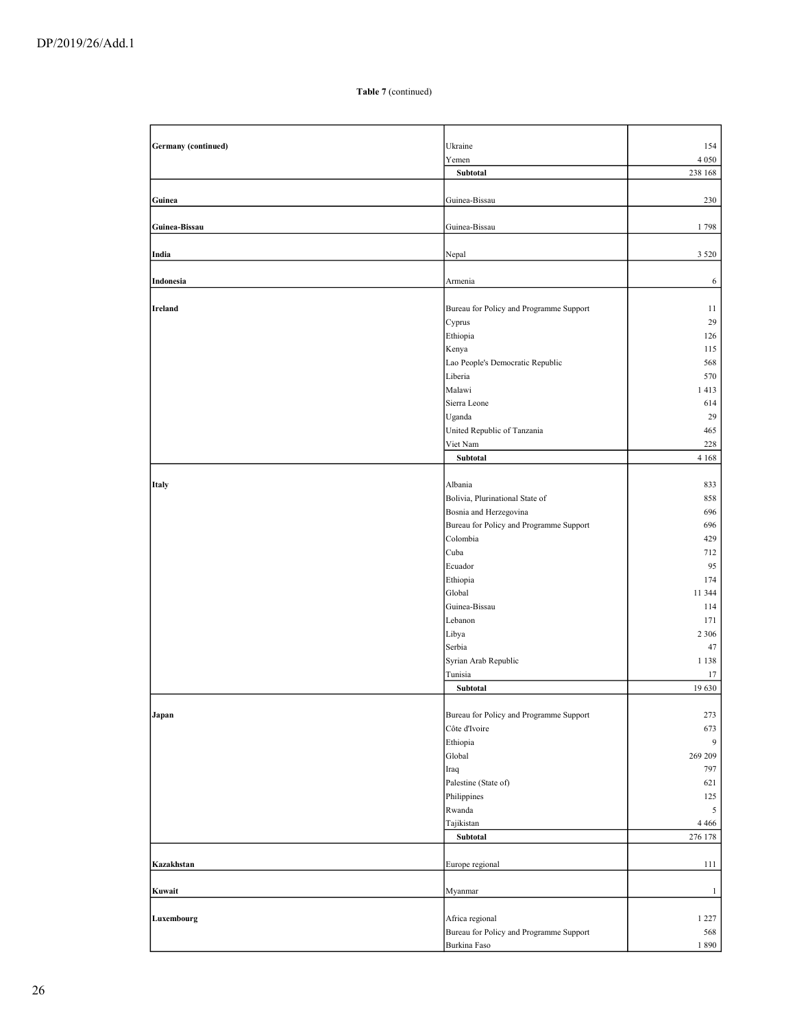**Table 7** (continued)

| | | |
|---|---|---|
| **Germany (continued)** | Ukraine | 154 |
| | Yemen | 4 050 |
| | **Subtotal** | 238 168 |
| **Guinea** | Guinea-Bissau | 230 |
| **Guinea-Bissau** | Guinea-Bissau | 1 798 |
| **India** | Nepal | 3 520 |
| **Indonesia** | Armenia | 6 |
| **Ireland** | Bureau for Policy and Programme Support | 11 |
| | Cyprus | 29 |
| | Ethiopia | 126 |
| | Kenya | 115 |
| | Lao People's Democratic Republic | 568 |
| | Liberia | 570 |
| | Malawi | 1 413 |
| | Sierra Leone | 614 |
| | Uganda | 29 |
| | United Republic of Tanzania | 465 |
| | Viet Nam | 228 |
| | **Subtotal** | 4 168 |
| **Italy** | Albania | 833 |
| | Bolivia, Plurinational State of | 858 |
| | Bosnia and Herzegovina | 696 |
| | Bureau for Policy and Programme Support | 696 |
| | Colombia | 429 |
| | Cuba | 712 |
| | Ecuador | 95 |
| | Ethiopia | 174 |
| | Global | 11 344 |
| | Guinea-Bissau | 114 |
| | Lebanon | 171 |
| | Libya | 2 306 |
| | Serbia | 47 |
| | Syrian Arab Republic | 1 138 |
| | Tunisia | 17 |
| | **Subtotal** | 19 630 |
| **Japan** | Bureau for Policy and Programme Support | 273 |
| | Côte d'Ivoire | 673 |
| | Ethiopia | 9 |
| | Global | 269 209 |
| | Iraq | 797 |
| | Palestine (State of) | 621 |
| | Philippines | 125 |
| | Rwanda | 5 |
| | Tajikistan | 4 466 |
| | **Subtotal** | 276 178 |
| **Kazakhstan** | Europe regional | 111 |
| **Kuwait** | Myanmar | 1 |
| **Luxembourg** | Africa regional | 1 227 |
| | Bureau for Policy and Programme Support | 568 |
| | Burkina Faso | 1 890 |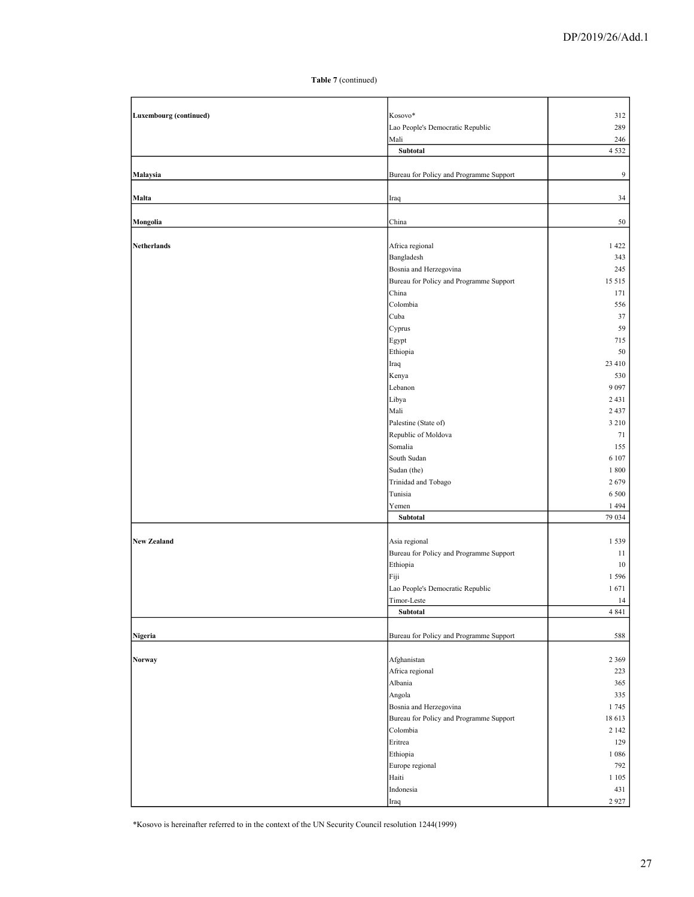**Table 7** (continued)

| | | |
|---|---|---|
| **Luxembourg (continued)** | Kosovo* | 312 |
| | Lao People's Democratic Republic | 289 |
| | Mali | 246 |
| | **Subtotal** | 4 532 |
| **Malaysia** | Bureau for Policy and Programme Support | 9 |
| **Malta** | Iraq | 34 |
| **Mongolia** | China | 50 |
| **Netherlands** | Africa regional | 1 422 |
| | Bangladesh | 343 |
| | Bosnia and Herzegovina | 245 |
| | Bureau for Policy and Programme Support | 15 515 |
| | China | 171 |
| | Colombia | 556 |
| | Cuba | 37 |
| | Cyprus | 59 |
| | Egypt | 715 |
| | Ethiopia | 50 |
| | Iraq | 23 410 |
| | Kenya | 530 |
| | Lebanon | 9 097 |
| | Libya | 2 431 |
| | Mali | 2 437 |
| | Palestine (State of) | 3 210 |
| | Republic of Moldova | 71 |
| | Somalia | 155 |
| | South Sudan | 6 107 |
| | Sudan (the) | 1 800 |
| | Trinidad and Tobago | 2 679 |
| | Tunisia | 6 500 |
| | Yemen | 1 494 |
| | **Subtotal** | 79 034 |
| **New Zealand** | Asia regional | 1 539 |
| | Bureau for Policy and Programme Support | 11 |
| | Ethiopia | 10 |
| | Fiji | 1 596 |
| | Lao People's Democratic Republic | 1 671 |
| | Timor-Leste | 14 |
| | **Subtotal** | 4 841 |
| **Nigeria** | Bureau for Policy and Programme Support | 588 |
| **Norway** | Afghanistan | 2 369 |
| | Africa regional | 223 |
| | Albania | 365 |
| | Angola | 335 |
| | Bosnia and Herzegovina | 1 745 |
| | Bureau for Policy and Programme Support | 18 613 |
| | Colombia | 2 142 |
| | Eritrea | 129 |
| | Ethiopia | 1 086 |
| | Europe regional | 792 |
| | Haiti | 1 105 |
| | Indonesia | 431 |
| | Iraq | 2 927 |

*Kosovo is hereinafter referred to in the context of the UN Security Council resolution 1244(1999)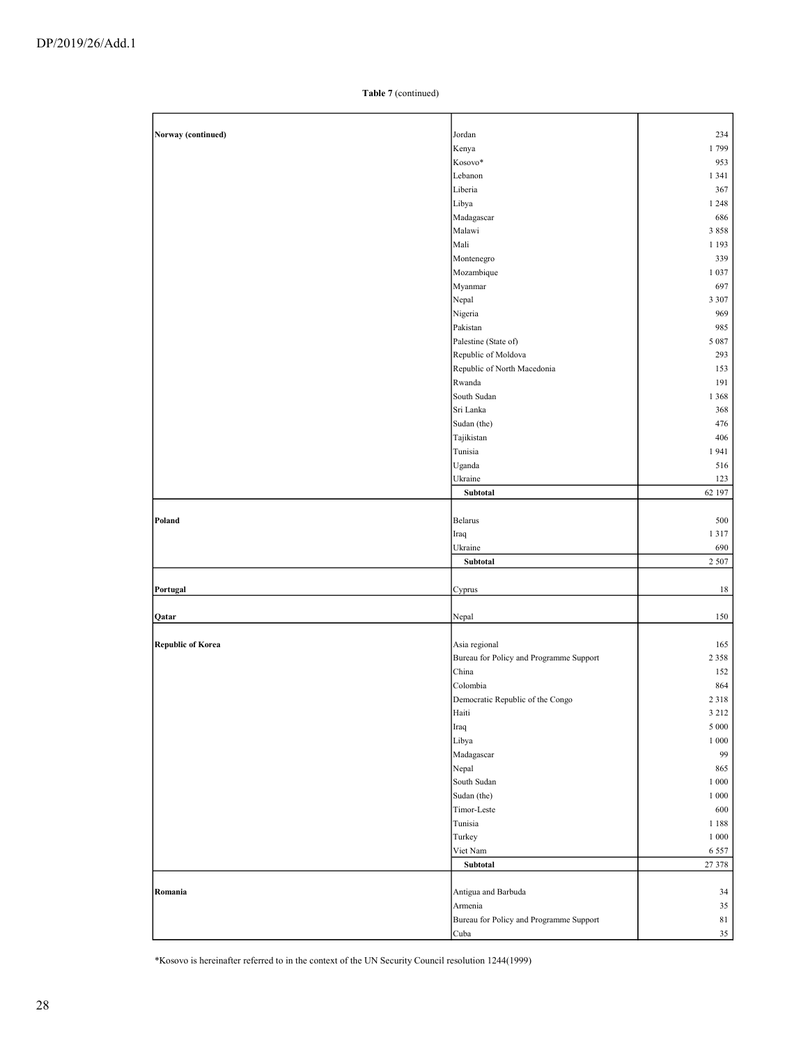**Table 7** (continued)

| | | |
|---|---|---|
| **Norway (continued)** | Jordan | 234 |
| | Kenya | 1 799 |
| | Kosovo* | 953 |
| | Lebanon | 1 341 |
| | Liberia | 367 |
| | Libya | 1 248 |
| | Madagascar | 686 |
| | Malawi | 3 858 |
| | Mali | 1 193 |
| | Montenegro | 339 |
| | Mozambique | 1 037 |
| | Myanmar | 697 |
| | Nepal | 3 307 |
| | Nigeria | 969 |
| | Pakistan | 985 |
| | Palestine (State of) | 5 087 |
| | Republic of Moldova | 293 |
| | Republic of North Macedonia | 153 |
| | Rwanda | 191 |
| | South Sudan | 1 368 |
| | Sri Lanka | 368 |
| | Sudan (the) | 476 |
| | Tajikistan | 406 |
| | Tunisia | 1 941 |
| | Uganda | 516 |
| | Ukraine | 123 |
| | **Subtotal** | 62 197 |
| **Poland** | Belarus | 500 |
| | Iraq | 1 317 |
| | Ukraine | 690 |
| | **Subtotal** | 2 507 |
| **Portugal** | Cyprus | 18 |
| **Qatar** | Nepal | 150 |
| **Republic of Korea** | Asia regional | 165 |
| | Bureau for Policy and Programme Support | 2 358 |
| | China | 152 |
| | Colombia | 864 |
| | Democratic Republic of the Congo | 2 318 |
| | Haiti | 3 212 |
| | Iraq | 5 000 |
| | Libya | 1 000 |
| | Madagascar | 99 |
| | Nepal | 865 |
| | South Sudan | 1 000 |
| | Sudan (the) | 1 000 |
| | Timor-Leste | 600 |
| | Tunisia | 1 188 |
| | Turkey | 1 000 |
| | Viet Nam | 6 557 |
| | **Subtotal** | 27 378 |
| **Romania** | Antigua and Barbuda | 34 |
| | Armenia | 35 |
| | Bureau for Policy and Programme Support | 81 |
| | Cuba | 35 |

*Kosovo is hereinafter referred to in the context of the UN Security Council resolution 1244(1999)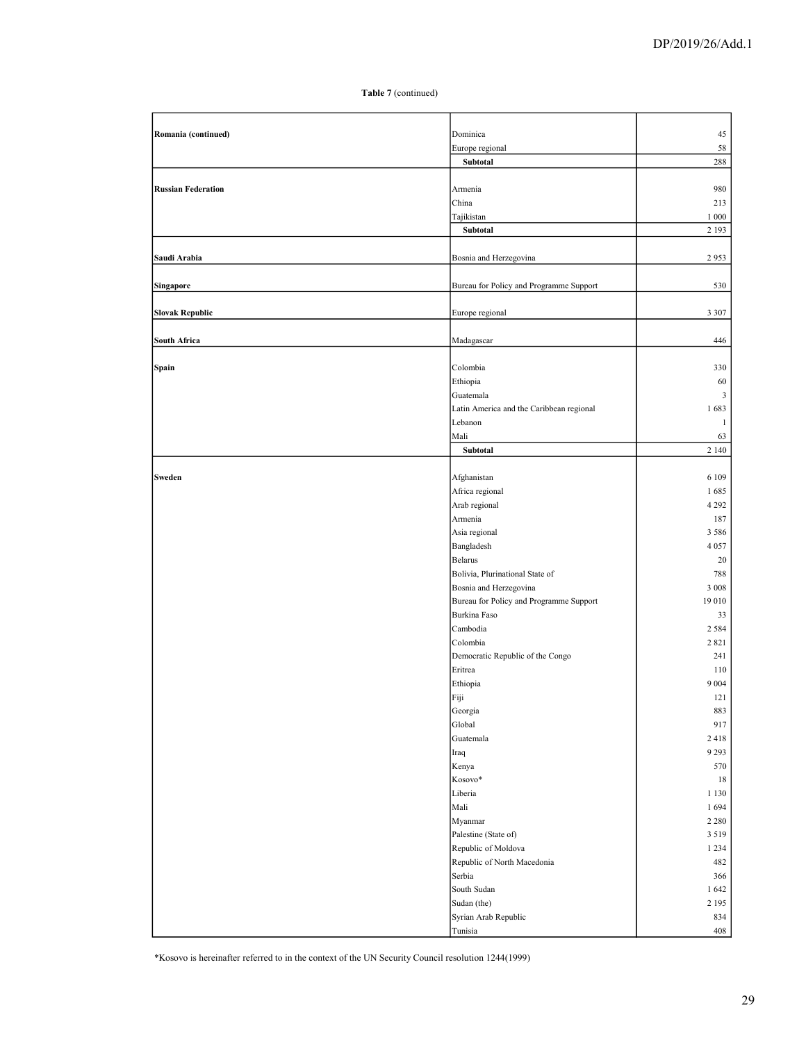**Table 7** (continued)

| | | |
|---|---|---|
| **Romania (continued)** | Dominica | 45 |
| | Europe regional | 58 |
| | **Subtotal** | 288 |
| **Russian Federation** | Armenia | 980 |
| | China | 213 |
| | Tajikistan | 1 000 |
| | **Subtotal** | 2 193 |
| **Saudi Arabia** | Bosnia and Herzegovina | 2 953 |
| **Singapore** | Bureau for Policy and Programme Support | 530 |
| **Slovak Republic** | Europe regional | 3 307 |
| **South Africa** | Madagascar | 446 |
| **Spain** | Colombia | 330 |
| | Ethiopia | 60 |
| | Guatemala | 3 |
| | Latin America and the Caribbean regional | 1 683 |
| | Lebanon | 1 |
| | Mali | 63 |
| | **Subtotal** | 2 140 |
| **Sweden** | Afghanistan | 6 109 |
| | Africa regional | 1 685 |
| | Arab regional | 4 292 |
| | Armenia | 187 |
| | Asia regional | 3 586 |
| | Bangladesh | 4 057 |
| | Belarus | 20 |
| | Bolivia, Plurinational State of | 788 |
| | Bosnia and Herzegovina | 3 008 |
| | Bureau for Policy and Programme Support | 19 010 |
| | Burkina Faso | 33 |
| | Cambodia | 2 584 |
| | Colombia | 2 821 |
| | Democratic Republic of the Congo | 241 |
| | Eritrea | 110 |
| | Ethiopia | 9 004 |
| | Fiji | 121 |
| | Georgia | 883 |
| | Global | 917 |
| | Guatemala | 2 418 |
| | Iraq | 9 293 |
| | Kenya | 570 |
| | Kosovo* | 18 |
| | Liberia | 1 130 |
| | Mali | 1 694 |
| | Myanmar | 2 280 |
| | Palestine (State of) | 3 519 |
| | Republic of Moldova | 1 234 |
| | Republic of North Macedonia | 482 |
| | Serbia | 366 |
| | South Sudan | 1 642 |
| | Sudan (the) | 2 195 |
| | Syrian Arab Republic | 834 |
| | Tunisia | 408 |

*Kosovo is hereinafter referred to in the context of the UN Security Council resolution 1244(1999)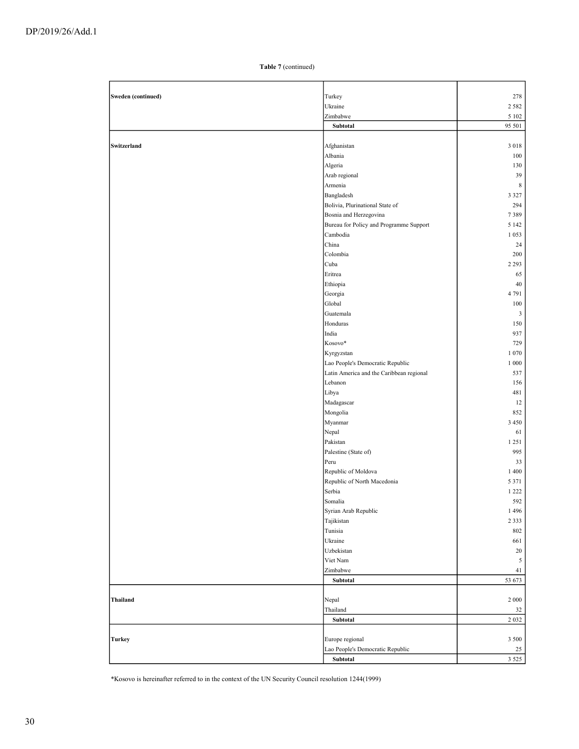**Table 7** (continued)

| | | |
|---|---|---|
| **Sweden (continued)** | Turkey | 278 |
| | Ukraine | 2 582 |
| | Zimbabwe | 5 102 |
| | **Subtotal** | 95 501 |
| **Switzerland** | Afghanistan | 3 018 |
| | Albania | 100 |
| | Algeria | 130 |
| | Arab regional | 39 |
| | Armenia | 8 |
| | Bangladesh | 3 327 |
| | Bolivia, Plurinational State of | 294 |
| | Bosnia and Herzegovina | 7 389 |
| | Bureau for Policy and Programme Support | 5 142 |
| | Cambodia | 1 053 |
| | China | 24 |
| | Colombia | 200 |
| | Cuba | 2 293 |
| | Eritrea | 65 |
| | Ethiopia | 40 |
| | Georgia | 4 791 |
| | Global | 100 |
| | Guatemala | 3 |
| | Honduras | 150 |
| | India | 937 |
| | Kosovo* | 729 |
| | Kyrgyzstan | 1 070 |
| | Lao People's Democratic Republic | 1 000 |
| | Latin America and the Caribbean regional | 537 |
| | Lebanon | 156 |
| | Libya | 481 |
| | Madagascar | 12 |
| | Mongolia | 852 |
| | Myanmar | 3 450 |
| | Nepal | 61 |
| | Pakistan | 1 251 |
| | Palestine (State of) | 995 |
| | Peru | 33 |
| | Republic of Moldova | 1 400 |
| | Republic of North Macedonia | 5 371 |
| | Serbia | 1 222 |
| | Somalia | 592 |
| | Syrian Arab Republic | 1 496 |
| | Tajikistan | 2 333 |
| | Tunisia | 802 |
| | Ukraine | 661 |
| | Uzbekistan | 20 |
| | Viet Nam | 5 |
| | Zimbabwe | 41 |
| | **Subtotal** | 53 673 |
| **Thailand** | Nepal | 2 000 |
| | Thailand | 32 |
| | **Subtotal** | 2 032 |
| **Turkey** | Europe regional | 3 500 |
| | Lao People's Democratic Republic | 25 |
| | **Subtotal** | 3 525 |

*Kosovo is hereinafter referred to in the context of the UN Security Council resolution 1244(1999)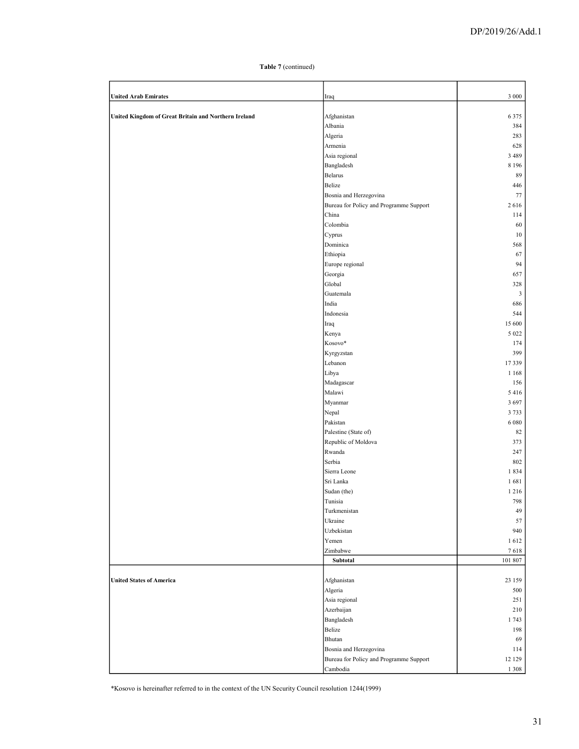**Table 7** (continued)

| | | |
|---|---|---|
| **United Arab Emirates** | Iraq | 3 000 |
| **United Kingdom of Great Britain and Northern Ireland** | Afghanistan | 6 375 |
| | Albania | 384 |
| | Algeria | 283 |
| | Armenia | 628 |
| | Asia regional | 3 489 |
| | Bangladesh | 8 196 |
| | Belarus | 89 |
| | Belize | 446 |
| | Bosnia and Herzegovina | 77 |
| | Bureau for Policy and Programme Support | 2 616 |
| | China | 114 |
| | Colombia | 60 |
| | Cyprus | 10 |
| | Dominica | 568 |
| | Ethiopia | 67 |
| | Europe regional | 94 |
| | Georgia | 657 |
| | Global | 328 |
| | Guatemala | 3 |
| | India | 686 |
| | Indonesia | 544 |
| | Iraq | 15 600 |
| | Kenya | 5 022 |
| | Kosovo* | 174 |
| | Kyrgyzstan | 399 |
| | Lebanon | 17 339 |
| | Libya | 1 168 |
| | Madagascar | 156 |
| | Malawi | 5 416 |
| | Myanmar | 3 697 |
| | Nepal | 3 733 |
| | Pakistan | 6 080 |
| | Palestine (State of) | 82 |
| | Republic of Moldova | 373 |
| | Rwanda | 247 |
| | Serbia | 802 |
| | Sierra Leone | 1 834 |
| | Sri Lanka | 1 681 |
| | Sudan (the) | 1 216 |
| | Tunisia | 798 |
| | Turkmenistan | 49 |
| | Ukraine | 57 |
| | Uzbekistan | 940 |
| | Yemen | 1 612 |
| | Zimbabwe | 7 618 |
| | **Subtotal** | 101 807 |
| **United States of America** | Afghanistan | 23 159 |
| | Algeria | 500 |
| | Asia regional | 251 |
| | Azerbaijan | 210 |
| | Bangladesh | 1 743 |
| | Belize | 198 |
| | Bhutan | 69 |
| | Bosnia and Herzegovina | 114 |
| | Bureau for Policy and Programme Support | 12 129 |
| | Cambodia | 1 308 |

*Kosovo is hereinafter referred to in the context of the UN Security Council resolution 1244(1999)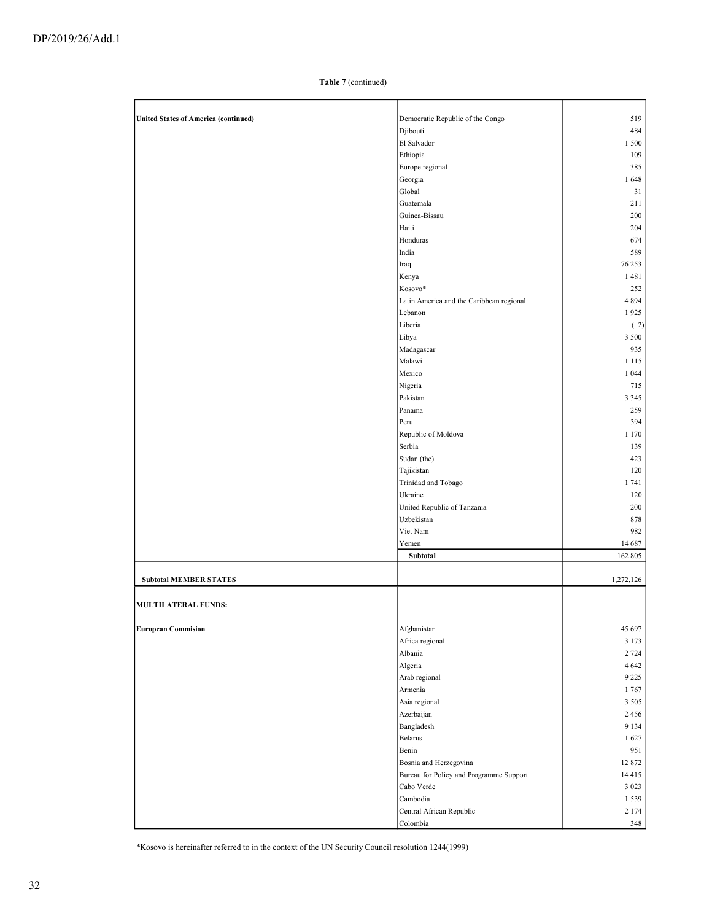**Table 7** (continued)

| | | |
|---|---|---|
| **United States of America (continued)** | Democratic Republic of the Congo | 519 |
| | Djibouti | 484 |
| | El Salvador | 1 500 |
| | Ethiopia | 109 |
| | Europe regional | 385 |
| | Georgia | 1 648 |
| | Global | 31 |
| | Guatemala | 211 |
| | Guinea-Bissau | 200 |
| | Haiti | 204 |
| | Honduras | 674 |
| | India | 589 |
| | Iraq | 76 253 |
| | Kenya | 1 481 |
| | Kosovo* | 252 |
| | Latin America and the Caribbean regional | 4 894 |
| | Lebanon | 1 925 |
| | Liberia | ( 2) |
| | Libya | 3 500 |
| | Madagascar | 935 |
| | Malawi | 1 115 |
| | Mexico | 1 044 |
| | Nigeria | 715 |
| | Pakistan | 3 345 |
| | Panama | 259 |
| | Peru | 394 |
| | Republic of Moldova | 1 170 |
| | Serbia | 139 |
| | Sudan (the) | 423 |
| | Tajikistan | 120 |
| | Trinidad and Tobago | 1 741 |
| | Ukraine | 120 |
| | United Republic of Tanzania | 200 |
| | Uzbekistan | 878 |
| | Viet Nam | 982 |
| | Yemen | 14 687 |
| | **Subtotal** | 162 805 |
| **Subtotal MEMBER STATES** | | 1,272,126 |
| **MULTILATERAL FUNDS:** | | |
| **European Commision** | Afghanistan | 45 697 |
| | Africa regional | 3 173 |
| | Albania | 2 724 |
| | Algeria | 4 642 |
| | Arab regional | 9 225 |
| | Armenia | 1 767 |
| | Asia regional | 3 505 |
| | Azerbaijan | 2 456 |
| | Bangladesh | 9 134 |
| | Belarus | 1 627 |
| | Benin | 951 |
| | Bosnia and Herzegovina | 12 872 |
| | Bureau for Policy and Programme Support | 14 415 |
| | Cabo Verde | 3 023 |
| | Cambodia | 1 539 |
| | Central African Republic | 2 174 |
| | Colombia | 348 |

*Kosovo is hereinafter referred to in the context of the UN Security Council resolution 1244(1999)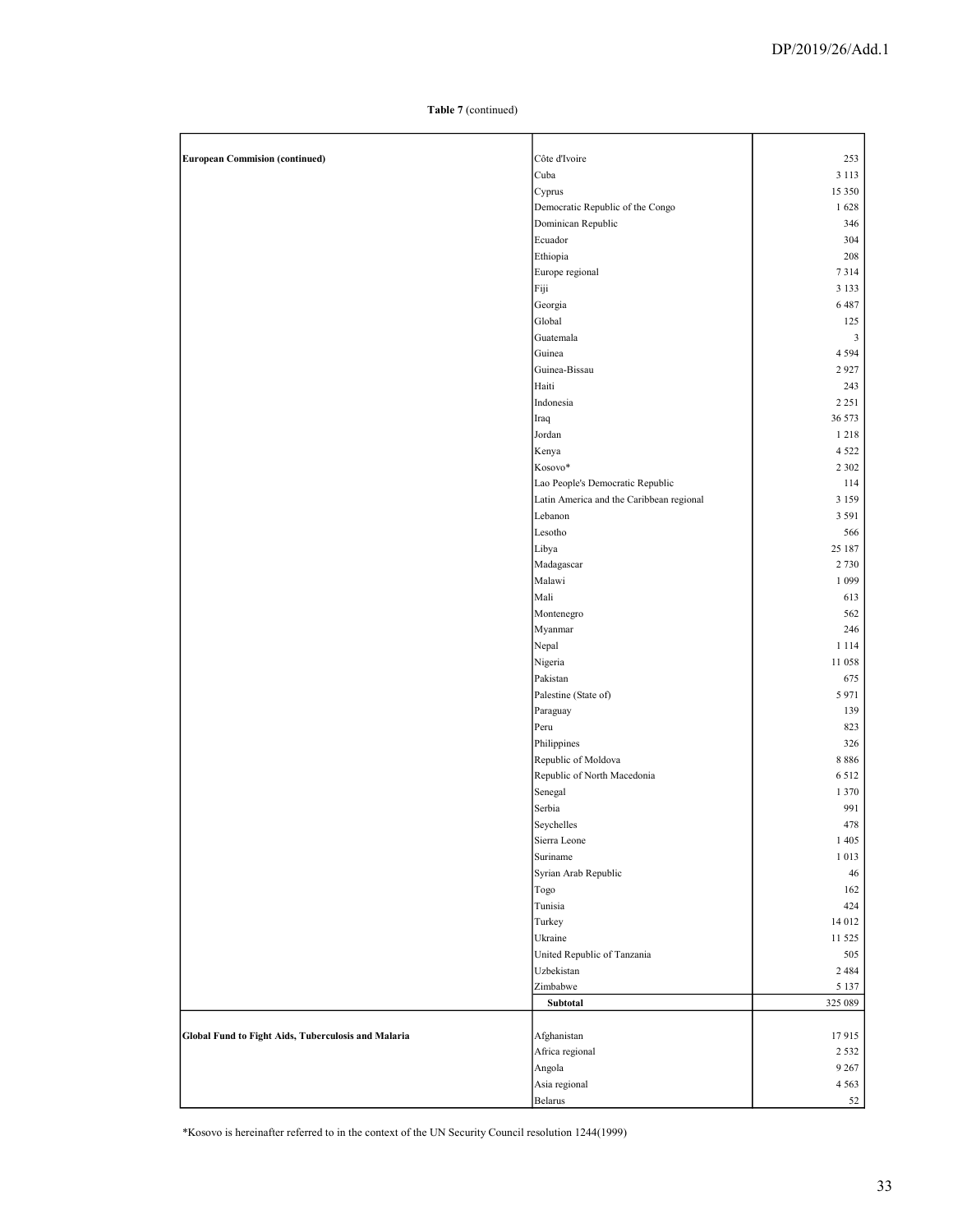**Table 7** (continued)

| | | |
|---|---|---|
| **European Commision (continued)** | Côte d'Ivoire | 253 |
| | Cuba | 3 113 |
| | Cyprus | 15 350 |
| | Democratic Republic of the Congo | 1 628 |
| | Dominican Republic | 346 |
| | Ecuador | 304 |
| | Ethiopia | 208 |
| | Europe regional | 7 314 |
| | Fiji | 3 133 |
| | Georgia | 6 487 |
| | Global | 125 |
| | Guatemala | 3 |
| | Guinea | 4 594 |
| | Guinea-Bissau | 2 927 |
| | Haiti | 243 |
| | Indonesia | 2 251 |
| | Iraq | 36 573 |
| | Jordan | 1 218 |
| | Kenya | 4 522 |
| | Kosovo* | 2 302 |
| | Lao People's Democratic Republic | 114 |
| | Latin America and the Caribbean regional | 3 159 |
| | Lebanon | 3 591 |
| | Lesotho | 566 |
| | Libya | 25 187 |
| | Madagascar | 2 730 |
| | Malawi | 1 099 |
| | Mali | 613 |
| | Montenegro | 562 |
| | Myanmar | 246 |
| | Nepal | 1 114 |
| | Nigeria | 11 058 |
| | Pakistan | 675 |
| | Palestine (State of) | 5 971 |
| | Paraguay | 139 |
| | Peru | 823 |
| | Philippines | 326 |
| | Republic of Moldova | 8 886 |
| | Republic of North Macedonia | 6 512 |
| | Senegal | 1 370 |
| | Serbia | 991 |
| | Seychelles | 478 |
| | Sierra Leone | 1 405 |
| | Suriname | 1 013 |
| | Syrian Arab Republic | 46 |
| | Togo | 162 |
| | Tunisia | 424 |
| | Turkey | 14 012 |
| | Ukraine | 11 525 |
| | United Republic of Tanzania | 505 |
| | Uzbekistan | 2 484 |
| | Zimbabwe | 5 137 |
| | **Subtotal** | 325 089 |
| **Global Fund to Fight Aids, Tuberculosis and Malaria** | Afghanistan | 17 915 |
| | Africa regional | 2 532 |
| | Angola | 9 267 |
| | Asia regional | 4 563 |
| | Belarus | 52 |

*Kosovo is hereinafter referred to in the context of the UN Security Council resolution 1244(1999)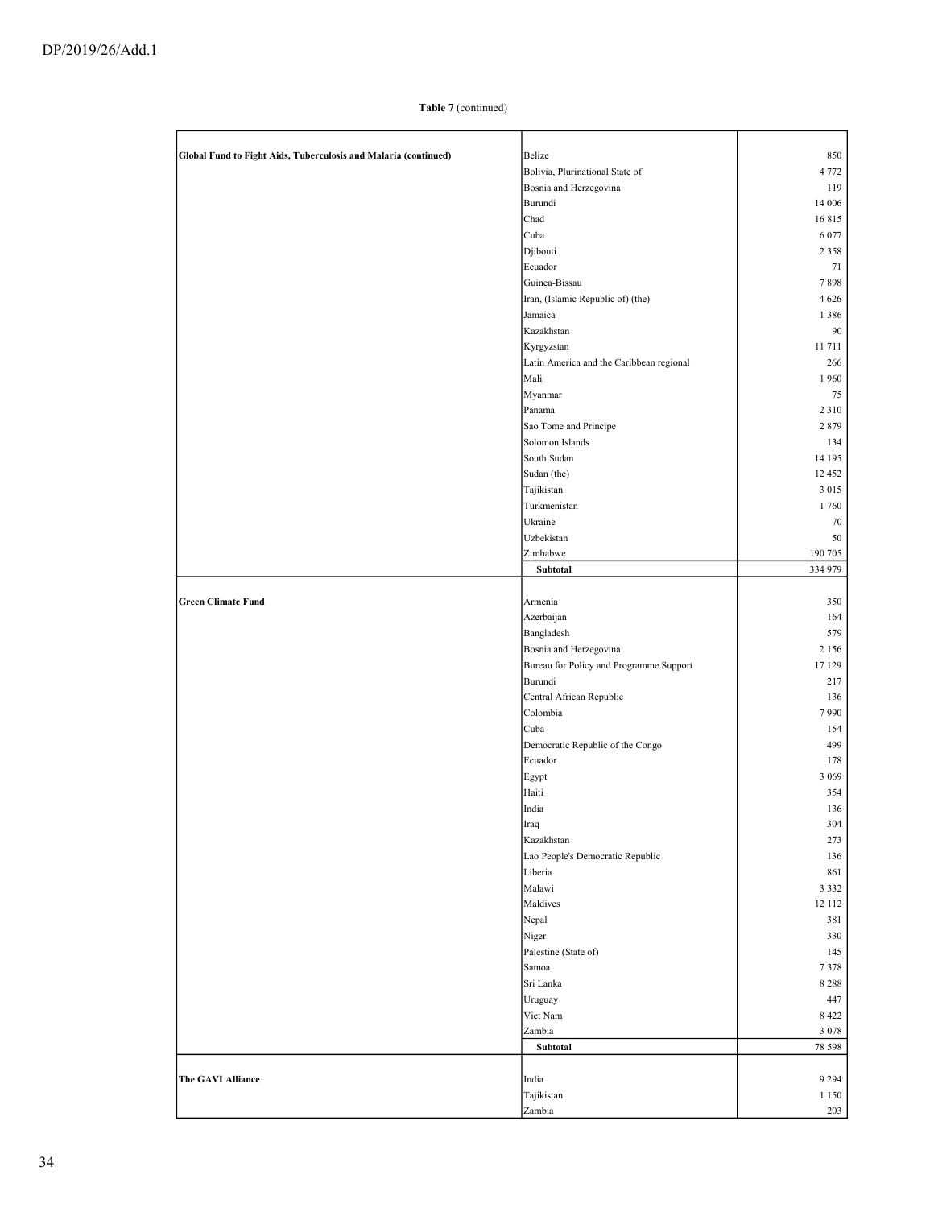**Table 7** (continued)

| | | |
|---|---|---|
| **Global Fund to Fight Aids, Tuberculosis and Malaria (continued)** | Belize | 850 |
| | Bolivia, Plurinational State of | 4 772 |
| | Bosnia and Herzegovina | 119 |
| | Burundi | 14 006 |
| | Chad | 16 815 |
| | Cuba | 6 077 |
| | Djibouti | 2 358 |
| | Ecuador | 71 |
| | Guinea-Bissau | 7 898 |
| | Iran, (Islamic Republic of) (the) | 4 626 |
| | Jamaica | 1 386 |
| | Kazakhstan | 90 |
| | Kyrgyzstan | 11 711 |
| | Latin America and the Caribbean regional | 266 |
| | Mali | 1 960 |
| | Myanmar | 75 |
| | Panama | 2 310 |
| | Sao Tome and Principe | 2 879 |
| | Solomon Islands | 134 |
| | South Sudan | 14 195 |
| | Sudan (the) | 12 452 |
| | Tajikistan | 3 015 |
| | Turkmenistan | 1 760 |
| | Ukraine | 70 |
| | Uzbekistan | 50 |
| | Zimbabwe | 190 705 |
| | **Subtotal** | 334 979 |
| **Green Climate Fund** | Armenia | 350 |
| | Azerbaijan | 164 |
| | Bangladesh | 579 |
| | Bosnia and Herzegovina | 2 156 |
| | Bureau for Policy and Programme Support | 17 129 |
| | Burundi | 217 |
| | Central African Republic | 136 |
| | Colombia | 7 990 |
| | Cuba | 154 |
| | Democratic Republic of the Congo | 499 |
| | Ecuador | 178 |
| | Egypt | 3 069 |
| | Haiti | 354 |
| | India | 136 |
| | Iraq | 304 |
| | Kazakhstan | 273 |
| | Lao People's Democratic Republic | 136 |
| | Liberia | 861 |
| | Malawi | 3 332 |
| | Maldives | 12 112 |
| | Nepal | 381 |
| | Niger | 330 |
| | Palestine (State of) | 145 |
| | Samoa | 7 378 |
| | Sri Lanka | 8 288 |
| | Uruguay | 447 |
| | Viet Nam | 8 422 |
| | Zambia | 3 078 |
| | **Subtotal** | 78 598 |
| **The GAVI Alliance** | India | 9 294 |
| | Tajikistan | 1 150 |
| | Zambia | 203 |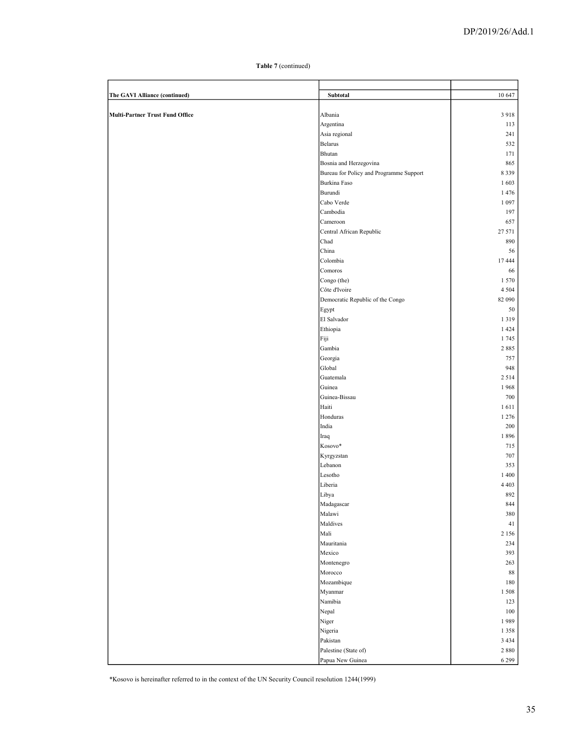**Table 7** (continued)

| | | |
|---|---|---|
| **The GAVI Alliance (continued)** | **Subtotal** | 10 647 |
| | | |
| **Multi-Partner Trust Fund Office** | Albania | 3 918 |
| | Argentina | 113 |
| | Asia regional | 241 |
| | Belarus | 532 |
| | Bhutan | 171 |
| | Bosnia and Herzegovina | 865 |
| | Bureau for Policy and Programme Support | 8 339 |
| | Burkina Faso | 1 603 |
| | Burundi | 1 476 |
| | Cabo Verde | 1 097 |
| | Cambodia | 197 |
| | Cameroon | 657 |
| | Central African Republic | 27 571 |
| | Chad | 890 |
| | China | 56 |
| | Colombia | 17 444 |
| | Comoros | 66 |
| | Congo (the) | 1 570 |
| | Côte d'Ivoire | 4 504 |
| | Democratic Republic of the Congo | 82 090 |
| | Egypt | 50 |
| | El Salvador | 1 319 |
| | Ethiopia | 1 424 |
| | Fiji | 1 745 |
| | Gambia | 2 885 |
| | Georgia | 757 |
| | Global | 948 |
| | Guatemala | 2 514 |
| | Guinea | 1 968 |
| | Guinea-Bissau | 700 |
| | Haiti | 1 611 |
| | Honduras | 1 276 |
| | India | 200 |
| | Iraq | 1 896 |
| | Kosovo* | 715 |
| | Kyrgyzstan | 707 |
| | Lebanon | 353 |
| | Lesotho | 1 400 |
| | Liberia | 4 403 |
| | Libya | 892 |
| | Madagascar | 844 |
| | Malawi | 380 |
| | Maldives | 41 |
| | Mali | 2 156 |
| | Mauritania | 234 |
| | Mexico | 393 |
| | Montenegro | 263 |
| | Morocco | 88 |
| | Mozambique | 180 |
| | Myanmar | 1 508 |
| | Namibia | 123 |
| | Nepal | 100 |
| | Niger | 1 989 |
| | Nigeria | 1 358 |
| | Pakistan | 3 434 |
| | Palestine (State of) | 2 880 |
| | Papua New Guinea | 6 299 |

*Kosovo is hereinafter referred to in the context of the UN Security Council resolution 1244(1999)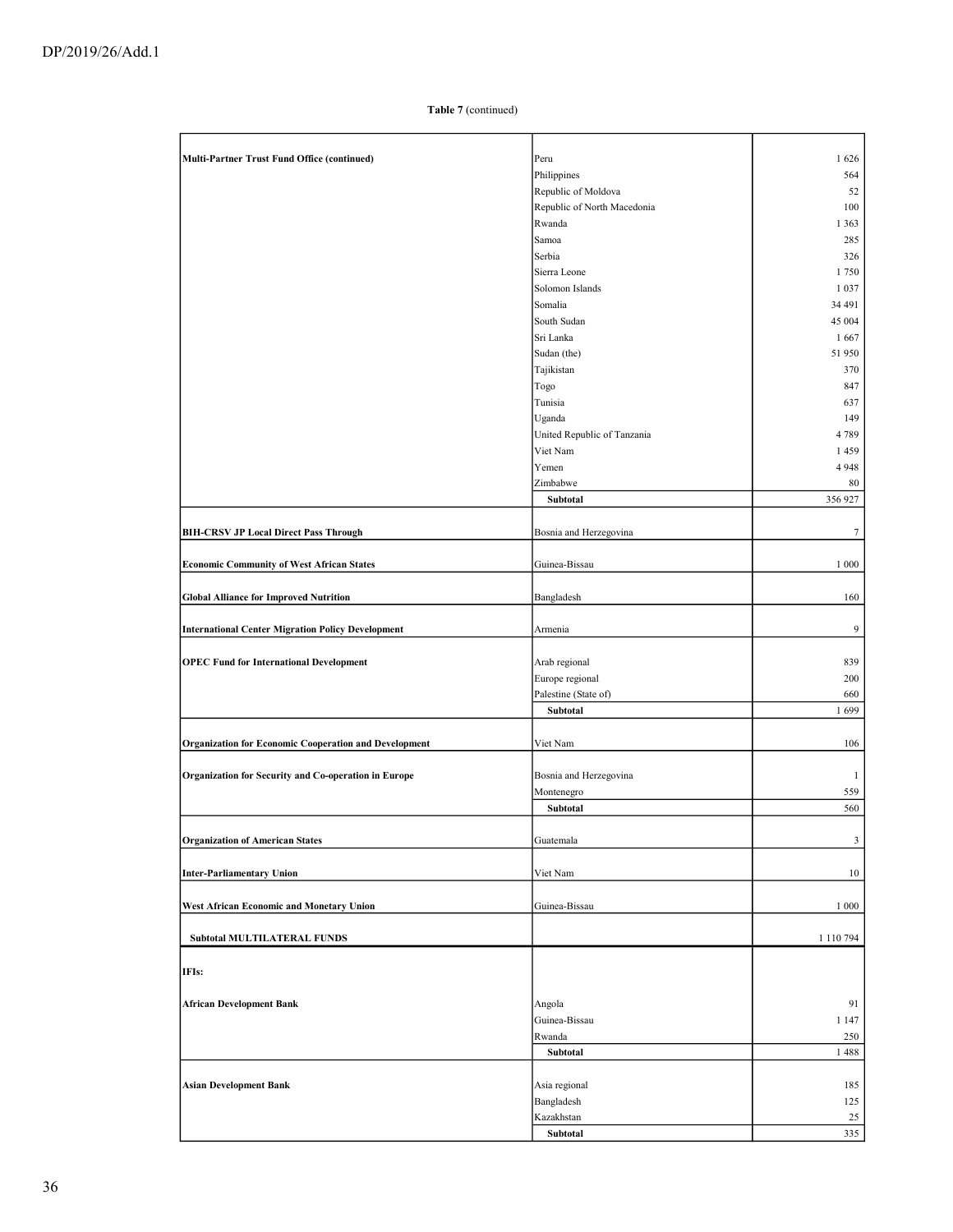**Table 7** (continued)

| | | |
|---|---|---|
| **Multi-Partner Trust Fund Office (continued)** | Peru | 1 626 |
| | Philippines | 564 |
| | Republic of Moldova | 52 |
| | Republic of North Macedonia | 100 |
| | Rwanda | 1 363 |
| | Samoa | 285 |
| | Serbia | 326 |
| | Sierra Leone | 1 750 |
| | Solomon Islands | 1 037 |
| | Somalia | 34 491 |
| | South Sudan | 45 004 |
| | Sri Lanka | 1 667 |
| | Sudan (the) | 51 950 |
| | Tajikistan | 370 |
| | Togo | 847 |
| | Tunisia | 637 |
| | Uganda | 149 |
| | United Republic of Tanzania | 4 789 |
| | Viet Nam | 1 459 |
| | Yemen | 4 948 |
| | Zimbabwe | 80 |
| | **Subtotal** | 356 927 |
| **BIH-CRSV JP Local Direct Pass Through** | Bosnia and Herzegovina | 7 |
| **Economic Community of West African States** | Guinea-Bissau | 1 000 |
| **Global Alliance for Improved Nutrition** | Bangladesh | 160 |
| **International Center Migration Policy Development** | Armenia | 9 |
| **OPEC Fund for International Development** | Arab regional | 839 |
| | Europe regional | 200 |
| | Palestine (State of) | 660 |
| | **Subtotal** | 1 699 |
| **Organization for Economic Cooperation and Development** | Viet Nam | 106 |
| **Organization for Security and Co-operation in Europe** | Bosnia and Herzegovina | 1 |
| | Montenegro | 559 |
| | **Subtotal** | 560 |
| **Organization of American States** | Guatemala | 3 |
| **Inter-Parliamentary Union** | Viet Nam | 10 |
| **West African Economic and Monetary Union** | Guinea-Bissau | 1 000 |
| **Subtotal MULTILATERAL FUNDS** | | 1 110 794 |
| **IFIs:** | | |
| **African Development Bank** | Angola | 91 |
| | Guinea-Bissau | 1 147 |
| | Rwanda | 250 |
| | **Subtotal** | 1 488 |
| **Asian Development Bank** | Asia regional | 185 |
| | Bangladesh | 125 |
| | Kazakhstan | 25 |
| | **Subtotal** | 335 |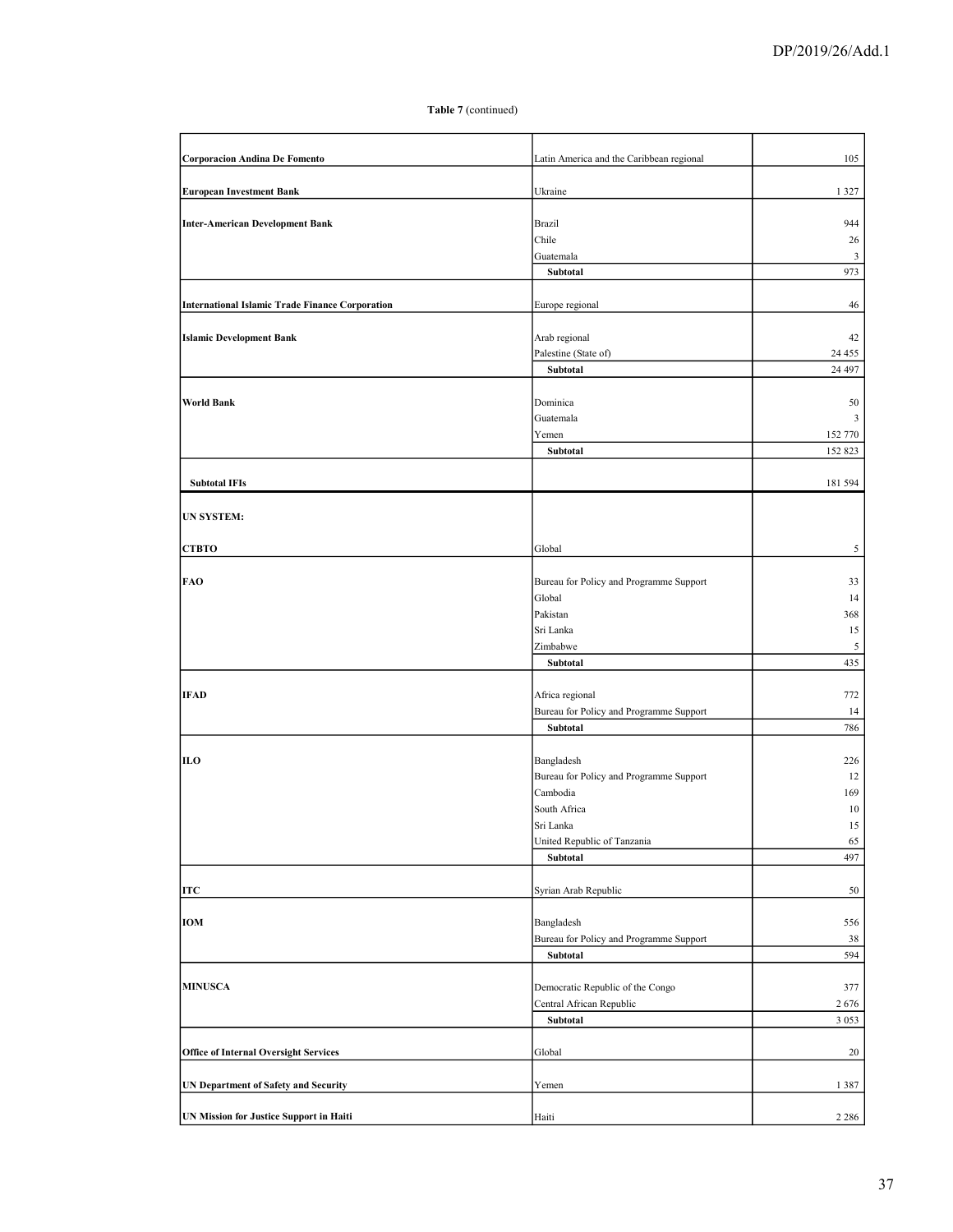**Table 7** (continued)

| | | |
|---|---|---|
| **Corporacion Andina De Fomento** | Latin America and the Caribbean regional | 105 |
| **European Investment Bank** | Ukraine | 1 327 |
| **Inter-American Development Bank** | Brazil | 944 |
| | Chile | 26 |
| | Guatemala | 3 |
| | **Subtotal** | 973 |
| **International Islamic Trade Finance Corporation** | Europe regional | 46 |
| **Islamic Development Bank** | Arab regional | 42 |
| | Palestine (State of) | 24 455 |
| | **Subtotal** | 24 497 |
| **World Bank** | Dominica | 50 |
| | Guatemala | 3 |
| | Yemen | 152 770 |
| | **Subtotal** | 152 823 |
| **Subtotal IFIs** | | 181 594 |
| **UN SYSTEM:** | | |
| **CTBTO** | Global | 5 |
| **FAO** | Bureau for Policy and Programme Support | 33 |
| | Global | 14 |
| | Pakistan | 368 |
| | Sri Lanka | 15 |
| | Zimbabwe | 5 |
| | **Subtotal** | 435 |
| **IFAD** | Africa regional | 772 |
| | Bureau for Policy and Programme Support | 14 |
| | **Subtotal** | 786 |
| **ILO** | Bangladesh | 226 |
| | Bureau for Policy and Programme Support | 12 |
| | Cambodia | 169 |
| | South Africa | 10 |
| | Sri Lanka | 15 |
| | United Republic of Tanzania | 65 |
| | **Subtotal** | 497 |
| **ITC** | Syrian Arab Republic | 50 |
| **IOM** | Bangladesh | 556 |
| | Bureau for Policy and Programme Support | 38 |
| | **Subtotal** | 594 |
| **MINUSCA** | Democratic Republic of the Congo | 377 |
| | Central African Republic | 2 676 |
| | **Subtotal** | 3 053 |
| **Office of Internal Oversight Services** | Global | 20 |
| **UN Department of Safety and Security** | Yemen | 1 387 |
| **UN Mission for Justice Support in Haiti** | Haiti | 2 286 |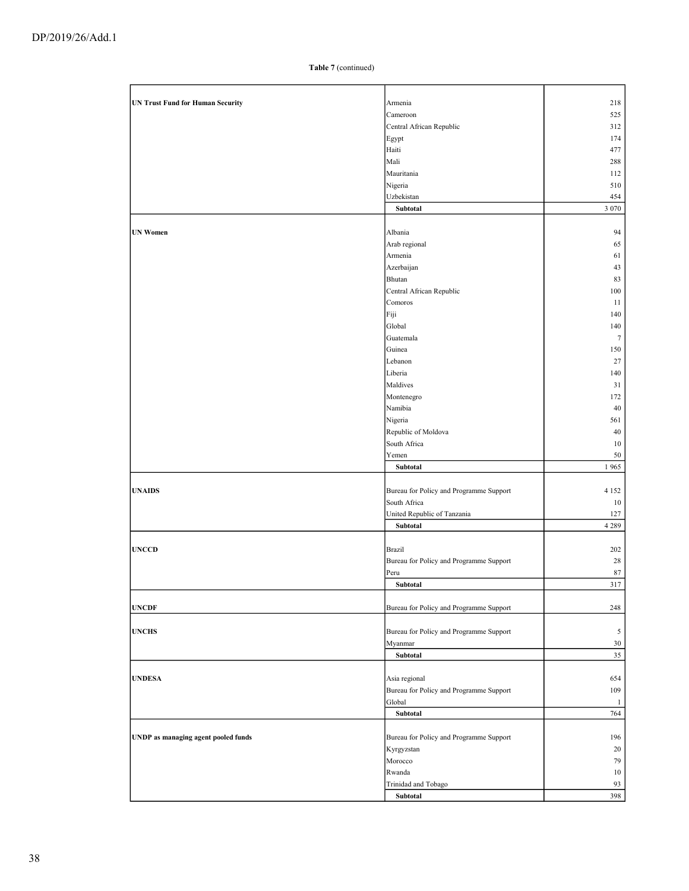**Table 7** (continued)

| | | |
|---|---|---|
| **UN Trust Fund for Human Security** | Armenia | 218 |
| | Cameroon | 525 |
| | Central African Republic | 312 |
| | Egypt | 174 |
| | Haiti | 477 |
| | Mali | 288 |
| | Mauritania | 112 |
| | Nigeria | 510 |
| | Uzbekistan | 454 |
| | **Subtotal** | 3 070 |
| **UN Women** | Albania | 94 |
| | Arab regional | 65 |
| | Armenia | 61 |
| | Azerbaijan | 43 |
| | Bhutan | 83 |
| | Central African Republic | 100 |
| | Comoros | 11 |
| | Fiji | 140 |
| | Global | 140 |
| | Guatemala | 7 |
| | Guinea | 150 |
| | Lebanon | 27 |
| | Liberia | 140 |
| | Maldives | 31 |
| | Montenegro | 172 |
| | Namibia | 40 |
| | Nigeria | 561 |
| | Republic of Moldova | 40 |
| | South Africa | 10 |
| | Yemen | 50 |
| | **Subtotal** | 1 965 |
| **UNAIDS** | Bureau for Policy and Programme Support | 4 152 |
| | South Africa | 10 |
| | United Republic of Tanzania | 127 |
| | **Subtotal** | 4 289 |
| **UNCCD** | Brazil | 202 |
| | Bureau for Policy and Programme Support | 28 |
| | Peru | 87 |
| | **Subtotal** | 317 |
| **UNCDF** | Bureau for Policy and Programme Support | 248 |
| **UNCHS** | Bureau for Policy and Programme Support | 5 |
| | Myanmar | 30 |
| | **Subtotal** | 35 |
| **UNDESA** | Asia regional | 654 |
| | Bureau for Policy and Programme Support | 109 |
| | Global | 1 |
| | **Subtotal** | 764 |
| **UNDP as managing agent pooled funds** | Bureau for Policy and Programme Support | 196 |
| | Kyrgyzstan | 20 |
| | Morocco | 79 |
| | Rwanda | 10 |
| | Trinidad and Tobago | 93 |
| | **Subtotal** | 398 |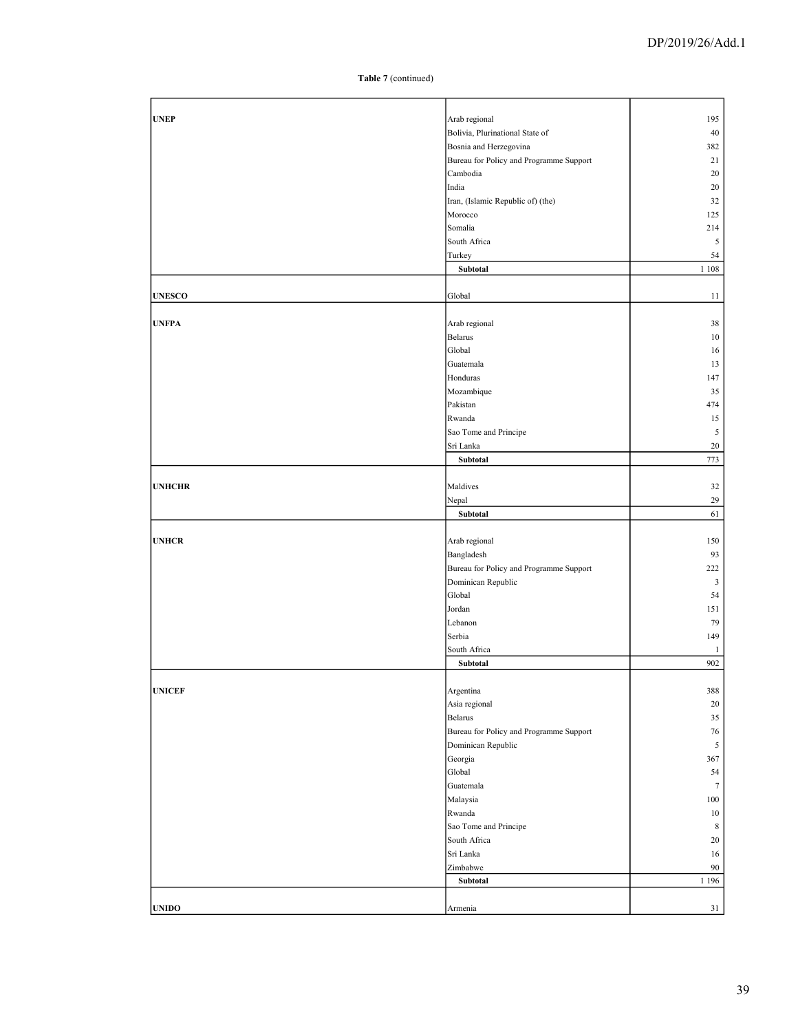**Table 7** (continued)

| | | |
|---|---|---|
| **UNEP** | Arab regional | 195 |
| | Bolivia, Plurinational State of | 40 |
| | Bosnia and Herzegovina | 382 |
| | Bureau for Policy and Programme Support | 21 |
| | Cambodia | 20 |
| | India | 20 |
| | Iran, (Islamic Republic of) (the) | 32 |
| | Morocco | 125 |
| | Somalia | 214 |
| | South Africa | 5 |
| | Turkey | 54 |
| | **Subtotal** | 1 108 |
| **UNESCO** | Global | 11 |
| **UNFPA** | Arab regional | 38 |
| | Belarus | 10 |
| | Global | 16 |
| | Guatemala | 13 |
| | Honduras | 147 |
| | Mozambique | 35 |
| | Pakistan | 474 |
| | Rwanda | 15 |
| | Sao Tome and Principe | 5 |
| | Sri Lanka | 20 |
| | **Subtotal** | 773 |
| **UNHCHR** | Maldives | 32 |
| | Nepal | 29 |
| | **Subtotal** | 61 |
| **UNHCR** | Arab regional | 150 |
| | Bangladesh | 93 |
| | Bureau for Policy and Programme Support | 222 |
| | Dominican Republic | 3 |
| | Global | 54 |
| | Jordan | 151 |
| | Lebanon | 79 |
| | Serbia | 149 |
| | South Africa | 1 |
| | **Subtotal** | 902 |
| **UNICEF** | Argentina | 388 |
| | Asia regional | 20 |
| | Belarus | 35 |
| | Bureau for Policy and Programme Support | 76 |
| | Dominican Republic | 5 |
| | Georgia | 367 |
| | Global | 54 |
| | Guatemala | 7 |
| | Malaysia | 100 |
| | Rwanda | 10 |
| | Sao Tome and Principe | 8 |
| | South Africa | 20 |
| | Sri Lanka | 16 |
| | Zimbabwe | 90 |
| | **Subtotal** | 1 196 |
| **UNIDO** | Armenia | 31 |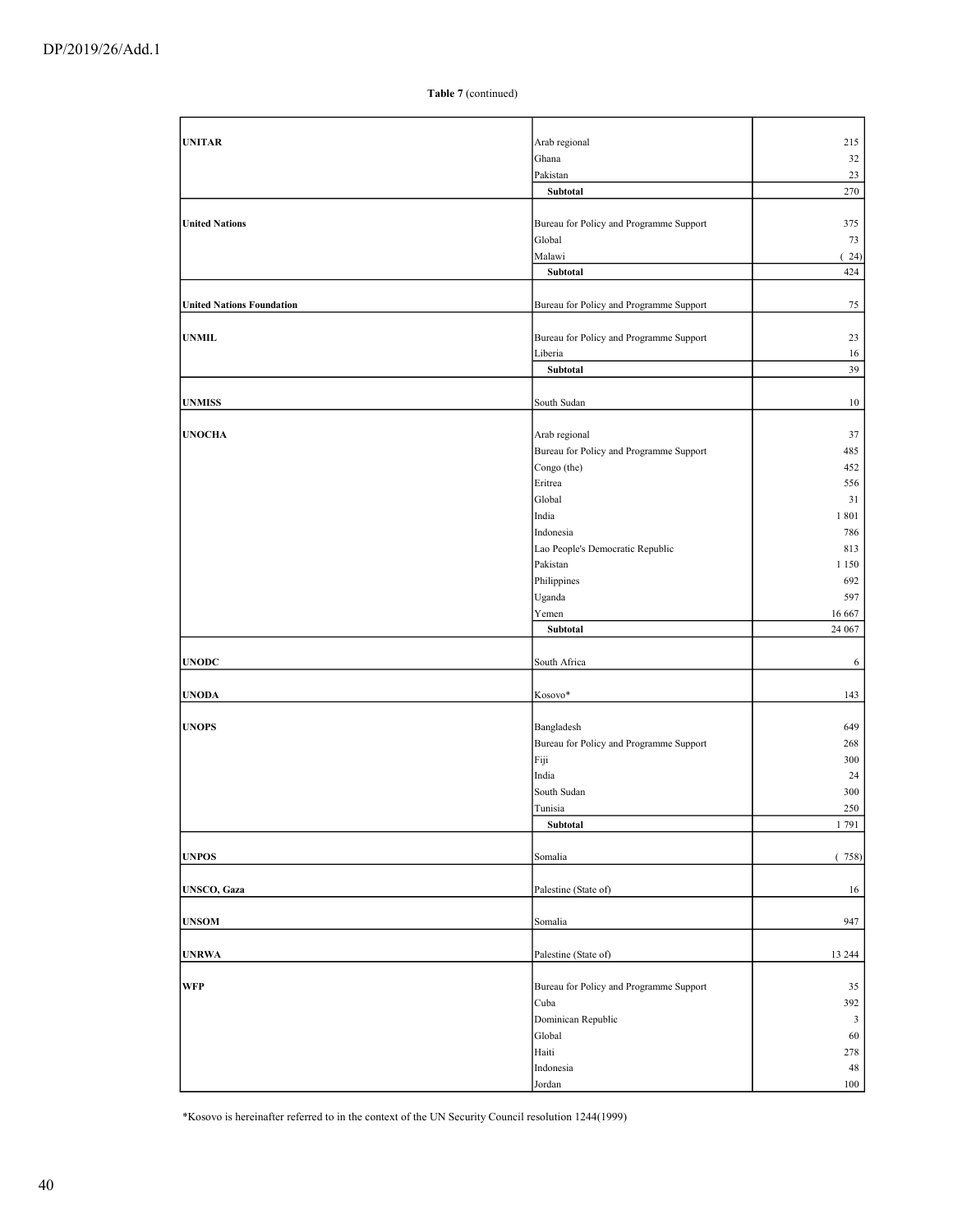**Table 7** (continued)

| | | |
|---|---|---|
| **UNITAR** | Arab regional | 215 |
| | Ghana | 32 |
| | Pakistan | 23 |
| | **Subtotal** | 270 |
| **United Nations** | Bureau for Policy and Programme Support | 375 |
| | Global | 73 |
| | Malawi | ( 24) |
| | **Subtotal** | 424 |
| **United Nations Foundation** | Bureau for Policy and Programme Support | 75 |
| **UNMIL** | Bureau for Policy and Programme Support | 23 |
| | Liberia | 16 |
| | **Subtotal** | 39 |
| **UNMISS** | South Sudan | 10 |
| **UNOCHA** | Arab regional | 37 |
| | Bureau for Policy and Programme Support | 485 |
| | Congo (the) | 452 |
| | Eritrea | 556 |
| | Global | 31 |
| | India | 1 801 |
| | Indonesia | 786 |
| | Lao People's Democratic Republic | 813 |
| | Pakistan | 1 150 |
| | Philippines | 692 |
| | Uganda | 597 |
| | Yemen | 16 667 |
| | **Subtotal** | 24 067 |
| **UNODC** | South Africa | 6 |
| **UNODA** | Kosovo* | 143 |
| **UNOPS** | Bangladesh | 649 |
| | Bureau for Policy and Programme Support | 268 |
| | Fiji | 300 |
| | India | 24 |
| | South Sudan | 300 |
| | Tunisia | 250 |
| | **Subtotal** | 1 791 |
| **UNPOS** | Somalia | ( 758) |
| **UNSCO, Gaza** | Palestine (State of) | 16 |
| **UNSOM** | Somalia | 947 |
| **UNRWA** | Palestine (State of) | 13 244 |
| **WFP** | Bureau for Policy and Programme Support | 35 |
| | Cuba | 392 |
| | Dominican Republic | 3 |
| | Global | 60 |
| | Haiti | 278 |
| | Indonesia | 48 |
| | Jordan | 100 |

*Kosovo is hereinafter referred to in the context of the UN Security Council resolution 1244(1999)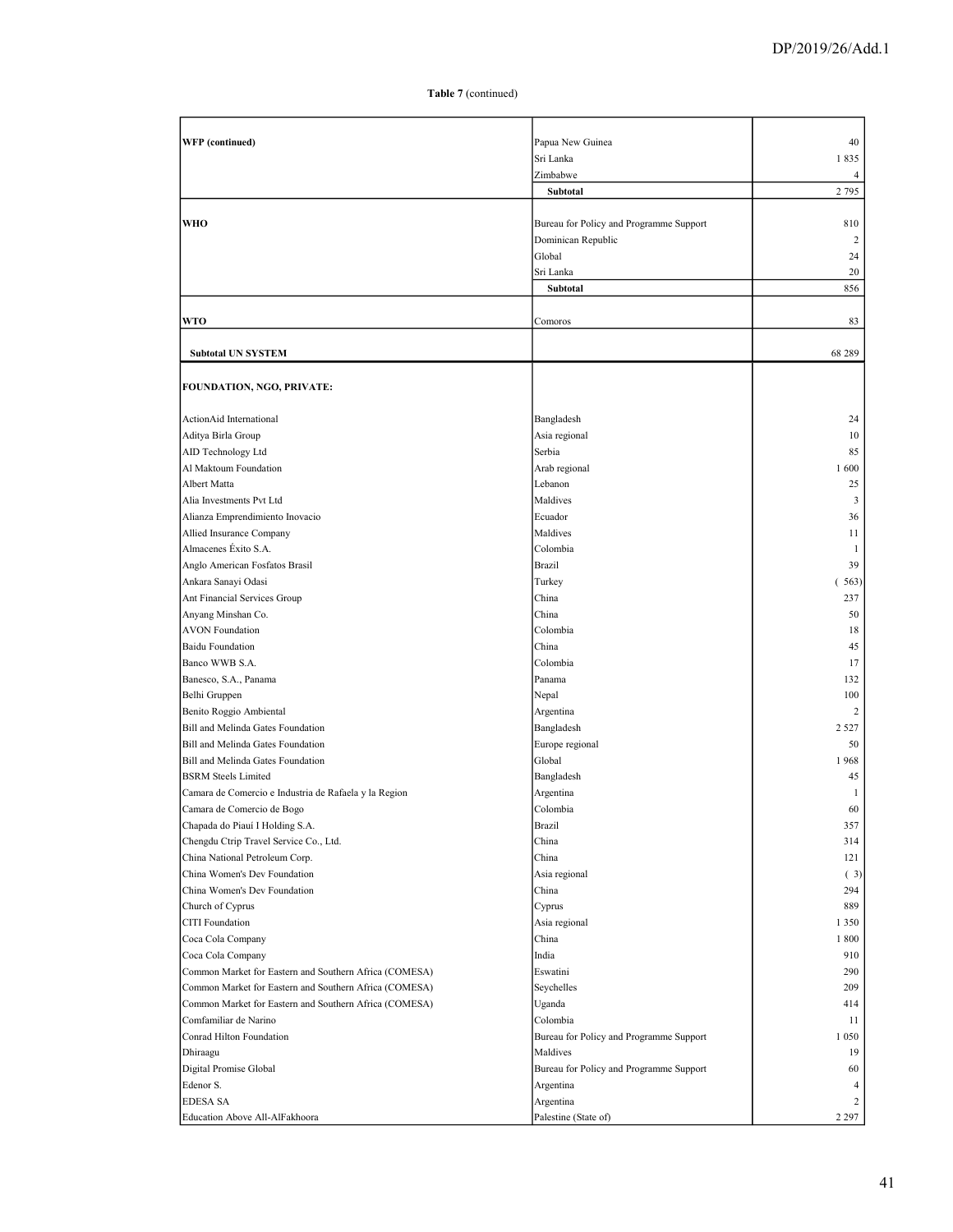**Table 7** (continued)

| | | |
|---|---|---|
| **WFP (continued)** | Papua New Guinea | 40 |
| | Sri Lanka | 1 835 |
| | Zimbabwe | 4 |
| | **Subtotal** | 2 795 |
| **WHO** | Bureau for Policy and Programme Support | 810 |
| | Dominican Republic | 2 |
| | Global | 24 |
| | Sri Lanka | 20 |
| | **Subtotal** | 856 |
| **WTO** | Comoros | 83 |
| **Subtotal UN SYSTEM** | | 68 289 |
| **FOUNDATION, NGO, PRIVATE:** | | |
| ActionAid International | Bangladesh | 24 |
| Aditya Birla Group | Asia regional | 10 |
| AID Technology Ltd | Serbia | 85 |
| Al Maktoum Foundation | Arab regional | 1 600 |
| Albert Matta | Lebanon | 25 |
| Alia Investments Pvt Ltd | Maldives | 3 |
| Alianza Emprendimiento Inovacio | Ecuador | 36 |
| Allied Insurance Company | Maldives | 11 |
| Almacenes Éxito S.A. | Colombia | 1 |
| Anglo American Fosfatos Brasil | Brazil | 39 |
| Ankara Sanayi Odasi | Turkey | ( 563) |
| Ant Financial Services Group | China | 237 |
| Anyang Minshan Co. | China | 50 |
| AVON Foundation | Colombia | 18 |
| Baidu Foundation | China | 45 |
| Banco WWB S.A. | Colombia | 17 |
| Banesco, S.A., Panama | Panama | 132 |
| Belhi Gruppen | Nepal | 100 |
| Benito Roggio Ambiental | Argentina | 2 |
| Bill and Melinda Gates Foundation | Bangladesh | 2 527 |
| Bill and Melinda Gates Foundation | Europe regional | 50 |
| Bill and Melinda Gates Foundation | Global | 1 968 |
| BSRM Steels Limited | Bangladesh | 45 |
| Camara de Comercio e Industria de Rafaela y la Region | Argentina | 1 |
| Camara de Comercio de Bogo | Colombia | 60 |
| Chapada do Piauí I Holding S.A. | Brazil | 357 |
| Chengdu Ctrip Travel Service Co., Ltd. | China | 314 |
| China National Petroleum Corp. | China | 121 |
| China Women's Dev Foundation | Asia regional | ( 3) |
| China Women's Dev Foundation | China | 294 |
| Church of Cyprus | Cyprus | 889 |
| CITI Foundation | Asia regional | 1 350 |
| Coca Cola Company | China | 1 800 |
| Coca Cola Company | India | 910 |
| Common Market for Eastern and Southern Africa (COMESA) | Eswatini | 290 |
| Common Market for Eastern and Southern Africa (COMESA) | Seychelles | 209 |
| Common Market for Eastern and Southern Africa (COMESA) | Uganda | 414 |
| Comfamiliar de Narino | Colombia | 11 |
| Conrad Hilton Foundation | Bureau for Policy and Programme Support | 1 050 |
| Dhiraagu | Maldives | 19 |
| Digital Promise Global | Bureau for Policy and Programme Support | 60 |
| Edenor S. | Argentina | 4 |
| EDESA SA | Argentina | 2 |
| Education Above All-AlFakhoora | Palestine (State of) | 2 297 |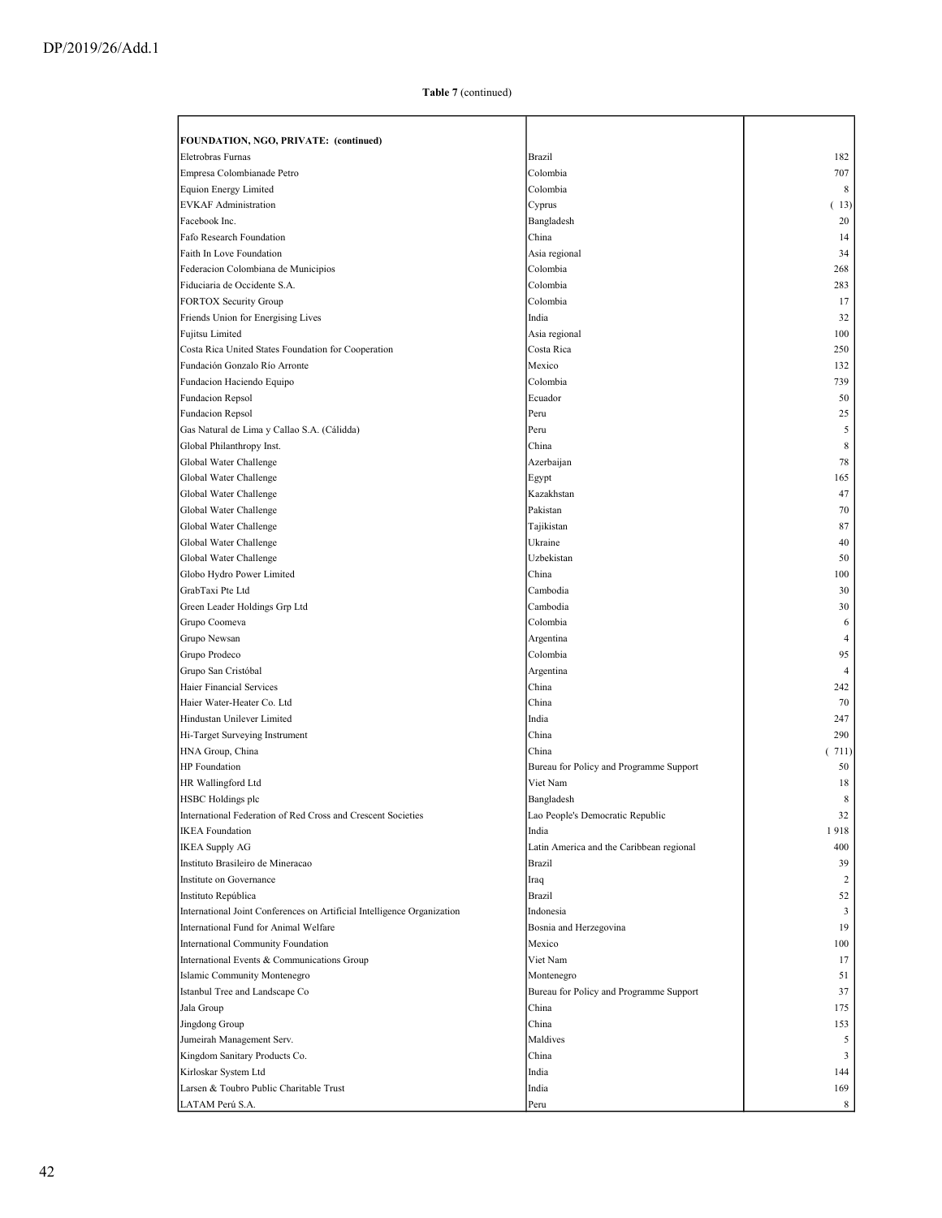**Table 7** (continued)

| FOUNDATION, NGO, PRIVATE: (continued) | | |
|---|---|---|
| Eletrobras Furnas | Brazil | 182 |
| Empresa Colombianade Petro | Colombia | 707 |
| Equion Energy Limited | Colombia | 8 |
| EVKAF Administration | Cyprus | ( 13) |
| Facebook Inc. | Bangladesh | 20 |
| Fafo Research Foundation | China | 14 |
| Faith In Love Foundation | Asia regional | 34 |
| Federacion Colombiana de Municipios | Colombia | 268 |
| Fiduciaria de Occidente S.A. | Colombia | 283 |
| FORTOX Security Group | Colombia | 17 |
| Friends Union for Energising Lives | India | 32 |
| Fujitsu Limited | Asia regional | 100 |
| Costa Rica United States Foundation for Cooperation | Costa Rica | 250 |
| Fundación Gonzalo Río Arronte | Mexico | 132 |
| Fundacion Haciendo Equipo | Colombia | 739 |
| Fundacion Repsol | Ecuador | 50 |
| Fundacion Repsol | Peru | 25 |
| Gas Natural de Lima y Callao S.A. (Cálidda) | Peru | 5 |
| Global Philanthropy Inst. | China | 8 |
| Global Water Challenge | Azerbaijan | 78 |
| Global Water Challenge | Egypt | 165 |
| Global Water Challenge | Kazakhstan | 47 |
| Global Water Challenge | Pakistan | 70 |
| Global Water Challenge | Tajikistan | 87 |
| Global Water Challenge | Ukraine | 40 |
| Global Water Challenge | Uzbekistan | 50 |
| Globo Hydro Power Limited | China | 100 |
| GrabTaxi Pte Ltd | Cambodia | 30 |
| Green Leader Holdings Grp Ltd | Cambodia | 30 |
| Grupo Coomeva | Colombia | 6 |
| Grupo Newsan | Argentina | 4 |
| Grupo Prodeco | Colombia | 95 |
| Grupo San Cristóbal | Argentina | 4 |
| Haier Financial Services | China | 242 |
| Haier Water-Heater Co. Ltd | China | 70 |
| Hindustan Unilever Limited | India | 247 |
| Hi-Target Surveying Instrument | China | 290 |
| HNA Group, China | China | ( 711) |
| HP Foundation | Bureau for Policy and Programme Support | 50 |
| HR Wallingford Ltd | Viet Nam | 18 |
| HSBC Holdings plc | Bangladesh | 8 |
| International Federation of Red Cross and Crescent Societies | Lao People's Democratic Republic | 32 |
| IKEA Foundation | India | 1 918 |
| IKEA Supply AG | Latin America and the Caribbean regional | 400 |
| Instituto Brasileiro de Mineracao | Brazil | 39 |
| Institute on Governance | Iraq | 2 |
| Instituto República | Brazil | 52 |
| International Joint Conferences on Artificial Intelligence Organization | Indonesia | 3 |
| International Fund for Animal Welfare | Bosnia and Herzegovina | 19 |
| International Community Foundation | Mexico | 100 |
| International Events & Communications Group | Viet Nam | 17 |
| Islamic Community Montenegro | Montenegro | 51 |
| Istanbul Tree and Landscape Co | Bureau for Policy and Programme Support | 37 |
| Jala Group | China | 175 |
| Jingdong Group | China | 153 |
| Jumeirah Management Serv. | Maldives | 5 |
| Kingdom Sanitary Products Co. | China | 3 |
| Kirloskar System Ltd | India | 144 |
| Larsen & Toubro Public Charitable Trust | India | 169 |
| LATAM Perú S.A. | Peru | 8 |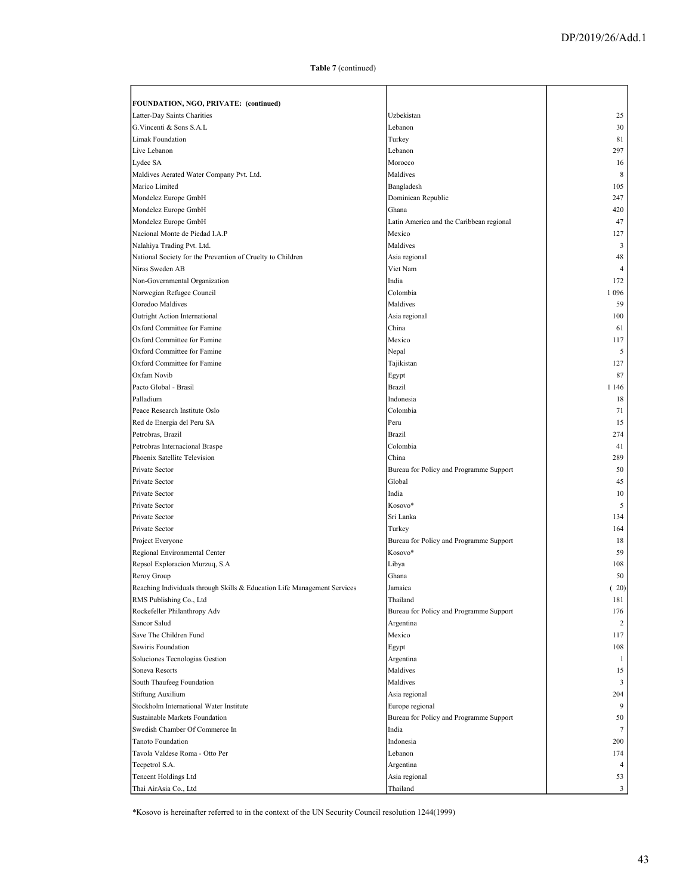**Table 7** (continued)

| | | |
|---|---|---|
| **FOUNDATION, NGO, PRIVATE: (continued)** | | |
| Latter-Day Saints Charities | Uzbekistan | 25 |
| G.Vincenti & Sons S.A.L | Lebanon | 30 |
| Limak Foundation | Turkey | 81 |
| Live Lebanon | Lebanon | 297 |
| Lydec SA | Morocco | 16 |
| Maldives Aerated Water Company Pvt. Ltd. | Maldives | 8 |
| Marico Limited | Bangladesh | 105 |
| Mondelez Europe GmbH | Dominican Republic | 247 |
| Mondelez Europe GmbH | Ghana | 420 |
| Mondelez Europe GmbH | Latin America and the Caribbean regional | 47 |
| Nacional Monte de Piedad I.A.P | Mexico | 127 |
| Nalahiya Trading Pvt. Ltd. | Maldives | 3 |
| National Society for the Prevention of Cruelty to Children | Asia regional | 48 |
| Niras Sweden AB | Viet Nam | 4 |
| Non-Governmental Organization | India | 172 |
| Norwegian Refugee Council | Colombia | 1 096 |
| Ooredoo Maldives | Maldives | 59 |
| Outright Action International | Asia regional | 100 |
| Oxford Committee for Famine | China | 61 |
| Oxford Committee for Famine | Mexico | 117 |
| Oxford Committee for Famine | Nepal | 5 |
| Oxford Committee for Famine | Tajikistan | 127 |
| Oxfam Novib | Egypt | 87 |
| Pacto Global - Brasil | Brazil | 1 146 |
| Palladium | Indonesia | 18 |
| Peace Research Institute Oslo | Colombia | 71 |
| Red de Energia del Peru SA | Peru | 15 |
| Petrobras, Brazil | Brazil | 274 |
| Petrobras Internacional Braspe | Colombia | 41 |
| Phoenix Satellite Television | China | 289 |
| Private Sector | Bureau for Policy and Programme Support | 50 |
| Private Sector | Global | 45 |
| Private Sector | India | 10 |
| Private Sector | Kosovo* | 5 |
| Private Sector | Sri Lanka | 134 |
| Private Sector | Turkey | 164 |
| Project Everyone | Bureau for Policy and Programme Support | 18 |
| Regional Environmental Center | Kosovo* | 59 |
| Repsol Exploracion Murzuq, S.A | Libya | 108 |
| Reroy Group | Ghana | 50 |
| Reaching Individuals through Skills & Education Life Management Services | Jamaica | ( 20) |
| RMS Publishing Co., Ltd | Thailand | 181 |
| Rockefeller Philanthropy Adv | Bureau for Policy and Programme Support | 176 |
| Sancor Salud | Argentina | 2 |
| Save The Children Fund | Mexico | 117 |
| Sawiris Foundation | Egypt | 108 |
| Soluciones Tecnologias Gestion | Argentina | 1 |
| Soneva Resorts | Maldives | 15 |
| South Thaufeeg Foundation | Maldives | 3 |
| Stiftung Auxilium | Asia regional | 204 |
| Stockholm International Water Institute | Europe regional | 9 |
| Sustainable Markets Foundation | Bureau for Policy and Programme Support | 50 |
| Swedish Chamber Of Commerce In | India | 7 |
| Tanoto Foundation | Indonesia | 200 |
| Tavola Valdese Roma - Otto Per | Lebanon | 174 |
| Tecpetrol S.A. | Argentina | 4 |
| Tencent Holdings Ltd | Asia regional | 53 |
| Thai AirAsia Co., Ltd | Thailand | 3 |

*Kosovo is hereinafter referred to in the context of the UN Security Council resolution 1244(1999)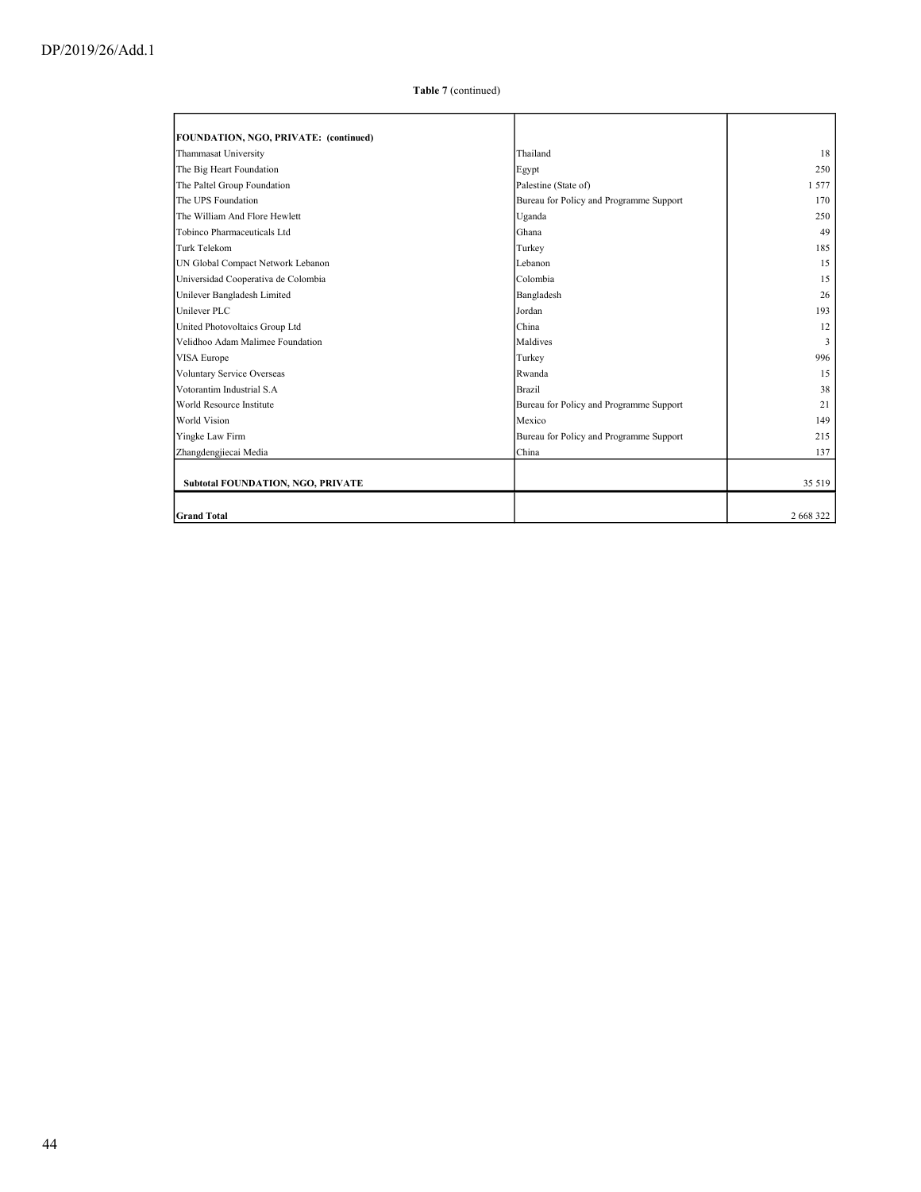**Table 7** (continued)

| FOUNDATION, NGO, PRIVATE: (continued) | | |
|---|---|---|
| Thammasat University | Thailand | 18 |
| The Big Heart Foundation | Egypt | 250 |
| The Paltel Group Foundation | Palestine (State of) | 1 577 |
| The UPS Foundation | Bureau for Policy and Programme Support | 170 |
| The William And Flore Hewlett | Uganda | 250 |
| Tobinco Pharmaceuticals Ltd | Ghana | 49 |
| Turk Telekom | Turkey | 185 |
| UN Global Compact Network Lebanon | Lebanon | 15 |
| Universidad Cooperativa de Colombia | Colombia | 15 |
| Unilever Bangladesh Limited | Bangladesh | 26 |
| Unilever PLC | Jordan | 193 |
| United Photovoltaics Group Ltd | China | 12 |
| Velidhoo Adam Malimee Foundation | Maldives | 3 |
| VISA Europe | Turkey | 996 |
| Voluntary Service Overseas | Rwanda | 15 |
| Votorantim Industrial S.A | Brazil | 38 |
| World Resource Institute | Bureau for Policy and Programme Support | 21 |
| World Vision | Mexico | 149 |
| Yingke Law Firm | Bureau for Policy and Programme Support | 215 |
| Zhangdengjiecai Media | China | 137 |
| **Subtotal FOUNDATION, NGO, PRIVATE** | | 35 519 |
| **Grand Total** | | 2 668 322 |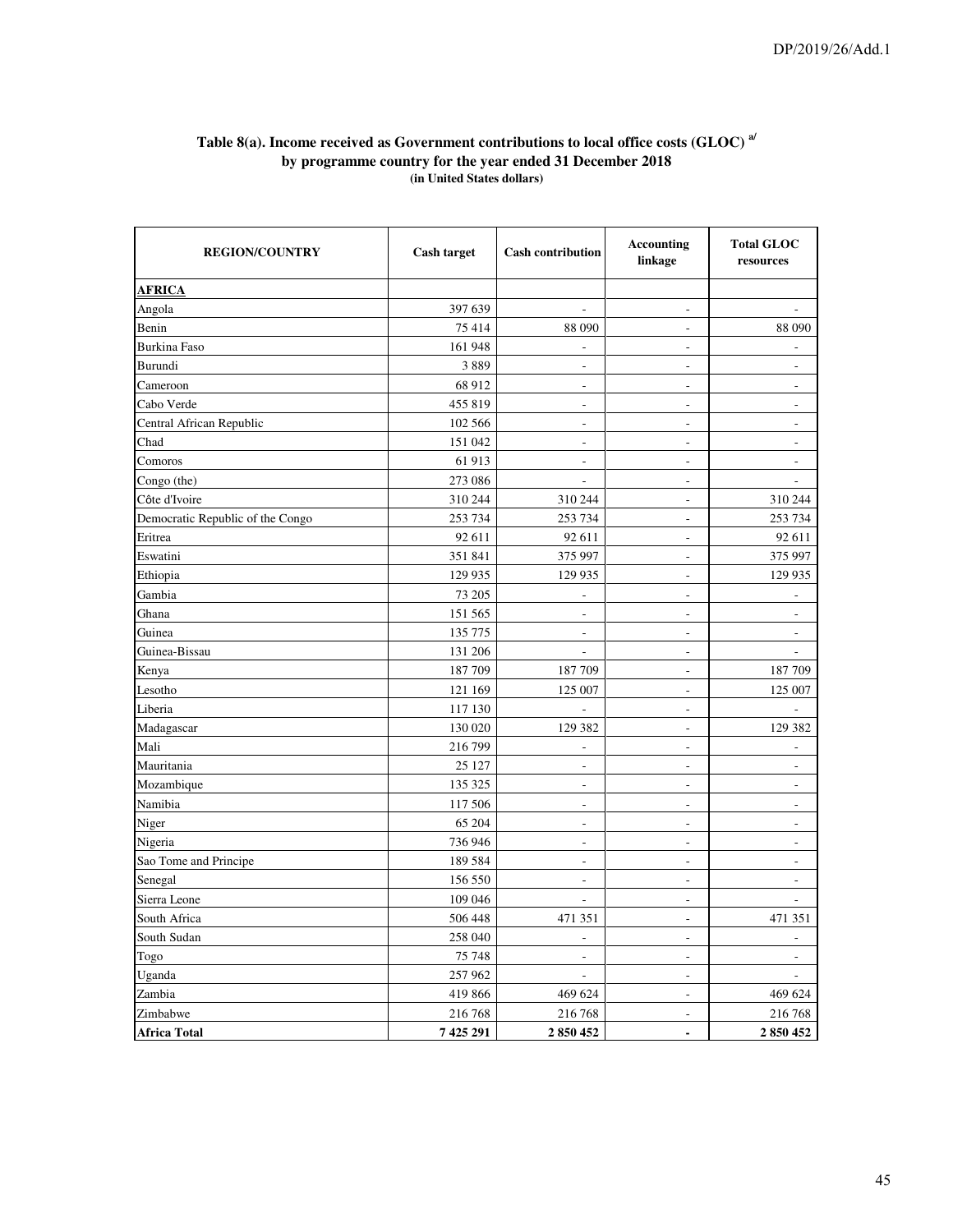**Table 8(a). Income received as Government contributions to local office costs (GLOC) [a/] by programme country for the year ended 31 December 2018**
**(in United States dollars)**

| REGION/COUNTRY | Cash target | Cash contribution | Accounting linkage | Total GLOC resources |
|---|---|---|---|---|
| **AFRICA** | | | | |
| Angola | 397 639 | - | - | - |
| Benin | 75 414 | 88 090 | - | 88 090 |
| Burkina Faso | 161 948 | - | - | - |
| Burundi | 3 889 | - | - | - |
| Cameroon | 68 912 | - | - | - |
| Cabo Verde | 455 819 | - | - | - |
| Central African Republic | 102 566 | - | - | - |
| Chad | 151 042 | - | - | - |
| Comoros | 61 913 | - | - | - |
| Congo (the) | 273 086 | - | - | - |
| Côte d'Ivoire | 310 244 | 310 244 | - | 310 244 |
| Democratic Republic of the Congo | 253 734 | 253 734 | - | 253 734 |
| Eritrea | 92 611 | 92 611 | - | 92 611 |
| Eswatini | 351 841 | 375 997 | - | 375 997 |
| Ethiopia | 129 935 | 129 935 | - | 129 935 |
| Gambia | 73 205 | - | - | - |
| Ghana | 151 565 | - | - | - |
| Guinea | 135 775 | - | - | - |
| Guinea-Bissau | 131 206 | - | - | - |
| Kenya | 187 709 | 187 709 | - | 187 709 |
| Lesotho | 121 169 | 125 007 | - | 125 007 |
| Liberia | 117 130 | - | - | - |
| Madagascar | 130 020 | 129 382 | - | 129 382 |
| Mali | 216 799 | - | - | - |
| Mauritania | 25 127 | - | - | - |
| Mozambique | 135 325 | - | - | - |
| Namibia | 117 506 | - | - | - |
| Niger | 65 204 | - | - | - |
| Nigeria | 736 946 | - | - | - |
| Sao Tome and Principe | 189 584 | - | - | - |
| Senegal | 156 550 | - | - | - |
| Sierra Leone | 109 046 | - | - | - |
| South Africa | 506 448 | 471 351 | - | 471 351 |
| South Sudan | 258 040 | - | - | - |
| Togo | 75 748 | - | - | - |
| Uganda | 257 962 | - | - | - |
| Zambia | 419 866 | 469 624 | - | 469 624 |
| Zimbabwe | 216 768 | 216 768 | - | 216 768 |
| **Africa Total** | **7 425 291** | **2 850 452** | **-** | **2 850 452** |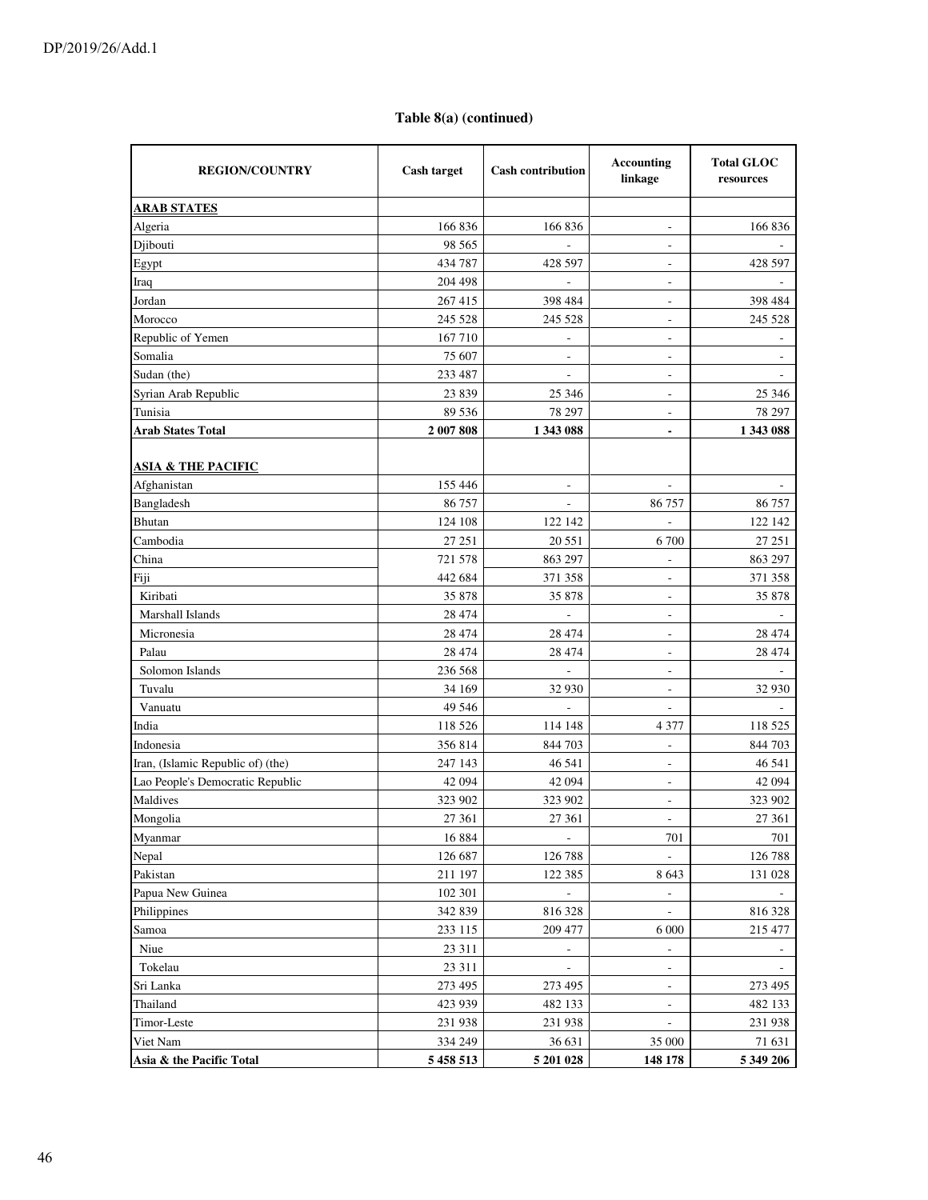**Table 8(a) (continued)**

| REGION/COUNTRY | Cash target | Cash contribution | Accounting linkage | Total GLOC resources |
|---|---|---|---|---|
| **ARAB STATES** | | | | |
| Algeria | 166 836 | 166 836 | - | 166 836 |
| Djibouti | 98 565 | - | - | - |
| Egypt | 434 787 | 428 597 | - | 428 597 |
| Iraq | 204 498 | - | - | - |
| Jordan | 267 415 | 398 484 | - | 398 484 |
| Morocco | 245 528 | 245 528 | - | 245 528 |
| Republic of Yemen | 167 710 | - | - | - |
| Somalia | 75 607 | - | - | - |
| Sudan (the) | 233 487 | - | - | - |
| Syrian Arab Republic | 23 839 | 25 346 | - | 25 346 |
| Tunisia | 89 536 | 78 297 | - | 78 297 |
| **Arab States Total** | **2 007 808** | **1 343 088** | **-** | **1 343 088** |
| **ASIA & THE PACIFIC** | | | | |
| Afghanistan | 155 446 | - | - | - |
| Bangladesh | 86 757 | - | 86 757 | 86 757 |
| Bhutan | 124 108 | 122 142 | - | 122 142 |
| Cambodia | 27 251 | 20 551 | 6 700 | 27 251 |
| China | 721 578 | 863 297 | - | 863 297 |
| Fiji | 442 684 | 371 358 | - | 371 358 |
| Kiribati | 35 878 | 35 878 | - | 35 878 |
| Marshall Islands | 28 474 | - | - | - |
| Micronesia | 28 474 | 28 474 | - | 28 474 |
| Palau | 28 474 | 28 474 | - | 28 474 |
| Solomon Islands | 236 568 | - | - | - |
| Tuvalu | 34 169 | 32 930 | - | 32 930 |
| Vanuatu | 49 546 | - | - | - |
| India | 118 526 | 114 148 | 4 377 | 118 525 |
| Indonesia | 356 814 | 844 703 | - | 844 703 |
| Iran, (Islamic Republic of) (the) | 247 143 | 46 541 | - | 46 541 |
| Lao People's Democratic Republic | 42 094 | 42 094 | - | 42 094 |
| Maldives | 323 902 | 323 902 | - | 323 902 |
| Mongolia | 27 361 | 27 361 | - | 27 361 |
| Myanmar | 16 884 | - | 701 | 701 |
| Nepal | 126 687 | 126 788 | - | 126 788 |
| Pakistan | 211 197 | 122 385 | 8 643 | 131 028 |
| Papua New Guinea | 102 301 | - | - | - |
| Philippines | 342 839 | 816 328 | - | 816 328 |
| Samoa | 233 115 | 209 477 | 6 000 | 215 477 |
| Niue | 23 311 | - | - | - |
| Tokelau | 23 311 | - | - | - |
| Sri Lanka | 273 495 | 273 495 | - | 273 495 |
| Thailand | 423 939 | 482 133 | - | 482 133 |
| Timor-Leste | 231 938 | 231 938 | - | 231 938 |
| Viet Nam | 334 249 | 36 631 | 35 000 | 71 631 |
| **Asia & the Pacific Total** | **5 458 513** | **5 201 028** | **148 178** | **5 349 206** |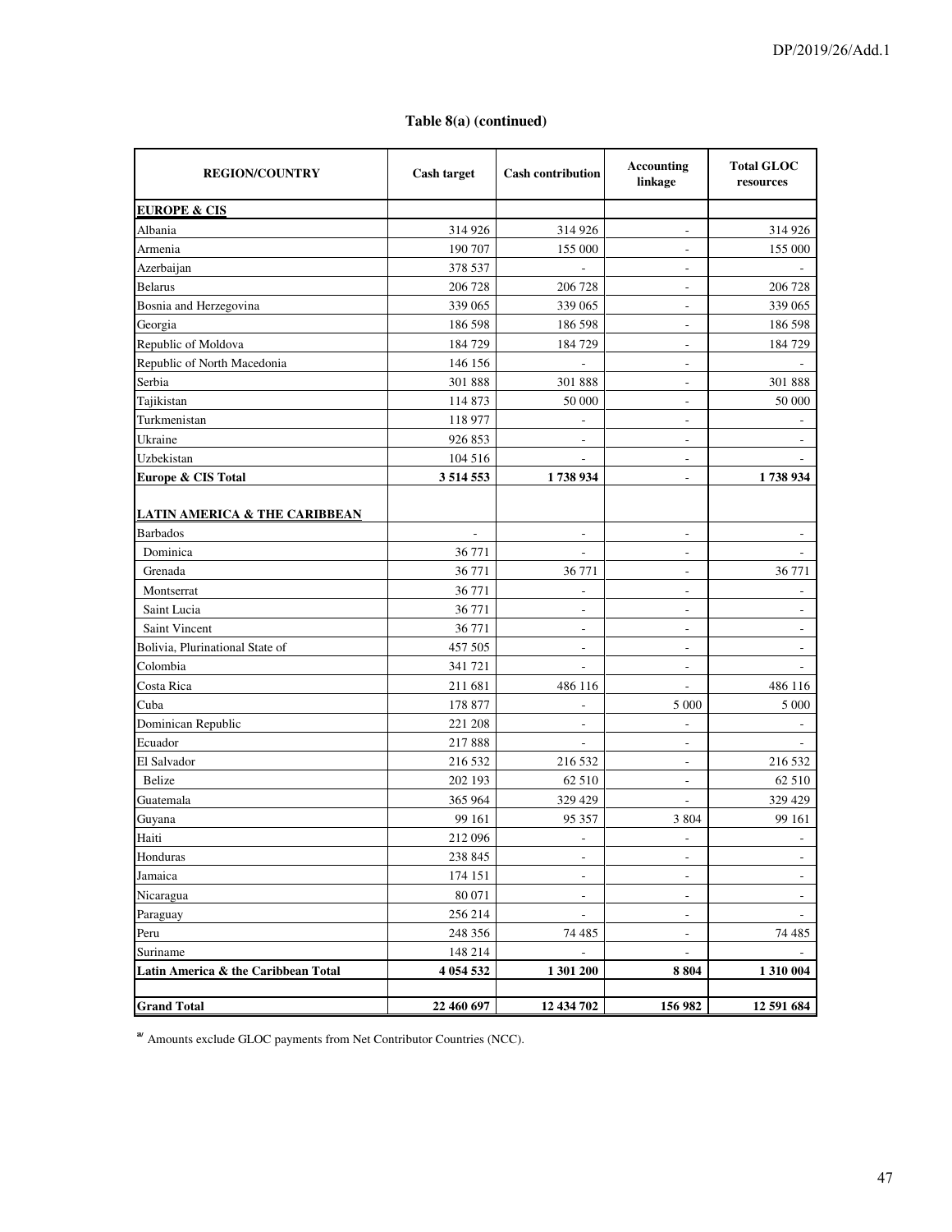**Table 8(a) (continued)**

| REGION/COUNTRY | Cash target | Cash contribution | Accounting linkage | Total GLOC resources |
|---|---|---|---|---|
| **EUROPE & CIS** | | | | |
| Albania | 314 926 | 314 926 | - | 314 926 |
| Armenia | 190 707 | 155 000 | - | 155 000 |
| Azerbaijan | 378 537 | - | - | - |
| Belarus | 206 728 | 206 728 | - | 206 728 |
| Bosnia and Herzegovina | 339 065 | 339 065 | - | 339 065 |
| Georgia | 186 598 | 186 598 | - | 186 598 |
| Republic of Moldova | 184 729 | 184 729 | - | 184 729 |
| Republic of North Macedonia | 146 156 | - | - | - |
| Serbia | 301 888 | 301 888 | - | 301 888 |
| Tajikistan | 114 873 | 50 000 | - | 50 000 |
| Turkmenistan | 118 977 | - | - | - |
| Ukraine | 926 853 | - | - | - |
| Uzbekistan | 104 516 | - | - | - |
| **Europe & CIS Total** | **3 514 553** | **1 738 934** | - | **1 738 934** |
| **LATIN AMERICA & THE CARIBBEAN** | | | | |
| Barbados | - | - | - | - |
| Dominica | 36 771 | - | - | - |
| Grenada | 36 771 | 36 771 | - | 36 771 |
| Montserrat | 36 771 | - | - | - |
| Saint Lucia | 36 771 | - | - | - |
| Saint Vincent | 36 771 | - | - | - |
| Bolivia, Plurinational State of | 457 505 | - | - | - |
| Colombia | 341 721 | - | - | - |
| Costa Rica | 211 681 | 486 116 | - | 486 116 |
| Cuba | 178 877 | - | 5 000 | 5 000 |
| Dominican Republic | 221 208 | - | - | - |
| Ecuador | 217 888 | - | - | - |
| El Salvador | 216 532 | 216 532 | - | 216 532 |
| Belize | 202 193 | 62 510 | - | 62 510 |
| Guatemala | 365 964 | 329 429 | - | 329 429 |
| Guyana | 99 161 | 95 357 | 3 804 | 99 161 |
| Haiti | 212 096 | - | - | - |
| Honduras | 238 845 | - | - | - |
| Jamaica | 174 151 | - | - | - |
| Nicaragua | 80 071 | - | - | - |
| Paraguay | 256 214 | - | - | - |
| Peru | 248 356 | 74 485 | - | 74 485 |
| Suriname | 148 214 | - | - | - |
| **Latin America & the Caribbean Total** | **4 054 532** | **1 301 200** | **8 804** | **1 310 004** |
| **Grand Total** | **22 460 697** | **12 434 702** | **156 982** | **12 591 684** |

[a] Amounts exclude GLOC payments from Net Contributor Countries (NCC).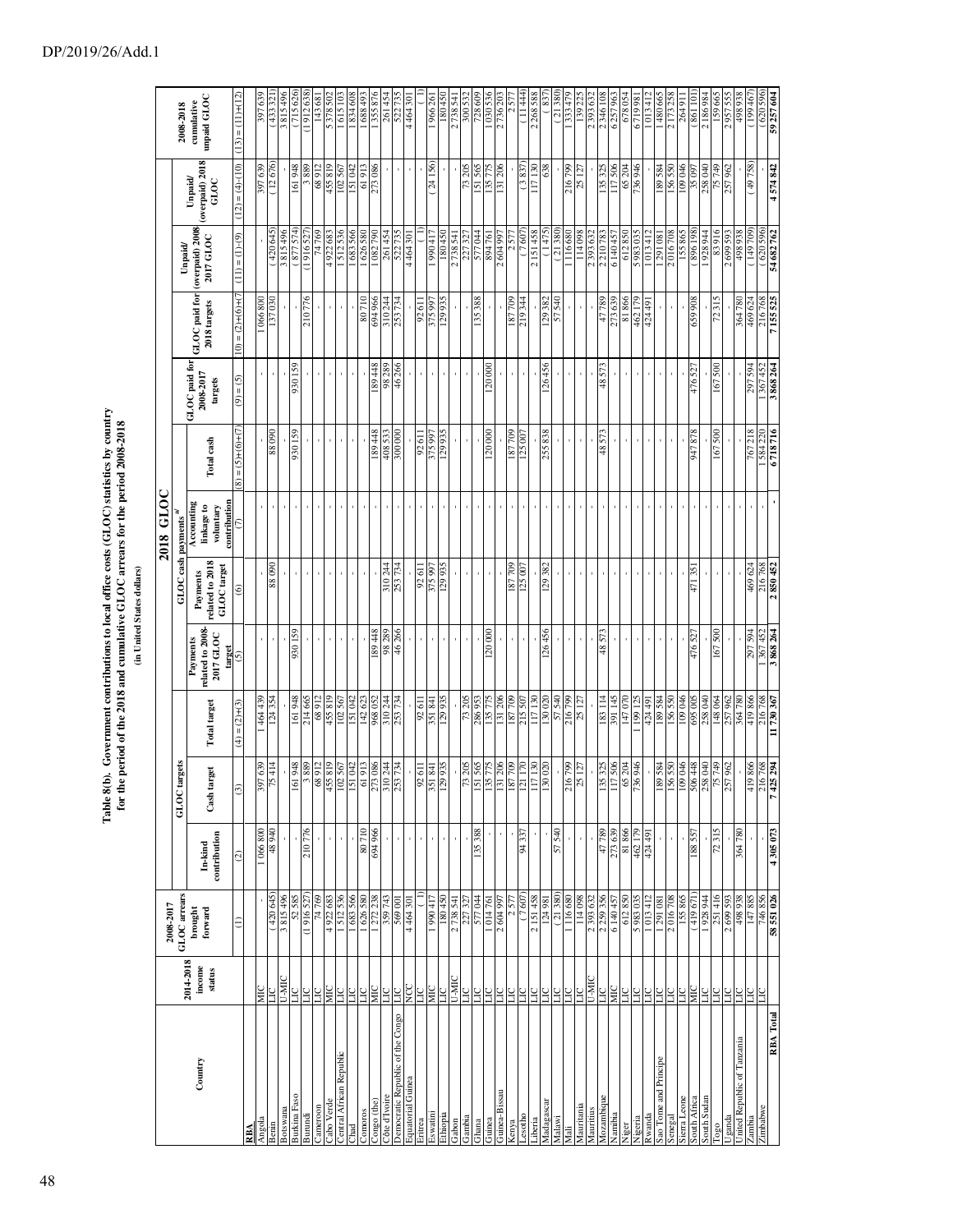**Table 8(b). Government contributions to local office costs (GLOC) statistics by country for the period of the 2018 and cumulative GLOC arrears for the period 2008-2018**

**(in United States dollars)**

| Country | 2014-2018 income status | 2008-2017 GLOC arrears brought forward | 2018 GLOC | | | | | | | | | | | 2008-2018 cumulative unpaid GLOC |
|---|---|---|---|---|---|---|---|---|---|---|---|---|---|---|
| | | | GLOC targets | | | GLOC cash payments a/ | | | | | | | | |
| | | | In-kind contribution | Cash target | Total target | Payments related to 2008-2017 GLOC target | Payments related to 2018 GLOC target | Accounting linkage to voluntary contribution | Total cash | GLOC paid for 2008-2017 targets | GLOC paid for 2018 targets | Unpaid/ (overpaid) 2008-2017 GLOC | Unpaid/ (overpaid) 2018 GLOC | |
| | | (1) | (2) | (3) | (4) = (2)+(3) | (5) | (6) | (7) | (8) = (5)+(6)+(7) | (9) = (5) | (10) = (2)+(6)+(7) | (11) = (1)-(9) | (12) = (4)-(10) | (13) = (11)+(12) |
| **RBA** | | | | | | | | | | | | | | |
| Angola | MIC | - | 1 066 800 | 397 639 | 1 464 439 | - | - | | - | - | 1 066 800 | - | 397 639 | 397 639 |
| Benin | LIC | (420 645) | 48 940 | 75 414 | 124 354 | - | 88 090 | | 88 090 | - | 137 030 | (420 645) | (12 676) | (433 321) |
| Botswana | U-MIC | 3 815 496 | - | - | - | - | - | | - | - | - | 3 815 496 | - | 3 815 496 |
| Burkina Faso | LIC | 52 585 | - | 161 948 | 161 948 | 930 159 | - | | 930 159 | 930 159 | - | (877 574) | 161 948 | (715 626) |
| Burundi | LIC | (1 916 527) | 210 776 | 3 889 | 214 665 | - | - | | - | - | 210 776 | (1 916 527) | 3 889 | (1 912 638) |
| Cameroon | LIC | 74 769 | - | 68 912 | 68 912 | - | - | | - | - | - | 74 769 | 68 912 | 143 681 |
| Cabo Verde | MIC | 4 922 683 | - | 455 819 | 455 819 | - | - | | - | - | - | 4 922 683 | 455 819 | 5 378 502 |
| Central African Republic | LIC | 1 512 536 | - | 102 567 | 102 567 | - | - | | - | - | - | 1 512 536 | 102 567 | 1 615 103 |
| Chad | LIC | 1 683 566 | - | 151 042 | 151 042 | - | - | | - | - | - | 1 683 566 | 151 042 | 1 834 608 |
| Comoros | LIC | 1 626 580 | 80 710 | 61 913 | 142 623 | - | - | | - | - | 80 710 | 1 626 580 | 61 913 | 1 688 493 |
| Congo (the) | MIC | 1 272 238 | 694 966 | 273 086 | 968 052 | 189 448 | - | | 189 448 | 189 448 | 694 966 | 1 082 790 | 273 086 | 1 355 876 |
| Côte d'Ivoire | LIC | 359 743 | - | 310 244 | 310 244 | 98 289 | 310 244 | | 408 533 | 98 289 | 310 244 | 261 454 | - | 261 454 |
| Democratic Republic of the Congo | LIC | 569 001 | - | 253 734 | 253 734 | 46 266 | 253 734 | | 300 000 | 46 266 | 253 734 | 522 735 | - | 522 735 |
| Equatorial Guinea | NCC | 4 464 301 | - | - | - | - | - | | - | - | - | 4 464 301 | - | 4 464 301 |
| Eritrea | LIC | ( 1) | - | 92 611 | 92 611 | - | 92 611 | | 92 611 | - | 92 611 | ( 1) | - | ( 1) |
| Eswatini | MIC | 1 990 417 | - | 351 841 | 351 841 | - | 375 997 | | 375 997 | - | 375 997 | 1 990 417 | (24 156) | 1 966 261 |
| Ethiopia | LIC | 180 450 | - | 129 935 | 129 935 | - | 129 935 | | 129 935 | - | 129 935 | 180 450 | - | 180 450 |
| Gabon | U-MIC | 2 738 541 | - | - | - | - | - | | - | - | - | 2 738 541 | - | 2 738 541 |
| Gambia | LIC | 227 327 | - | 73 205 | 73 205 | - | - | | - | - | - | 227 327 | 73 205 | 300 532 |
| Ghana | LIC | 577 044 | 135 388 | 151 565 | 286 953 | - | - | | - | - | 135 388 | 577 044 | 151 565 | 728 609 |
| Guinea | LIC | 1 014 761 | - | 135 775 | 135 775 | 120 000 | - | | 120 000 | 120 000 | - | 894 761 | 135 775 | 1 030 536 |
| Guinea-Bissau | LIC | 2 604 997 | - | 131 206 | 131 206 | - | - | | - | - | - | 2 604 997 | 131 206 | 2 736 203 |
| Kenya | LIC | 2 577 | - | 187 709 | 187 709 | - | 187 709 | | 187 709 | - | 187 709 | 2 577 | - | 2 577 |
| Lesotho | LIC | (7 607) | 94 337 | 121 170 | 215 507 | - | 125 007 | | 125 007 | - | 219 344 | (7 607) | (3 837) | (11 444) |
| Liberia | LIC | 2 151 458 | - | 117 130 | 117 130 | - | - | | - | - | - | 2 151 458 | 117 130 | 2 268 588 |
| Madagascar | LIC | 124 981 | - | 130 020 | 130 020 | 126 456 | 129 382 | | 255 838 | 126 456 | 129 382 | (1 475) | 638 | ( 837) |
| Malawi | LIC | (21 380) | 57 540 | - | 57 540 | - | - | | - | - | 57 540 | (21 380) | - | (21 380) |
| Mali | LIC | 1 116 680 | - | 216 799 | 216 799 | - | - | | - | - | - | 1 116 680 | 216 799 | 1 333 479 |
| Mauritania | LIC | 114 098 | - | 25 127 | 25 127 | - | - | | - | - | - | 114 098 | 25 127 | 139 225 |
| Mauritius | U-MIC | 2 393 632 | - | - | - | - | - | | - | - | - | 2 393 632 | - | 2 393 632 |
| Mozambique | LIC | 2 259 356 | 47 789 | 135 325 | 183 114 | 48 573 | - | | 48 573 | 48 573 | 47 789 | 2 210 783 | 135 325 | 2 346 108 |
| Namibia | MIC | 6 140 457 | 273 639 | 117 506 | 391 145 | - | - | | - | - | 273 639 | 6 140 457 | 117 506 | 6 257 963 |
| Niger | LIC | 612 850 | 81 866 | 65 204 | 147 070 | - | - | | - | - | 81 866 | 612 850 | 65 204 | 678 054 |
| Nigeria | LIC | 5 983 035 | 462 179 | 736 946 | 1 199 125 | - | - | | - | - | 462 179 | 5 983 035 | 736 946 | 6 719 981 |
| Rwanda | LIC | 1 013 412 | 424 491 | - | 424 491 | - | - | | - | - | 424 491 | 1 013 412 | - | 1 013 412 |
| Sao Tome and Principe | LIC | 1 291 081 | - | 189 584 | 189 584 | - | - | | - | - | - | 1 291 081 | 189 584 | 1 480 665 |
| Senegal | LIC | 2 016 708 | - | 156 550 | 156 550 | - | - | | - | - | - | 2 016 708 | 156 550 | 2 173 258 |
| Sierra Leone | LIC | 155 865 | - | 109 046 | 109 046 | - | - | | - | - | - | 155 865 | 109 046 | 264 911 |
| South Africa | MIC | (419 671) | 188 557 | 506 448 | 695 005 | 476 527 | 471 351 | | 947 878 | 476 527 | 659 908 | (896 198) | 35 097 | (861 101) |
| South Sudan | LIC | 1 928 944 | - | 258 040 | 258 040 | - | - | | - | - | - | 1 928 944 | 258 040 | 2 186 984 |
| Togo | LIC | 251 416 | 72 315 | 75 749 | 148 064 | 167 500 | - | | 167 500 | 167 500 | 72 315 | 83 916 | 75 749 | 159 665 |
| Uganda | LIC | 2 699 593 | - | 257 962 | 257 962 | - | - | | - | - | - | 2 699 593 | 257 962 | 2 957 555 |
| United Republic of Tanzania | LIC | 498 938 | 364 780 | - | 364 780 | - | - | | - | - | 364 780 | 498 938 | - | 498 938 |
| Zambia | LIC | 147 885 | - | 419 866 | 419 866 | 297 594 | 469 624 | | 767 218 | 297 594 | 469 624 | (149 709) | (49 758) | (199 467) |
| Zimbabwe | LIC | 746 856 | - | 216 768 | 216 768 | 1 367 452 | 216 768 | | 1 584 220 | 1 367 452 | 216 768 | (620 596) | - | (620 596) |
| **RBA Total** | | **58 551 026** | **4 305 073** | **7 425 294** | **11 730 367** | **3 868 264** | **2 850 452** | **-** | **6 718 716** | **3 868 264** | **7 155 525** | **54 682 762** | **4 574 842** | **59 257 604** |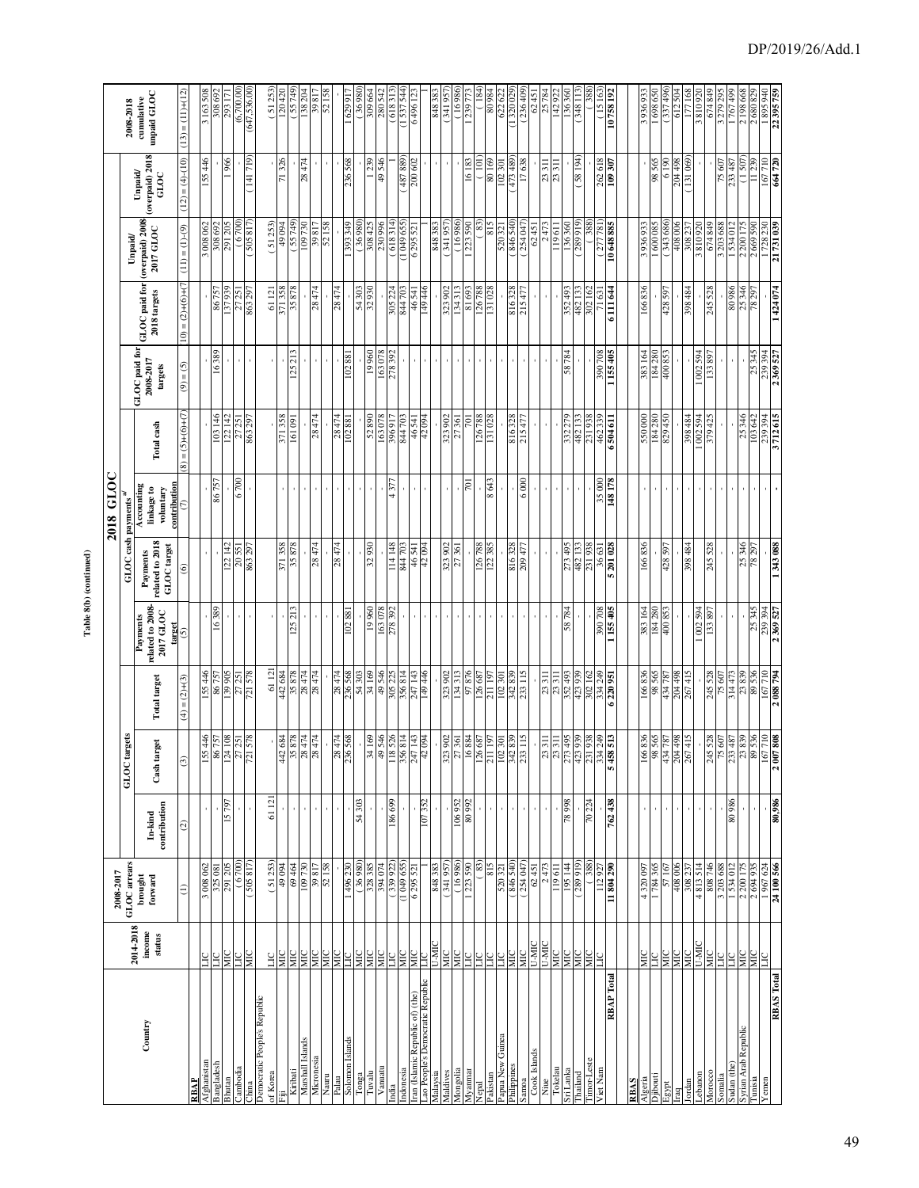**Table 8(b) (continued)**

| Country | 2014-2018 income status | 2008-2017 GLOC arrears brought forward | GLOC targets | | | 2018 GLOC: GLOC cash payments [a/] | | | | GLOC paid for 2008-2017 targets | GLOC paid for 2018 targets | Unpaid/ (overpaid) 2008 2017 GLOC | Unpaid/ (overpaid) 2018 GLOC | 2008-2018 cumulative unpaid GLOC |
|---|---|---|---|---|---|---|---|---|---|---|---|---|---|---|
| | | | In-kind contribution | Cash target | Total target | Payments related to 2008-2017 GLOC target | Payments related to 2018 GLOC target | Accounting linkage to voluntary contribution | Total cash | | | | | |
| | | (1) | (2) | (3) | (4) = (2)+(3) | (5) | (6) | (7) | (8) = (5)+(6)+(7) | (9) = (5) | (10) = (2)+(6)+(7) | (11) = (1)-(9) | (12) = (4)-(10) | (13) = (11)+(12) |
| **RBAP** | | | | | | | | | | | | | | |
| Afghanistan | LIC | 3 008 062 | - | 155 446 | 155 446 | - | - | - | - | - | - | 3 008 062 | 155 446 | 3 163 508 |
| Bangladesh | LIC | 325 081 | - | 86 757 | 86 757 | 16 389 | - | 86 757 | 103 146 | 16 389 | 86 757 | 308 692 | - | 308 692 |
| Bhutan | MIC | 291 205 | 15 797 | 124 108 | 139 905 | - | 122 142 | - | 122 142 | - | 137 939 | 291 205 | 1 966 | 293 171 |
| Cambodia | LIC | ( 6 700) | - | 27 251 | 27 251 | - | 20 551 | 6 700 | 27 251 | - | 27 251 | ( 6 700) | - | (6,700.00) |
| China | MIC | ( 505 817) | - | 721 578 | 721 578 | - | 863 297 | - | 863 297 | - | 863 297 | ( 505 817) | ( 141 719) | (647,536.00) |
| Democratic People's Republic of Korea | LIC | ( 51 253) | 61 121 | - | 61 121 | - | - | - | - | - | 61 121 | ( 51 253) | - | ( 51 253) |
| Fiji | MIC | 49 094 | - | 442 684 | 442 684 | - | 371 358 | - | 371 358 | - | 371 358 | 49 094 | 71 326 | 120 420 |
| Kiribati | MIC | 69 464 | - | 35 878 | 35 878 | 125 213 | 35 878 | - | 161 091 | 125 213 | 35 878 | ( 55 749) | - | ( 55 749) |
| Marshall Islands | MIC | 109 730 | - | 28 474 | 28 474 | - | - | - | - | - | - | 109 730 | 28 474 | 138 204 |
| Micronesia | MIC | 39 817 | - | 28 474 | 28 474 | - | 28 474 | - | 28 474 | - | 28 474 | 39 817 | - | 39 817 |
| Nauru | MIC | 52 158 | - | - | - | - | - | - | - | - | - | 52 158 | - | 52 158 |
| Palau | MIC | - | - | 28 474 | 28 474 | - | 28 474 | - | 28 474 | - | 28 474 | - | - | - |
| Solomon Islands | LIC | 1 496 230 | - | 236 568 | 236 568 | 102 881 | - | - | 102 881 | 102 881 | - | 1 393 349 | 236 568 | 1 629 917 |
| Tonga | MIC | ( 36 980) | 54 303 | - | 54 303 | - | - | - | - | - | 54 303 | ( 36 980) | - | ( 36 980) |
| Tuvalu | MIC | 328 385 | - | 34 169 | 34 169 | 19 960 | 32 930 | - | 52 890 | 19 960 | 32 930 | 308 425 | 1 239 | 309 664 |
| Vanuatu | MIC | 394 074 | - | 49 546 | 49 546 | 163 078 | - | - | 163 078 | 163 078 | - | 230 996 | 49 546 | 280 542 |
| India | LIC | ( 339 922) | 186 699 | 118 526 | 305 225 | 278 392 | 114 148 | 4 377 | 396 917 | 278 392 | 305 224 | ( 618 314) | 1 | ( 618 313) |
| Indonesia | MIC | (1 049 655) | - | 356 814 | 356 814 | - | 844 703 | - | 844 703 | - | 844 703 | (1 049 655) | ( 487 889) | (1 537 544) |
| Iran (Islamic Republic of) (the) | MIC | 6 295 521 | - | 247 143 | 247 143 | - | 46 541 | - | 46 541 | - | 46 541 | 6 295 521 | 200 602 | 6 496 123 |
| Lao People's Democratic Republic | LIC | 1 | 107 352 | 42 094 | 149 446 | - | 42 094 | - | 42 094 | - | 149 446 | 1 | - | 1 |
| Malaysia | U-MIC | 848 383 | - | - | - | - | - | - | - | - | - | 848 383 | - | 848 383 |
| Maldives | MIC | ( 341 957) | - | 323 902 | 323 902 | - | 323 902 | - | 323 902 | - | 323 902 | ( 341 957) | - | ( 341 957) |
| Mongolia | MIC | ( 16 986) | 106 952 | 27 361 | 134 313 | - | 27 361 | - | 27 361 | - | 134 313 | ( 16 986) | - | ( 16 986) |
| Myanmar | LIC | 1 223 590 | 80 992 | 16 884 | 97 876 | - | - | 701 | 701 | - | 81 693 | 1 223 590 | 16 183 | 1 239 773 |
| Nepal | LIC | ( 83) | - | 126 687 | 126 687 | - | 126 788 | - | 126 788 | - | 126 788 | ( 83) | ( 101) | ( 184) |
| Pakistan | LIC | 815 | - | 211 197 | 211 197 | - | 122 385 | 8 643 | 131 028 | - | 131 028 | 815 | 80 169 | 80 984 |
| Papua New Guinea | LIC | 520 321 | - | 102 301 | 102 301 | - | - | - | - | - | - | 520 321 | 102 301 | 622 622 |
| Philippines | MIC | ( 846 540) | - | 342 839 | 342 839 | - | 816 328 | - | 816 328 | - | 816 328 | ( 846 540) | ( 473 489) | (1 320 029) |
| Samoa | MIC | ( 254 047) | - | 233 115 | 233 115 | - | 209 477 | 6 000 | 215 477 | - | 215 477 | ( 254 047) | 17 638 | ( 236 409) |
| Cook Islands | U-MIC | 62 451 | - | - | - | - | - | - | - | - | - | 62 451 | - | 62 451 |
| Niue | U-MIC | 2 473 | - | 23 311 | 23 311 | - | - | - | - | - | - | 2 473 | 23 311 | 25 784 |
| Tokelau | MIC | 119 611 | - | 23 311 | 23 311 | - | - | - | - | - | - | 119 611 | 23 311 | 142 922 |
| Sri Lanka | MIC | 195 144 | 78 998 | 273 495 | 352 493 | 58 784 | 273 495 | - | 332 279 | 58 784 | 352 493 | 136 360 | - | 136 360 |
| Thailand | MIC | ( 289 919) | - | 423 939 | 423 939 | - | 482 133 | - | 482 133 | - | 482 133 | ( 289 919) | ( 58 194) | ( 348 113) |
| Timor-Leste | MIC | ( 388) | 70 224 | 231 938 | 302 162 | - | 231 938 | - | 231 938 | - | 302 162 | ( 388) | - | ( 388) |
| Viet Nam | LIC | 112 927 | - | 334 249 | 334 249 | 390 708 | 36 631 | 35 000 | 462 339 | 390 708 | 71 631 | ( 277 781) | 262 618 | ( 15 163) |
| **RBAP Total** | | **11 804 290** | **762 438** | **5 458 513** | **6 220 951** | **1 155 405** | **5 201 028** | **148 178** | **6 504 611** | **1 155 405** | **6 111 644** | **10 648 885** | **109 307** | **10 758 192** |
| **RBAS** | | | | | | | | | | | | | | |
| Algeria | MIC | 4 320 097 | - | 166 836 | 166 836 | 383 164 | 166 836 | - | 550 000 | 383 164 | 166 836 | 3 936 933 | - | 3 936 933 |
| Djibouti | LIC | 1 784 365 | - | 98 565 | 98 565 | 184 280 | - | - | 184 280 | 184 280 | - | 1 600 085 | 98 565 | 1 698 650 |
| Egypt | MIC | 57 167 | - | 434 787 | 434 787 | 400 853 | 428 597 | - | 829 450 | 400 853 | 428 597 | ( 343 686) | 6 190 | ( 337 496) |
| Iraq | MIC | 408 006 | - | 204 498 | 204 498 | - | - | - | - | - | - | 408 006 | 204 498 | 612 504 |
| Jordan | MIC | 308 237 | - | 267 415 | 267 415 | - | 398 484 | - | 398 484 | - | 398 484 | 308 237 | ( 131 069) | 177 168 |
| Lebanon | U-MIC | 4 813 514 | - | - | - | 1 002 594 | - | - | 1 002 594 | 1 002 594 | - | 3 810 920 | - | 3 810 920 |
| Morocco | MIC | 808 746 | - | 245 528 | 245 528 | 133 897 | 245 528 | - | 379 425 | 133 897 | 245 528 | 674 849 | - | 674 849 |
| Somalia | LIC | 3 203 688 | - | 75 607 | 75 607 | - | - | - | - | - | - | 3 203 688 | 75 607 | 3 279 295 |
| Sudan (the) | LIC | 1 534 012 | 80 986 | 233 487 | 314 473 | - | - | - | - | - | 80 986 | 1 534 012 | 233 487 | 1 767 499 |
| Syrian Arab Republic | MIC | 2 200 175 | - | 23 839 | 23 839 | - | 25 346 | - | 25 346 | - | 25 346 | 2 200 175 | ( 1 507) | 2 198 668 |
| Tunisia | MIC | 2 694 935 | - | 89 536 | 89 536 | 25 345 | 78 297 | - | 103 642 | 25 345 | 78 297 | 2 669 590 | 11 239 | 2 680 829 |
| Yemen | LIC | 1 967 624 | - | 167 710 | 167 710 | 239 394 | - | - | 239 394 | 239 394 | - | 1 728 230 | 167 710 | 1 895 940 |
| **RBAS Total** | | **24 100 566** | **80,986** | **2 007 808** | **2 088 794** | **2 369 527** | **1 343 088** | **-** | **3 712 615** | **2 369 527** | **1 424 074** | **21 731 039** | **664 720** | **22 395 759** |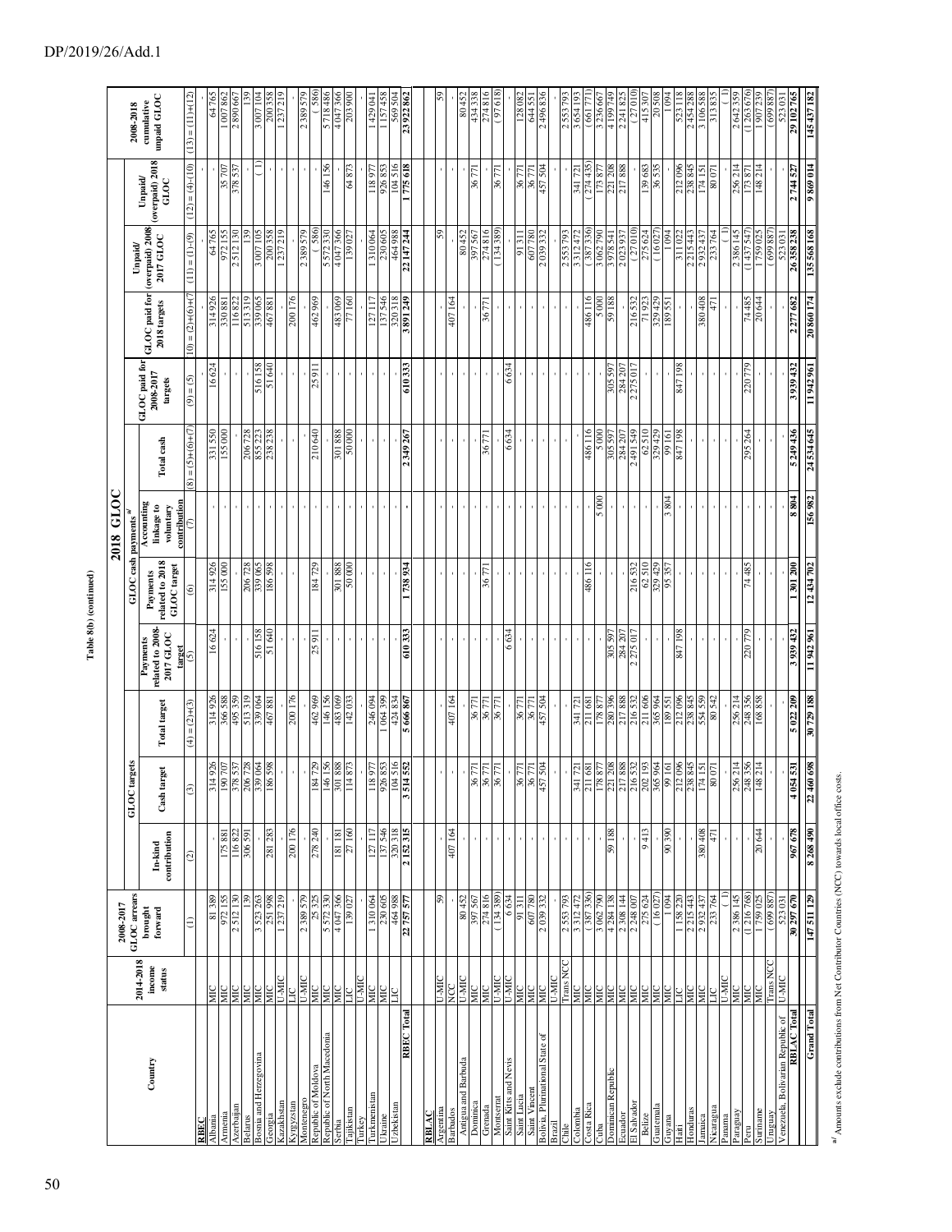**Table 8(b) (continued)**

| Country | 2014-2018 income status | 2008-2017 GLOC arrears brought forward | 2018 GLOC | | | | | | | | | | | 2008-2018 cumulative unpaid GLOC |
|---|---|---|---|---|---|---|---|---|---|---|---|---|---|---|
| | | | GLOC targets | | | GLOC cash payments [a/] | | | | | | | | |
| | | | In-kind contribution | Cash target | Total target | Payments related to 2008-2017 GLOC target | Payments related to 2018 GLOC target | Accounting linkage to voluntary contribution | Total cash | GLOC paid for 2008-2017 targets | GLOC paid for 2018 targets | Unpaid/ (overpaid) 2008-2017 GLOC | Unpaid/ (overpaid) 2018 GLOC | |
| | | (1) | (2) | (3) | (4) = (2)+(3) | (5) | (6) | (7) | (8) = (5)+(6)+(7) | (9) = (5) | (10) = (2)+(6)+(7) | (11) = (1)-(9) | (12) = (4)-(10) | (13) = (11)+(12) |
| **RBEC** | | | | | | | | | | | | | | |
| Albania | MIC | 81 389 | - | 314 926 | 314 926 | 16 624 | 314 926 | - | 331 550 | 16 624 | 314 926 | 64 765 | - | 64 765 |
| Armenia | MIC | 972 155 | 175 881 | 190 707 | 366 588 | - | 155 000 | - | 155 000 | - | 330 881 | 972 155 | 35 707 | 1 007 862 |
| Azerbaijan | MIC | 2 512 130 | 116 822 | 378 537 | 495 359 | - | - | - | - | - | 116 822 | 2 512 130 | 378 537 | 2 890 667 |
| Belarus | MIC | 139 | 306 591 | 206 728 | 513 319 | - | 206 728 | - | 206 728 | - | 513 319 | 139 | - | 139 |
| Bosnia and Herzegovina | MIC | 3 523 263 | - | 339 064 | 339 064 | 516 158 | 339 065 | - | 855 223 | 516 158 | 339 065 | 3 007 105 | (1) | 3 007 104 |
| Georgia | MIC | 251 998 | 281 283 | 186 598 | 467 881 | 51 640 | 186 598 | - | 238 238 | 51 640 | 467 881 | 200 358 | - | 200 358 |
| Kazakhstan | U-MIC | 1 237 219 | - | - | - | - | - | - | - | - | - | 1 237 219 | - | 1 237 219 |
| Kyrgyzstan | LIC | - | 200 176 | - | 200 176 | - | - | - | - | - | 200 176 | - | - | - |
| Montenegro | U-MIC | 2 389 579 | - | - | - | - | - | - | - | - | - | 2 389 579 | - | 2 389 579 |
| Republic of Moldova | MIC | 25 325 | 278 240 | 184 729 | 462 969 | 25 911 | 184 729 | - | 210 640 | 25 911 | 462 969 | ( 586) | - | ( 586) |
| Republic of North Macedonia | MIC | 5 572 330 | - | 146 156 | 146 156 | - | - | - | - | - | - | 5 572 330 | 146 156 | 5 718 486 |
| Serbia | MIC | 4 047 366 | 181 181 | 301 888 | 483 069 | - | 301 888 | - | 301 888 | - | 483 069 | 4 047 366 | - | 4 047 366 |
| Tajikistan | LIC | 139 027 | 27 160 | 114 873 | 142 033 | - | 50 000 | - | 50 000 | - | 77 160 | 139 027 | 64 873 | 203 900 |
| Turkey | U-MIC | - | - | - | - | - | - | - | - | - | - | - | - | - |
| Turkmenistan | MIC | 1 310 064 | 127 117 | 118 977 | 246 094 | - | - | - | - | - | 127 117 | 1 310 064 | 118 977 | 1 429 041 |
| Ukraine | MIC | 230 605 | 137 546 | 926 853 | 1 064 399 | - | - | - | - | - | 137 546 | 230 605 | 926 853 | 1 157 458 |
| Uzbekistan | LIC | 464 988 | 320 318 | 104 516 | 424 834 | - | - | - | - | - | 320 318 | 464 988 | 104 516 | 569 504 |
| **RBEC Total** | | **22 757 577** | **2 152 315** | **3 514 552** | **5 666 867** | **610 333** | **1 738 934** | **-** | **2 349 267** | **610 333** | **3 891 249** | **22 147 244** | **1 775 618** | **23 922 862** |
| **RBLAC** | | | | | | | | | | | | | | |
| Argentina | U-MIC | 59 | - | - | - | - | - | - | - | - | - | 59 | - | 59 |
| Barbados | NCC | - | 407 164 | - | 407 164 | - | - | - | - | - | 407 164 | - | - | - |
| Antigua and Barbuda | U-MIC | 80 452 | - | - | - | - | - | - | - | - | - | 80 452 | - | 80 452 |
| Dominica | MIC | 397 567 | - | 36 771 | 36 771 | - | - | - | - | - | - | 397 567 | 36 771 | 434 338 |
| Grenada | MIC | 274 816 | - | 36 771 | 36 771 | - | 36 771 | - | 36 771 | - | 36 771 | 274 816 | - | 274 816 |
| Montserrat | U-MIC | ( 134 389) | - | 36 771 | 36 771 | - | - | - | - | - | - | ( 134 389) | 36 771 | ( 97 618) |
| Saint Kitts and Nevis | U-MIC | 6 634 | - | - | - | 6 634 | - | - | 6 634 | 6 634 | - | - | - | - |
| Saint Lucia | MIC | 91 311 | - | 36 771 | 36 771 | - | - | - | - | - | - | 91 311 | 36 771 | 128 082 |
| Saint Vincent | MIC | 607 780 | - | 36 771 | 36 771 | - | - | - | - | - | - | 607 780 | 36 771 | 644 551 |
| Bolivia, Plurinational State of | MIC | 2 039 332 | - | 457 504 | 457 504 | - | - | - | - | - | - | 2 039 332 | 457 504 | 2 496 836 |
| Brazil | U-MIC | - | - | - | - | - | - | - | - | - | - | - | - | - |
| Chile | Trans NCC | 2 553 793 | - | - | - | - | - | - | - | - | - | 2 553 793 | - | 2 553 793 |
| Colombia | MIC | 3 312 472 | - | 341 721 | 341 721 | - | - | - | - | - | - | 3 312 472 | 341 721 | 3 654 193 |
| Costa Rica | MIC | ( 387 336) | - | 211 681 | 211 681 | - | 486 116 | - | 486 116 | - | 486 116 | ( 387 336) | ( 274 435) | ( 661 771) |
| Cuba | MIC | 3 062 790 | - | 178 877 | 178 877 | - | - | 5 000 | 5 000 | - | 5 000 | 3 062 790 | 173 877 | 3 236 667 |
| Dominican Republic | MIC | 4 284 138 | 59 188 | 221 208 | 280 396 | 305 597 | - | - | 305 597 | 305 597 | 59 188 | 3 978 541 | 221 208 | 4 199 749 |
| Ecuador | MIC | 2 308 144 | - | 217 888 | 217 888 | 284 207 | - | - | 284 207 | 284 207 | - | 2 023 937 | 217 888 | 2 241 825 |
| El Salvador | MIC | 2 248 007 | - | 216 532 | 216 532 | 2 275 017 | 216 532 | - | 2 491 549 | 2 275 017 | 216 532 | ( 27 010) | - | ( 27 010) |
| Belize | MIC | 275 624 | 9 413 | 202 193 | 211 606 | - | 62 510 | - | 62 510 | - | 71 923 | 275 624 | 139 683 | 415 307 |
| Guatemala | MIC | ( 16 027) | - | 365 964 | 365 964 | - | 329 429 | - | 329 429 | - | 329 429 | ( 16 027) | 36 535 | 20 508 |
| Guyana | LIC | 1 094 | 90 390 | 99 161 | 189 551 | - | 95 357 | 3 804 | 99 161 | - | 189 551 | 1 094 | - | 1 094 |
| Haiti | LIC | 1 158 220 | - | 212 096 | 212 096 | 847 198 | - | - | 847 198 | 847 198 | - | 311 022 | 212 096 | 523 118 |
| Honduras | MIC | 2 215 443 | - | 238 845 | 238 845 | - | - | - | - | - | - | 2 215 443 | 238 845 | 2 454 288 |
| Jamaica | MIC | 2 932 437 | 380 408 | 174 151 | 554 559 | - | - | - | - | - | 380 408 | 2 932 437 | 174 151 | 3 106 588 |
| Nicaragua | LIC | 233 764 | 471 | 80 071 | 80 542 | - | - | - | - | - | 471 | 233 764 | 80 071 | 313 835 |
| Panama | U-MIC | ( 1) | - | - | - | - | - | - | - | - | - | ( 1) | - | ( 1) |
| Paraguay | MIC | 2 386 145 | - | 256 214 | 256 214 | - | - | - | - | - | - | 2 386 145 | 256 214 | 2 642 359 |
| Peru | MIC | (1 216 768) | - | 248 356 | 248 356 | 220 779 | 74 485 | - | 295 264 | 220 779 | 74 485 | (1 437 547) | 173 871 | (1 263 676) |
| Suriname | MIC | 1 759 025 | 20 644 | 148 214 | 168 858 | - | - | - | - | - | 20 644 | 1 759 025 | 148 214 | 1 907 239 |
| Uruguay | Trans NCC | ( 699 887) | - | - | - | - | - | - | - | - | - | ( 699 887) | - | ( 699 887) |
| Venezuela, Bolivarian Republic of | U-MIC | 523 031 | - | - | - | - | - | - | - | - | - | 523 031 | - | 523 031 |
| **RBLAC Total** | | **30 297 670** | **967 678** | **4 054 531** | **5 022 209** | **3 939 432** | **1 301 200** | **8 804** | **5 249 436** | **3 939 432** | **2 277 682** | **26 358 238** | **2 744 527** | **29 102 765** |
| **Grand Total** | | **147 511 129** | **8 268 490** | **22 460 698** | **30 729 188** | **11 942 961** | **12 434 702** | **156 982** | **24 534 645** | **11 942 961** | **20 860 174** | **135 568 168** | **9 869 014** | **145 437 182** |

[a/] Amounts exclude contributions from Net Contributor Countries (NCC) towards local office costs.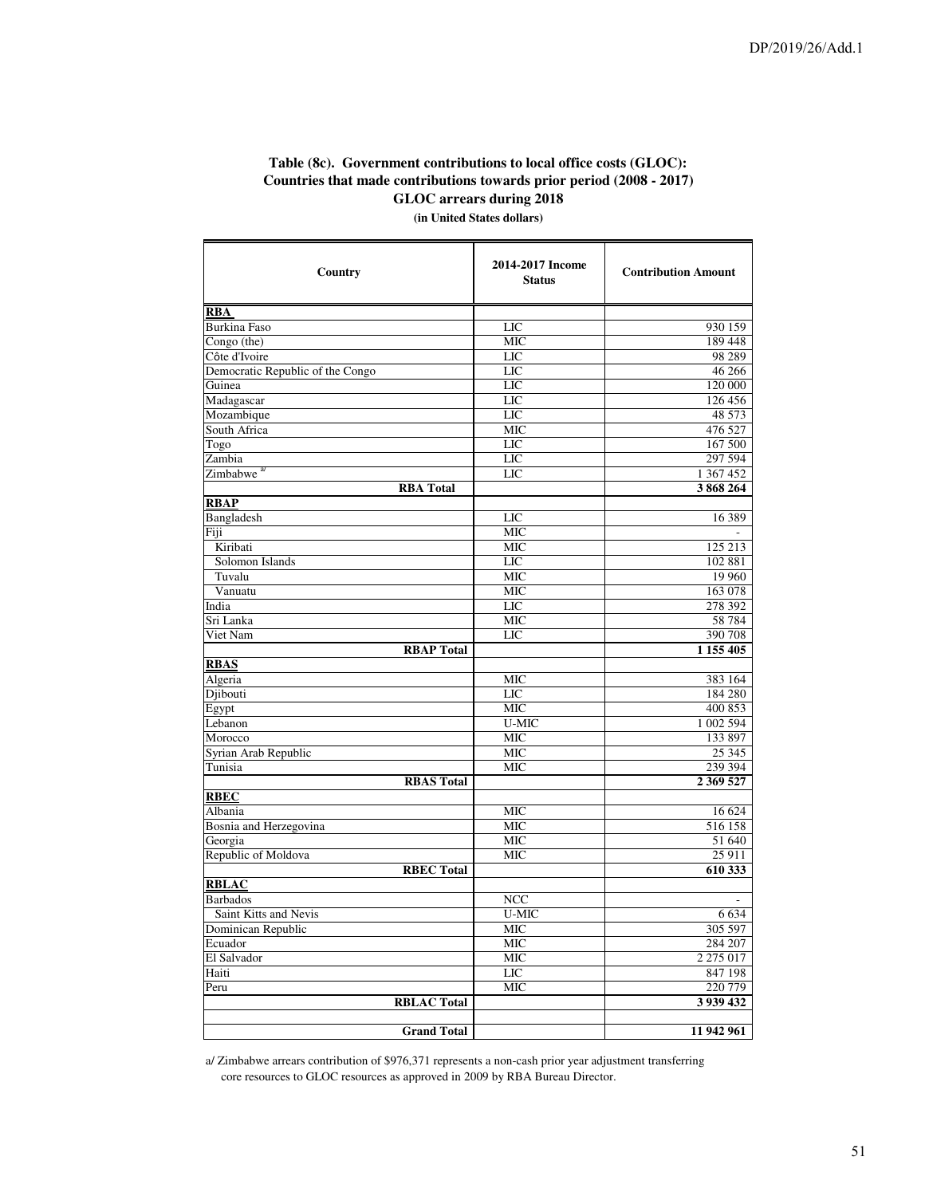**Table (8c). Government contributions to local office costs (GLOC): Countries that made contributions towards prior period (2008 - 2017) GLOC arrears during 2018**

**(in United States dollars)**

| Country | 2014-2017 Income Status | Contribution Amount |
|---|---|---|
| **RBA** | | |
| Burkina Faso | LIC | 930 159 |
| Congo (the) | MIC | 189 448 |
| Côte d'Ivoire | LIC | 98 289 |
| Democratic Republic of the Congo | LIC | 46 266 |
| Guinea | LIC | 120 000 |
| Madagascar | LIC | 126 456 |
| Mozambique | LIC | 48 573 |
| South Africa | MIC | 476 527 |
| Togo | LIC | 167 500 |
| Zambia | LIC | 297 594 |
| Zimbabwe [a] | LIC | 1 367 452 |
| **RBA Total** | | **3 868 264** |
| **RBAP** | | |
| Bangladesh | LIC | 16 389 |
| Fiji | MIC | - |
| Kiribati | MIC | 125 213 |
| Solomon Islands | LIC | 102 881 |
| Tuvalu | MIC | 19 960 |
| Vanuatu | MIC | 163 078 |
| India | LIC | 278 392 |
| Sri Lanka | MIC | 58 784 |
| Viet Nam | LIC | 390 708 |
| **RBAP Total** | | **1 155 405** |
| **RBAS** | | |
| Algeria | MIC | 383 164 |
| Djibouti | LIC | 184 280 |
| Egypt | MIC | 400 853 |
| Lebanon | U-MIC | 1 002 594 |
| Morocco | MIC | 133 897 |
| Syrian Arab Republic | MIC | 25 345 |
| Tunisia | MIC | 239 394 |
| **RBAS Total** | | **2 369 527** |
| **RBEC** | | |
| Albania | MIC | 16 624 |
| Bosnia and Herzegovina | MIC | 516 158 |
| Georgia | MIC | 51 640 |
| Republic of Moldova | MIC | 25 911 |
| **RBEC Total** | | **610 333** |
| **RBLAC** | | |
| Barbados | NCC | - |
| Saint Kitts and Nevis | U-MIC | 6 634 |
| Dominican Republic | MIC | 305 597 |
| Ecuador | MIC | 284 207 |
| El Salvador | MIC | 2 275 017 |
| Haiti | LIC | 847 198 |
| Peru | MIC | 220 779 |
| **RBLAC Total** | | **3 939 432** |
| | | |
| **Grand Total** | | **11 942 961** |

a/ Zimbabwe arrears contribution of $976,371 represents a non-cash prior year adjustment transferring core resources to GLOC resources as approved in 2009 by RBA Bureau Director.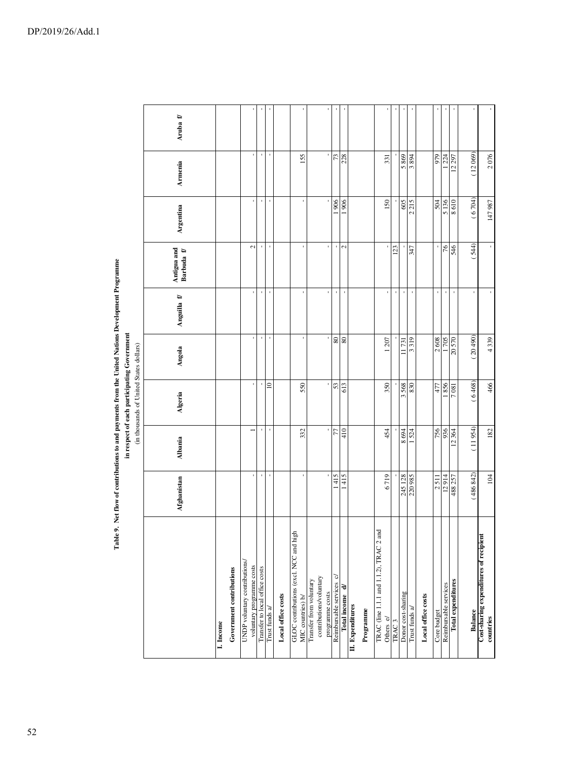**Table 9. Net flow of contributions to and payments from the United Nations Development Programme in respect of each participating Government**

(in thousands of United States dollars)

| | Afghanistan | Albania | Algeria | Angola | Anguilla f/ | Antigua and Barbuda f/ | Argentina | Armenia | Aruba f/ |
|---|---|---|---|---|---|---|---|---|---|
| **I. Income** | | | | | | | | | |
| **Government contributions** | | | | | | | | | |
| UNDP voluntary contributions/ voluntary programme costs | - | 1 | - | - | - | 2 | - | - | - |
| Transfer to local office costs | - | - | - | - | - | - | - | - | - |
| Trust funds a/ | - | - | 10 | - | - | - | - | - | - |
| **Local office costs** | | | | | | | | | |
| GLOC contributions (excl. NCC and high MIC countries) b/ | - | 332 | 550 | - | - | - | - | 155 | - |
| Transfer from voluntary contributions/voluntary programme costs | - | - | - | - | - | - | - | - | - |
| Reimbursable services c/ | 1 415 | 77 | 53 | 80 | - | - | 1 906 | 73 | - |
| **Total income d/** | 1 415 | 410 | 613 | 80 | - | 2 | 1 906 | 228 | - |
| **II. Expenditures** | | | | | | | | | |
| **Programme** | | | | | | | | | |
| TRAC (line 1.1.1 and 1.1.2), TRAC 2 and Others e/ | 6 719 | 454 | 350 | 1 207 | - | - | 150 | 331 | - |
| TRAC 3 | - | - | - | - | - | 123 | - | - | - |
| Donor cost-sharing | 245 128 | 8 694 | 3 568 | 11 731 | - | - | 605 | 5 869 | - |
| Trust funds a/ | 220 985 | 1 524 | 830 | 3 319 | - | 347 | 2 215 | 3 894 | - |
| **Local office costs** | | | | | | | | | |
| Core budget | 2 511 | 756 | 477 | 2 608 | - | - | 504 | 979 | - |
| Reimbursable services | 12 914 | 936 | 1 856 | 1 705 | - | 76 | 5 136 | 1 224 | - |
| **Total expenditures** | 488 257 | 12 364 | 7 081 | 20 570 | - | 546 | 8 610 | 12 297 | - |
| **Balance** | (486 842) | (11 954) | (6 468) | (20 490) | - | (544) | (6 704) | (12 069) | - |
| **Cost-sharing expenditures of recipient countries** | 104 | 182 | 466 | 4 339 | - | - | 147 987 | 2 076 | - |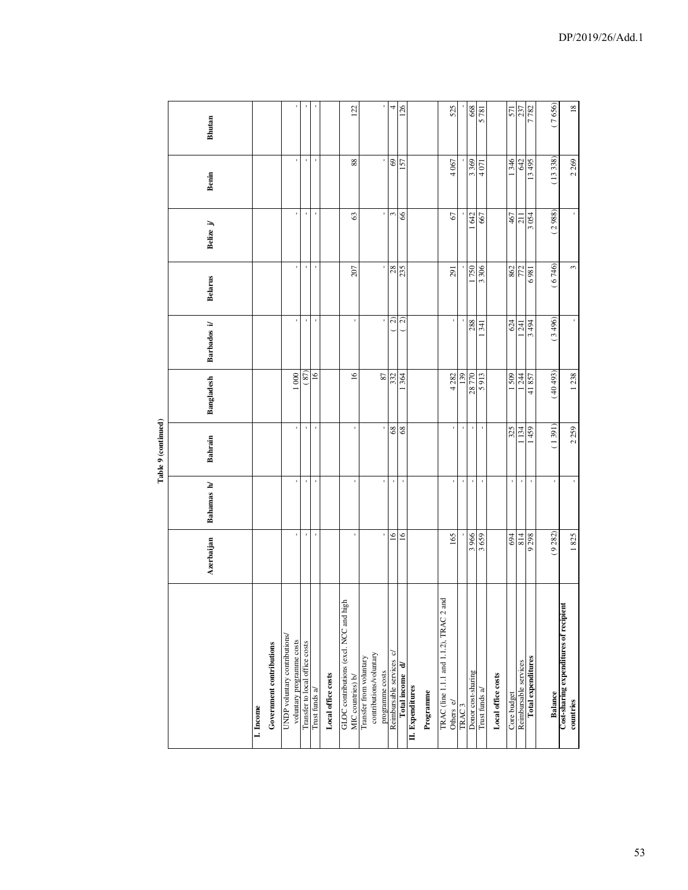Table 9 (continued)

| | Azerbaijan | Bahamas h/ | Bahrain | Bangladesh | Barbados i/ | Belarus | Belize j/ | Benin | Bhutan |
|---|---|---|---|---|---|---|---|---|---|
| **I. Income** | | | | | | | | | |
| **Government contributions** | | | | | | | | | |
| UNDP voluntary contributions/ voluntary programme costs | - | - | - | 1 000 | - | - | - | - | - |
| Transfer to local office costs | - | - | - | ( 87) | - | - | - | - | - |
| Trust funds a/ | - | - | - | 16 | - | - | - | - | - |
| **Local office costs** | | | | | | | | | |
| GLOC contributions (excl. NCC and high MIC countries) b/ | - | - | - | 16 | - | 207 | 63 | 88 | 122 |
| Transfer from voluntary contributions/voluntary programme costs | - | - | - | 87 | - | - | - | - | - |
| Reimbursable services c/ | 16 | - | 68 | 332 | ( 2) | 28 | 3 | 69 | 4 |
| **Total income d/** | 16 | - | 68 | 1 364 | ( 2) | 235 | 66 | 157 | 126 |
| **II. Expenditures** | | | | | | | | | |
| **Programme** | | | | | | | | | |
| TRAC (line 1.1.1 and 1.1.2), TRAC 2 and Others e/ | 165 | - | - | 4 282 | - | 291 | 67 | 4 067 | 525 |
| TRAC 3 | - | - | - | 139 | - | - | - | - | - |
| Donor cost-sharing | 3 966 | - | - | 28 770 | 288 | 1 750 | 1 642 | 3 369 | 668 |
| Trust funds a/ | 3 659 | - | - | 5 913 | 1 341 | 3 306 | 667 | 4 071 | 5 781 |
| **Local office costs** | | | | | | | | | |
| Core budget | 694 | - | 325 | 1 509 | 624 | 862 | 467 | 1 346 | 571 |
| Reimbursable services | 814 | - | 1 134 | 1 244 | 1 241 | 772 | 211 | 642 | 237 |
| **Total expenditures** | 9 298 | - | 1 459 | 41 857 | 3 494 | 6 981 | 3 054 | 13 495 | 7 782 |
| **Balance** | (9 282) | - | (1 391) | (40 493) | (3 496) | (6 746) | (2 988) | (13 338) | (7 656) |
| **Cost-sharing expenditures of recipient countries** | 1 825 | - | 2 259 | 1 238 | - | 3 | - | 2 269 | 18 |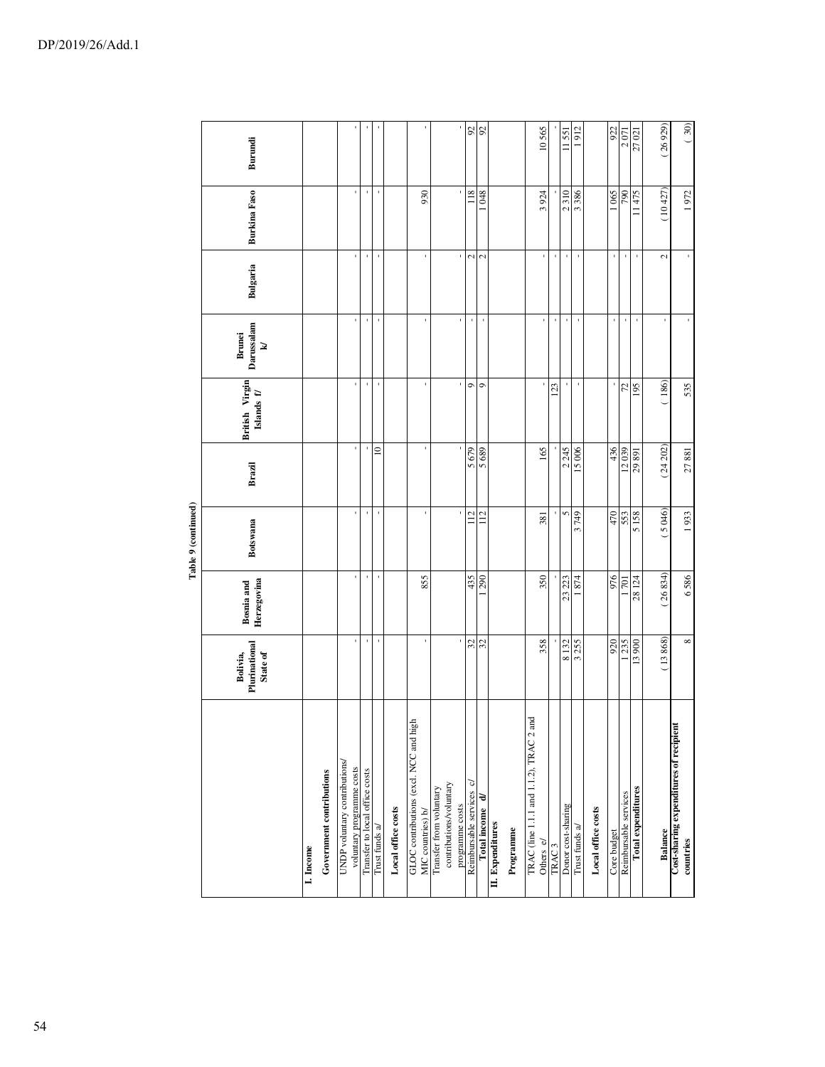Table 9 (continued)

| | Bolivia, Plurinational State of | Bosnia and Herzegovina | Botswana | Brazil | British Virgin Islands f/ | Brunei Darussalam k/ | Bulgaria | Burkina Faso | Burundi |
|---|---|---|---|---|---|---|---|---|---|
| **I. Income** | | | | | | | | | |
| **Government contributions** | | | | | | | | | |
| UNDP voluntary contributions/ voluntary programme costs | - | - | - | - | - | - | - | - | - |
| Transfer to local office costs | - | - | - | - | - | - | - | - | - |
| Trust funds a/ | - | - | - | 10 | - | - | - | - | - |
| **Local office costs** | | | | | | | | | |
| GLOC contributions (excl. NCC and high MIC countries) b/ | - | 855 | - | - | - | - | - | 930 | - |
| Transfer from voluntary contributions/voluntary programme costs | - | - | - | - | - | - | - | - | - |
| Reimbursable services c/ | 32 | 435 | 112 | 5 679 | 9 | - | 2 | 118 | 92 |
| **Total income d/** | 32 | 1 290 | 112 | 5 689 | 9 | - | 2 | 1 048 | 92 |
| **II. Expenditures** | | | | | | | | | |
| **Programme** | | | | | | | | | |
| TRAC (line 1.1.1 and 1.1.2), TRAC 2 and Others e/ | 358 | 350 | 381 | 165 | - | - | - | 3 924 | 10 565 |
| TRAC 3 | - | - | - | - | 123 | - | - | - | - |
| Donor cost-sharing | 8 132 | 23 223 | 5 | 2 245 | - | - | - | 2 310 | 11 551 |
| Trust funds a/ | 3 255 | 1 874 | 3 749 | 15 006 | - | - | - | 3 386 | 1 912 |
| **Local office costs** | | | | | | | | | |
| Core budget | 920 | 976 | 470 | 436 | - | - | - | 1 065 | 922 |
| Reimbursable services | 1 235 | 1 701 | 553 | 12 039 | 72 | - | - | 790 | 2 071 |
| **Total expenditures** | 13 900 | 28 124 | 5 158 | 29 891 | 195 | - | - | 11 475 | 27 021 |
| **Balance** | (13 868) | (26 834) | (5 046) | (24 202) | (186) | - | 2 | (10 427) | (26 929) |
| **Cost-sharing expenditures of recipient countries** | 8 | 6 586 | 1 933 | 27 881 | 535 | - | - | 1 972 | (30) |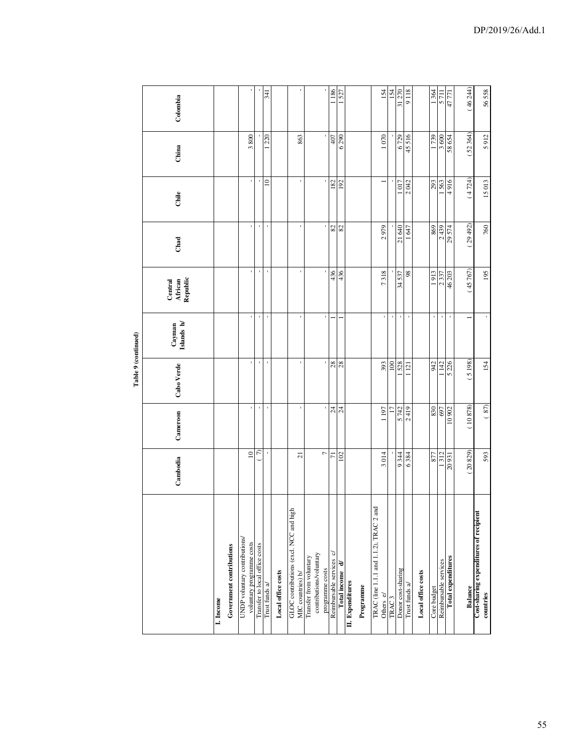**Table 9 (continued)**

| | Cambodia | Cameroon | Cabo Verde | Cayman Islands h/ | Central African Republic | Chad | Chile | China | Colombia |
|---|---|---|---|---|---|---|---|---|---|
| **I. Income** | | | | | | | | | |
| **Government contributions** | | | | | | | | | |
| UNDP voluntary contributions/ voluntary programme costs | 10 | - | - | - | - | - | - | 3 800 | - |
| Transfer to local office costs | ( 7) | - | - | - | - | - | - | - | - |
| Trust funds a/ | - | - | - | - | - | - | 10 | 1 220 | 341 |
| **Local office costs** | | | | | | | | | |
| GLOC contributions (excl. NCC and high MIC countries) b/ | 21 | - | - | - | - | - | - | 863 | - |
| Transfer from voluntary contributions/voluntary programme costs | 7 | - | - | - | - | - | - | - | - |
| Reimbursable services c/ | 71 | 24 | 28 | 1 | 436 | 82 | 182 | 407 | 1 186 |
| **Total income d/** | 102 | 24 | 28 | 1 | 436 | 82 | 192 | 6 290 | 1 527 |
| **II. Expenditures** | | | | | | | | | |
| **Programme** | | | | | | | | | |
| TRAC (line 1.1.1 and 1.1.2), TRAC 2 and Others e/ | 3 014 | 1 197 | 393 | - | 7 318 | 2 979 | 1 | 1 070 | 154 |
| TRAC 3 | - | 17 | 100 | - | - | - | - | - | 154 |
| Donor cost-sharing | 9 344 | 5 742 | 1 528 | - | 34 537 | 21 640 | 1 017 | 6 729 | 31 270 |
| Trust funds a/ | 6 384 | 2 419 | 1 121 | - | 98 | 1 647 | 2 042 | 45 516 | 9 118 |
| **Local office costs** | | | | | | | | | |
| Core budget | 877 | 830 | 942 | - | 1 913 | 869 | 293 | 1 739 | 1 364 |
| Reimbursable services | 1 312 | 697 | 1 142 | - | 2 337 | 2 439 | 1 563 | 3 600 | 5 711 |
| **Total expenditures** | 20 931 | 10 902 | 5 226 | - | 46 203 | 29 574 | 4 916 | 58 654 | 47 771 |
| **Balance** | ( 20 829) | ( 10 878) | ( 5 198) | 1 | ( 45 767) | ( 29 492) | ( 4 724) | ( 52 364) | ( 46 244) |
| **Cost-sharing expenditures of recipient countries** | 593 | ( 87) | 154 | - | 195 | 760 | 15 013 | 5 912 | 56 558 |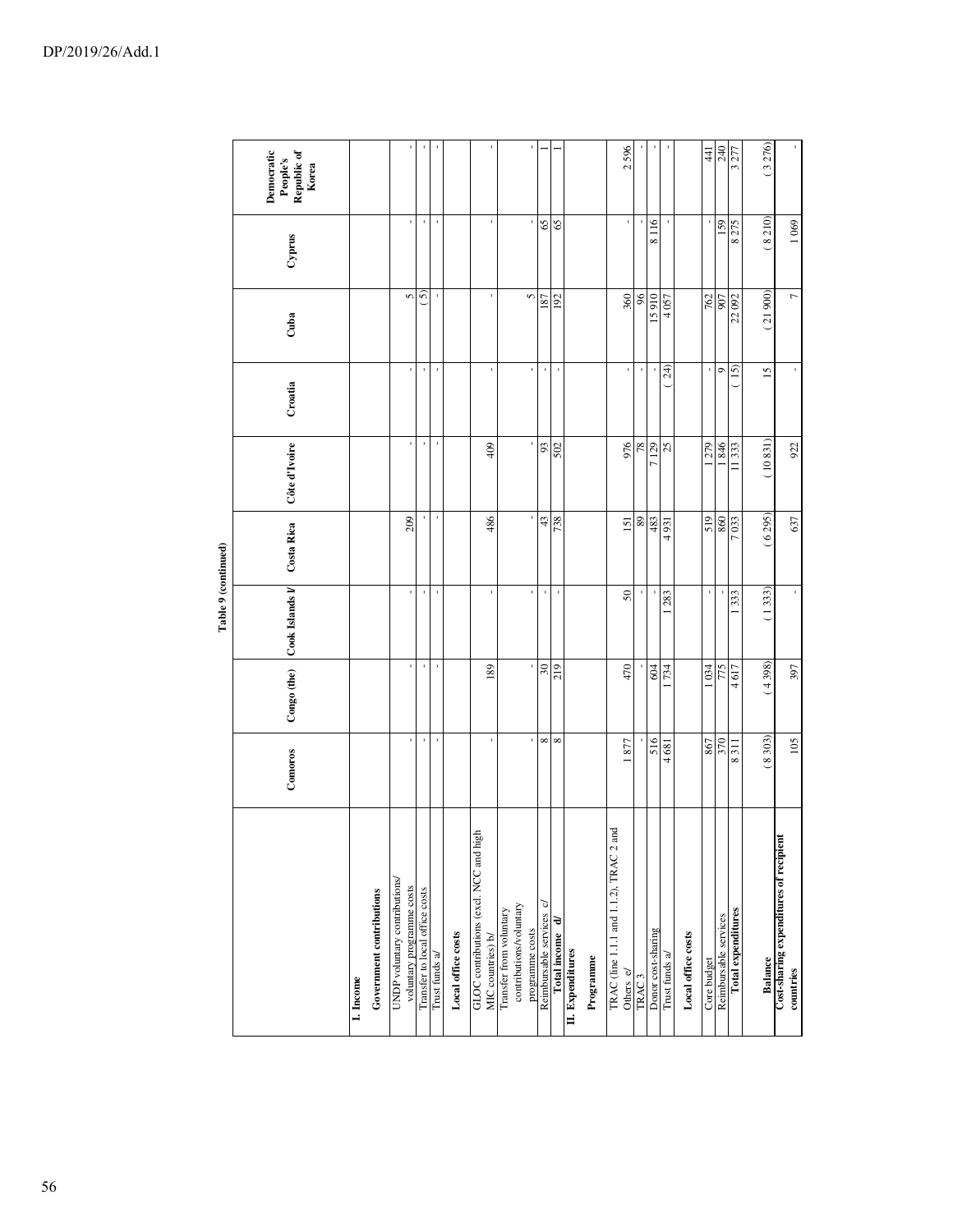Table 9 (continued)

| | Comoros | Congo (the) | Cook Islands l/ | Costa Rica | Côte d'Ivoire | Croatia | Cuba | Cyprus | Democratic People's Republic of Korea |
|---|---|---|---|---|---|---|---|---|---|
| **I. Income** | | | | | | | | | |
| **Government contributions** | | | | | | | | | |
| UNDP voluntary contributions/ voluntary programme costs | - | - | - | 209 | - | - | 5 | - | - |
| Transfer to local office costs | - | - | - | - | - | - | ( 5) | - | - |
| Trust funds a/ | - | - | - | - | - | - | - | - | - |
| **Local office costs** | | | | | | | | | |
| GLOC contributions (excl. NCC and high MIC countries) b/ | - | 189 | - | 486 | 409 | - | - | - | - |
| Transfer from voluntary contributions/voluntary programme costs | - | - | - | - | - | - | 5 | - | - |
| Reimbursable services c/ | 8 | 30 | - | 43 | 93 | - | 187 | 65 | 1 |
| **Total income d/** | 8 | 219 | - | 738 | 502 | - | 192 | 65 | 1 |
| **II. Expenditures** | | | | | | | | | |
| **Programme** | | | | | | | | | |
| TRAC (line 1.1.1 and 1.1.2), TRAC 2 and Others e/ | 1 877 | 470 | 50 | 151 | 976 | - | 360 | - | 2 596 |
| TRAC 3 | - | - | - | 89 | 78 | - | 96 | - | - |
| Donor cost-sharing | 516 | 604 | - | 483 | 7 129 | - | 15 910 | 8 116 | - |
| Trust funds a/ | 4 681 | 1 734 | 1 283 | 4 931 | 25 | ( 24) | 4 057 | - | - |
| **Local office costs** | | | | | | | | | |
| Core budget | 867 | 1 034 | - | 519 | 1 279 | - | 762 | - | 441 |
| Reimbursable services | 370 | 775 | - | 860 | 1 846 | 9 | 907 | 159 | 240 |
| **Total expenditures** | 8 311 | 4 617 | 1 333 | 7 033 | 11 333 | ( 15) | 22 092 | 8 275 | 3 277 |
| **Balance** | ( 8 303) | ( 4 398) | ( 1 333) | ( 6 295) | ( 10 831) | 15 | ( 21 900) | ( 8 210) | ( 3 276) |
| **Cost-sharing expenditures of recipient countries** | 105 | 397 | - | 637 | 922 | - | 7 | 1 069 | - |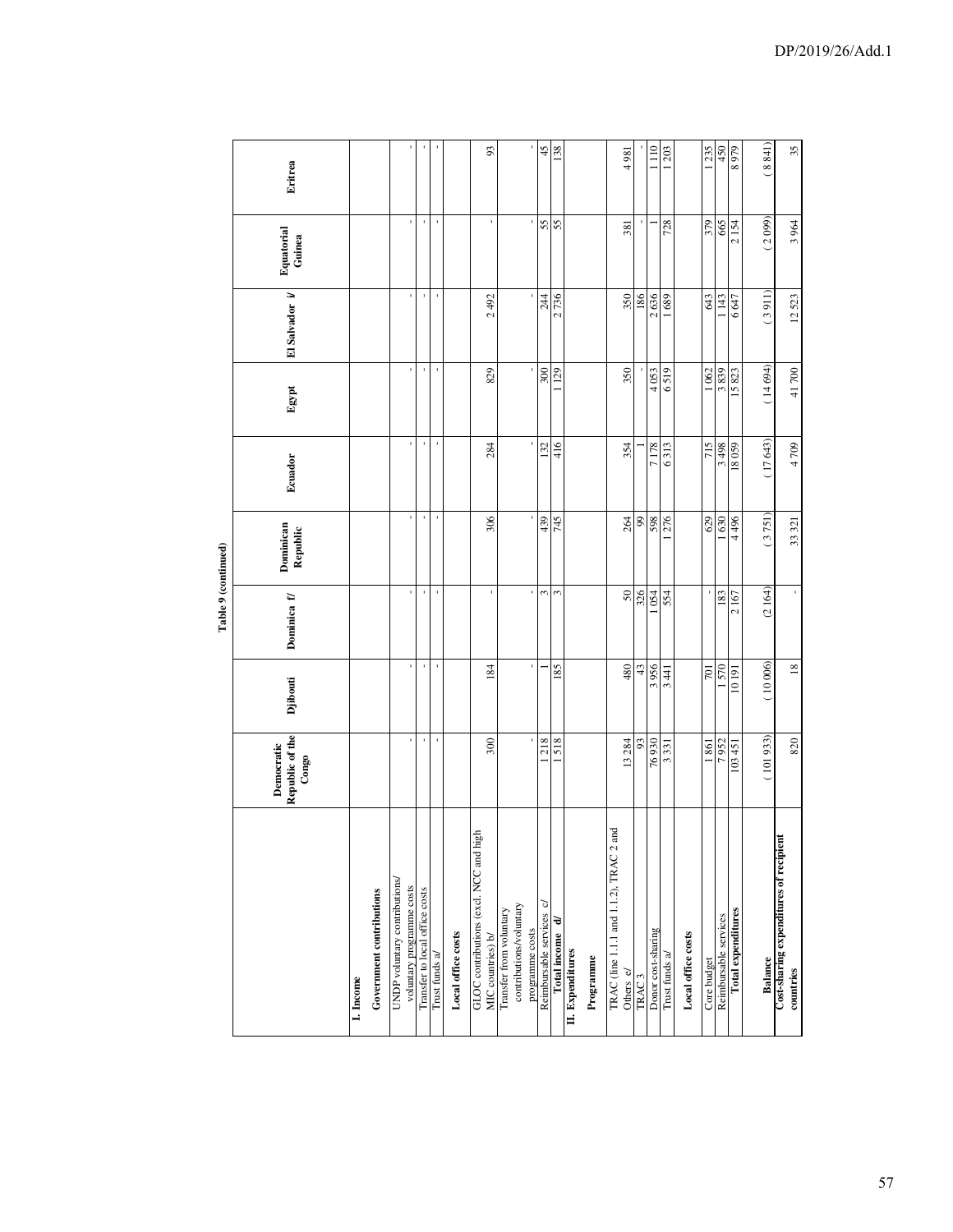Table 9 (continued)

| | Democratic Republic of the Congo | Djibouti | Dominica f/ | Dominican Republic | Ecuador | Egypt | El Salvador i/ | Equatorial Guinea | Eritrea |
|---|---|---|---|---|---|---|---|---|---|
| **I. Income** | | | | | | | | | |
| **Government contributions** | | | | | | | | | |
| UNDP voluntary contributions/ voluntary programme costs | - | - | - | - | - | - | - | - | - |
| Transfer to local office costs | - | - | - | - | - | - | - | - | - |
| Trust funds a/ | - | - | - | - | - | - | - | - | - |
| **Local office costs** | | | | | | | | | |
| GLOC contributions (excl. NCC and high MIC countries) b/ | 300 | 184 | - | 306 | 284 | 829 | 2 492 | - | 93 |
| Transfer from voluntary contributions/voluntary programme costs | - | - | - | - | - | - | - | - | - |
| Reimbursable services c/ | 1 218 | 1 | 3 | 439 | 132 | 300 | 244 | 55 | 45 |
| **Total income d/** | 1 518 | 185 | 3 | 745 | 416 | 1 129 | 2 736 | 55 | 138 |
| **II. Expenditures** | | | | | | | | | |
| **Programme** | | | | | | | | | |
| TRAC (line 1.1.1 and 1.1.2), TRAC 2 and Others e/ | 13 284 | 480 | 50 | 264 | 354 | 350 | 350 | 381 | 4 981 |
| TRAC 3 | 93 | 43 | 326 | 99 | 1 | - | 186 | - | - |
| Donor cost-sharing | 76 930 | 3 956 | 1 054 | 598 | 7 178 | 4 053 | 2 636 | 1 | 1 110 |
| Trust funds a/ | 3 331 | 3 441 | 554 | 1 276 | 6 313 | 6 519 | 1 689 | 728 | 1 203 |
| **Local office costs** | | | | | | | | | |
| Core budget | 1 861 | 701 | - | 629 | 715 | 1 062 | 643 | 379 | 1 235 |
| Reimbursable services | 7 952 | 1 570 | 183 | 1 630 | 3 498 | 3 839 | 1 143 | 665 | 450 |
| **Total expenditures** | 103 451 | 10 191 | 2 167 | 4 496 | 18 059 | 15 823 | 6 647 | 2 154 | 8 979 |
| **Balance** | (101 933) | (10 006) | (2 164) | (3 751) | (17 643) | (14 694) | (3 911) | (2 099) | (8 841) |
| **Cost-sharing expenditures of recipient countries** | 820 | 18 | - | 33 321 | 4 709 | 41 700 | 12 523 | 3 964 | 35 |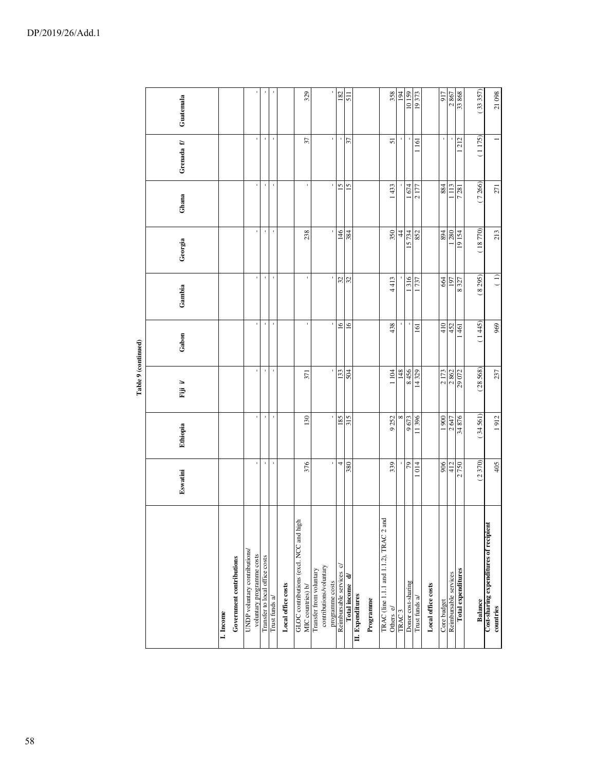Table 9 (continued)

| | Eswatini | Ethiopia | Fiji i/ | Gabon | Gambia | Georgia | Ghana | Grenada f/ | Guatemala |
|---|---|---|---|---|---|---|---|---|---|
| **I. Income** | | | | | | | | | |
| **Government contributions** | | | | | | | | | |
| UNDP voluntary contributions/ voluntary programme costs | - | - | - | - | - | - | - | - | - |
| Transfer to local office costs | - | - | - | - | - | - | - | - | - |
| Trust funds a/ | - | - | - | - | - | - | - | - | - |
| **Local office costs** | | | | | | | | | |
| GLOC contributions (excl. NCC and high MIC countries) b/ | 376 | 130 | 371 | - | - | 238 | - | 37 | 329 |
| Transfer from voluntary contributions/voluntary programme costs | - | - | - | - | - | - | - | - | - |
| Reimbursable services c/ | 4 | 185 | 133 | 16 | 32 | 146 | 15 | - | 182 |
| **Total income d/** | 380 | 315 | 504 | 16 | 32 | 384 | 15 | 37 | 511 |
| **II. Expenditures** | | | | | | | | | |
| **Programme** | | | | | | | | | |
| TRAC (line 1.1.1 and 1.1.2), TRAC 2 and Others e/ | 339 | 9 252 | 1 104 | 438 | 4 413 | 350 | 1 433 | 51 | 358 |
| TRAC 3 | - | 8 | 148 | - | - | 44 | - | - | 194 |
| Donor cost-sharing | 79 | 9 673 | 8 456 | - | 1 316 | 15 734 | 1 674 | - | 10 159 |
| Trust funds a/ | 1 014 | 11 396 | 14 329 | 161 | 1 737 | 852 | 2 177 | 1 161 | 19 373 |
| **Local office costs** | | | | | | | | | |
| Core budget | 906 | 1 900 | 2 173 | 410 | 664 | 894 | 884 | - | 917 |
| Reimbursable services | 412 | 2 647 | 2 862 | 452 | 197 | 1 280 | 1 113 | - | 2 867 |
| **Total expenditures** | 2 750 | 34 876 | 29 072 | 1 461 | 8 327 | 19 154 | 7 281 | 1 212 | 33 868 |
| **Balance** | ( 2 370) | ( 34 561) | ( 28 568) | ( 1 445) | ( 8 295) | ( 18 770) | ( 7 266) | ( 1 175) | ( 33 357) |
| **Cost-sharing expenditures of recipient countries** | 405 | 1 912 | 237 | 969 | ( 1) | 213 | 271 | 1 | 21 098 |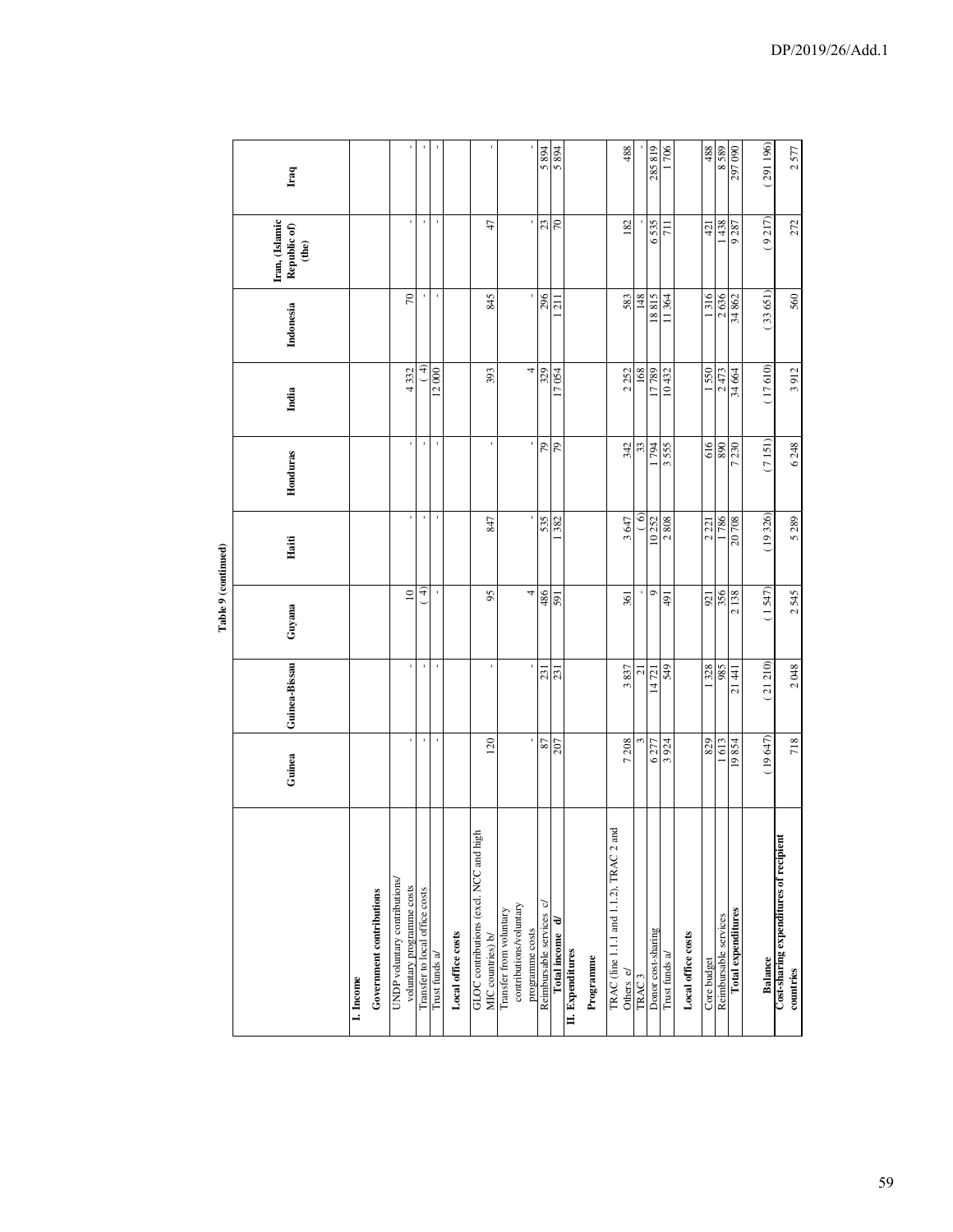**Table 9 (continued)**

| | Guinea | Guinea-Bissau | Guyana | Haiti | Honduras | India | Indonesia | Iran, (Islamic Republic of) (the) | Iraq |
|---|---|---|---|---|---|---|---|---|---|
| **I. Income** | | | | | | | | | |
| **Government contributions** | | | | | | | | | |
| UNDP voluntary contributions/ voluntary programme costs | - | - | 10 | - | - | 4 332 | 70 | - | - |
| Transfer to local office costs | - | - | ( 4) | - | - | ( 4) | - | - | - |
| Trust funds a/ | - | - | - | - | - | 12 000 | - | - | - |
| **Local office costs** | | | | | | | | | |
| GLOC contributions (excl. NCC and high MIC countries) b/ | 120 | - | 95 | 847 | - | 393 | 845 | 47 | - |
| Transfer from voluntary contributions/voluntary programme costs | - | - | 4 | - | - | 4 | - | - | - |
| Reimbursable services c/ | 87 | 231 | 486 | 535 | 79 | 329 | 296 | 23 | 5 894 |
| **Total income d/** | 207 | 231 | 591 | 1 382 | 79 | 17 054 | 1 211 | 70 | 5 894 |
| **II. Expenditures** | | | | | | | | | |
| **Programme** | | | | | | | | | |
| TRAC (line 1.1.1 and 1.1.2), TRAC 2 and Others e/ | 7 208 | 3 837 | 361 | 3 647 | 342 | 2 252 | 583 | 182 | 488 |
| TRAC 3 | 3 | 21 | - | ( 6) | 33 | 168 | 148 | - | - |
| Donor cost-sharing | 6 277 | 14 721 | 9 | 10 252 | 1 794 | 17 789 | 18 815 | 6 535 | 285 819 |
| Trust funds a/ | 3 924 | 549 | 491 | 2 808 | 3 555 | 10 432 | 11 364 | 711 | 1 706 |
| **Local office costs** | | | | | | | | | |
| Core budget | 829 | 1 328 | 921 | 2 221 | 616 | 1 550 | 1 316 | 421 | 488 |
| Reimbursable services | 1 613 | 985 | 356 | 1 786 | 890 | 2 473 | 2 636 | 1 438 | 8 589 |
| **Total expenditures** | 19 854 | 21 441 | 2 138 | 20 708 | 7 230 | 34 664 | 34 862 | 9 287 | 297 090 |
| **Balance** | ( 19 647) | ( 21 210) | ( 1 547) | ( 19 326) | ( 7 151) | ( 17 610) | ( 33 651) | ( 9 217) | ( 291 196) |
| **Cost-sharing expenditures of recipient countries** | 718 | 2 048 | 2 545 | 5 289 | 6 248 | 3 912 | 560 | 272 | 2 577 |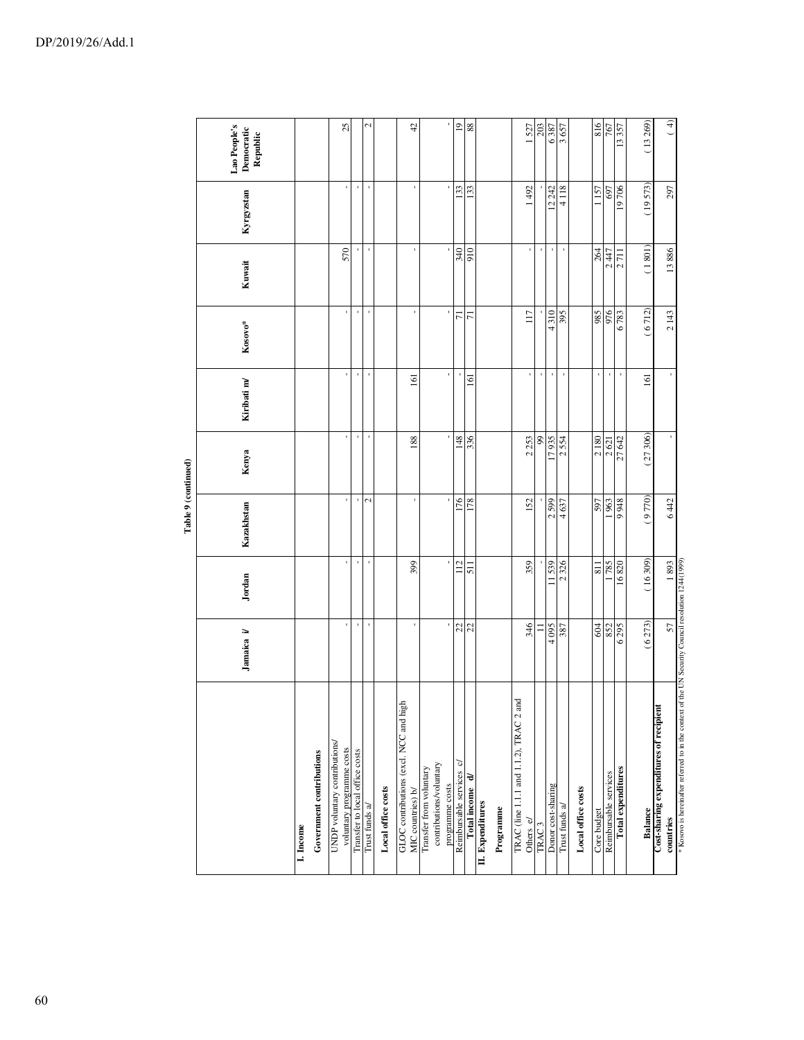Table 9 (continued)

| | Jamaica i/ | Jordan | Kazakhstan | Kenya | Kiribati m/ | Kosovo* | Kuwait | Kyrgyzstan | Lao People's Democratic Republic |
|---|---|---|---|---|---|---|---|---|---|
| **I. Income** | | | | | | | | | |
| **Government contributions** | | | | | | | | | |
| UNDP voluntary contributions/ voluntary programme costs | - | - | - | - | - | - | 570 | - | 25 |
| Transfer to local office costs | - | - | - | - | - | - | - | - | - |
| Trust funds a/ | - | - | 2 | - | - | - | - | - | 2 |
| **Local office costs** | | | | | | | | | |
| GLOC contributions (excl. NCC and high MIC countries) b/ | - | 399 | - | 188 | 161 | - | - | - | 42 |
| Transfer from voluntary contributions/voluntary programme costs | - | - | - | - | - | - | - | - | - |
| Reimbursable services c/ | 22 | 112 | 176 | 148 | - | 71 | 340 | 133 | 19 |
| **Total income d/** | 22 | 511 | 178 | 336 | 161 | 71 | 910 | 133 | 88 |
| **II. Expenditures** | | | | | | | | | |
| **Programme** | | | | | | | | | |
| TRAC (line 1.1.1 and 1.1.2), TRAC 2 and Others e/ | 346 | 359 | 152 | 2 253 | - | 117 | - | 1 492 | 1 527 |
| TRAC 3 | 11 | - | - | 99 | - | - | - | - | 203 |
| Donor cost-sharing | 4 095 | 11 539 | 2 599 | 17 935 | - | 4 310 | - | 12 242 | 6 387 |
| Trust funds a/ | 387 | 2 326 | 4 637 | 2 554 | - | 395 | - | 4 118 | 3 657 |
| **Local office costs** | | | | | | | | | |
| Core budget | 604 | 811 | 597 | 2 180 | - | 985 | 264 | 1 157 | 816 |
| Reimbursable services | 852 | 1 785 | 1 963 | 2 621 | - | 976 | 2 447 | 697 | 767 |
| **Total expenditures** | 6 295 | 16 820 | 9 948 | 27 642 | - | 6 783 | 2 711 | 19 706 | 13 357 |
| **Balance** | (6 273) | (16 309) | (9 770) | (27 306) | 161 | (6 712) | (1 801) | (19 573) | (13 269) |
| **Cost-sharing expenditures of recipient countries** | 57 | 1 893 | 6 442 | - | - | 2 143 | 13 886 | 297 | (4) |

\* Kosovo is hereinafter referred to in the context of the UN Security Council resolution 1244(1999)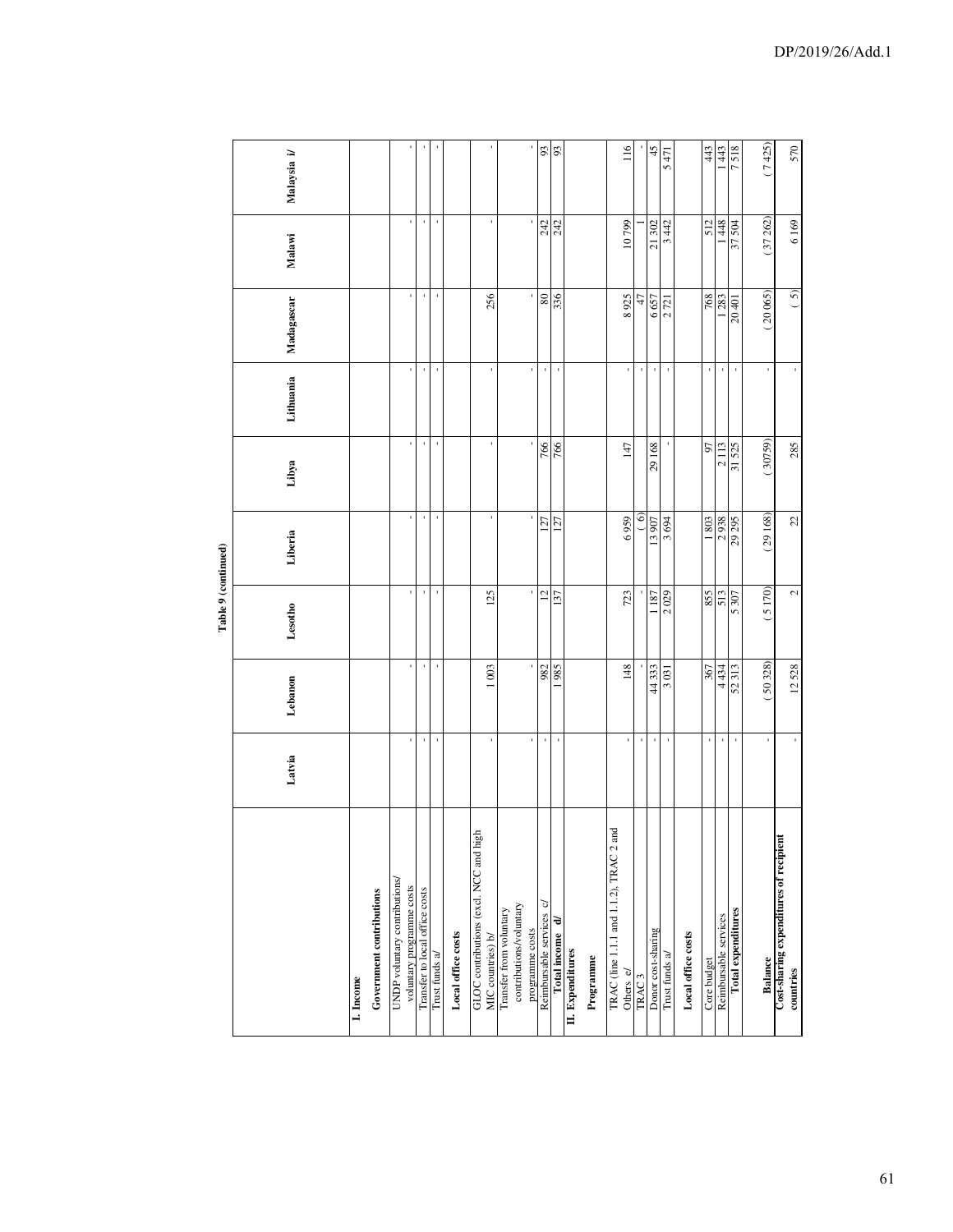Table 9 (continued)

| | Latvia | Lebanon | Lesotho | Liberia | Libya | Lithuania | Madagascar | Malawi | Malaysia i/ |
|---|---|---|---|---|---|---|---|---|---|
| **I. Income** | | | | | | | | | |
| **Government contributions** | | | | | | | | | |
| UNDP voluntary contributions/ voluntary programme costs | - | - | - | - | - | - | - | - | - |
| Transfer to local office costs | - | - | - | - | - | - | - | - | - |
| Trust funds a/ | - | - | - | - | - | - | - | - | - |
| **Local office costs** | | | | | | | | | |
| GLOC contributions (excl. NCC and high MIC countries) b/ | - | 1 003 | 125 | - | - | - | 256 | - | - |
| Transfer from voluntary contributions/voluntary programme costs | - | - | - | - | - | - | - | - | - |
| Reimbursable services c/ | - | 982 | 12 | 127 | 766 | - | 80 | 242 | 93 |
| **Total income d/** | - | 1 985 | 137 | 127 | 766 | - | 336 | 242 | 93 |
| **II. Expenditures** | | | | | | | | | |
| **Programme** | | | | | | | | | |
| TRAC (line 1.1.1 and 1.1.2), TRAC 2 and Others e/ | - | 148 | 723 | 6 959 | 147 | - | 8 925 | 10 799 | 116 |
| TRAC 3 | - | - | - | ( 6) | - | - | 47 | 1 | - |
| Donor cost-sharing | - | 44 333 | 1 187 | 13 907 | 29 168 | - | 6 657 | 21 302 | 45 |
| Trust funds a/ | - | 3 031 | 2 029 | 3 694 | - | - | 2 721 | 3 442 | 5 471 |
| **Local office costs** | | | | | | | | | |
| Core budget | - | 367 | 855 | 1 803 | 97 | - | 768 | 512 | 443 |
| Reimbursable services | - | 4 434 | 513 | 2 938 | 2 113 | - | 1 283 | 1 448 | 1 443 |
| **Total expenditures** | - | 52 313 | 5 307 | 29 295 | 31 525 | - | 20 401 | 37 504 | 7 518 |
| **Balance** | - | (50 328) | ( 5 170) | (29 168) | (30759) | - | (20 065) | (37 262) | ( 7 425) |
| **Cost-sharing expenditures of recipient countries** | - | 12 528 | 2 | 22 | 285 | - | ( 5) | 6 169 | 570 |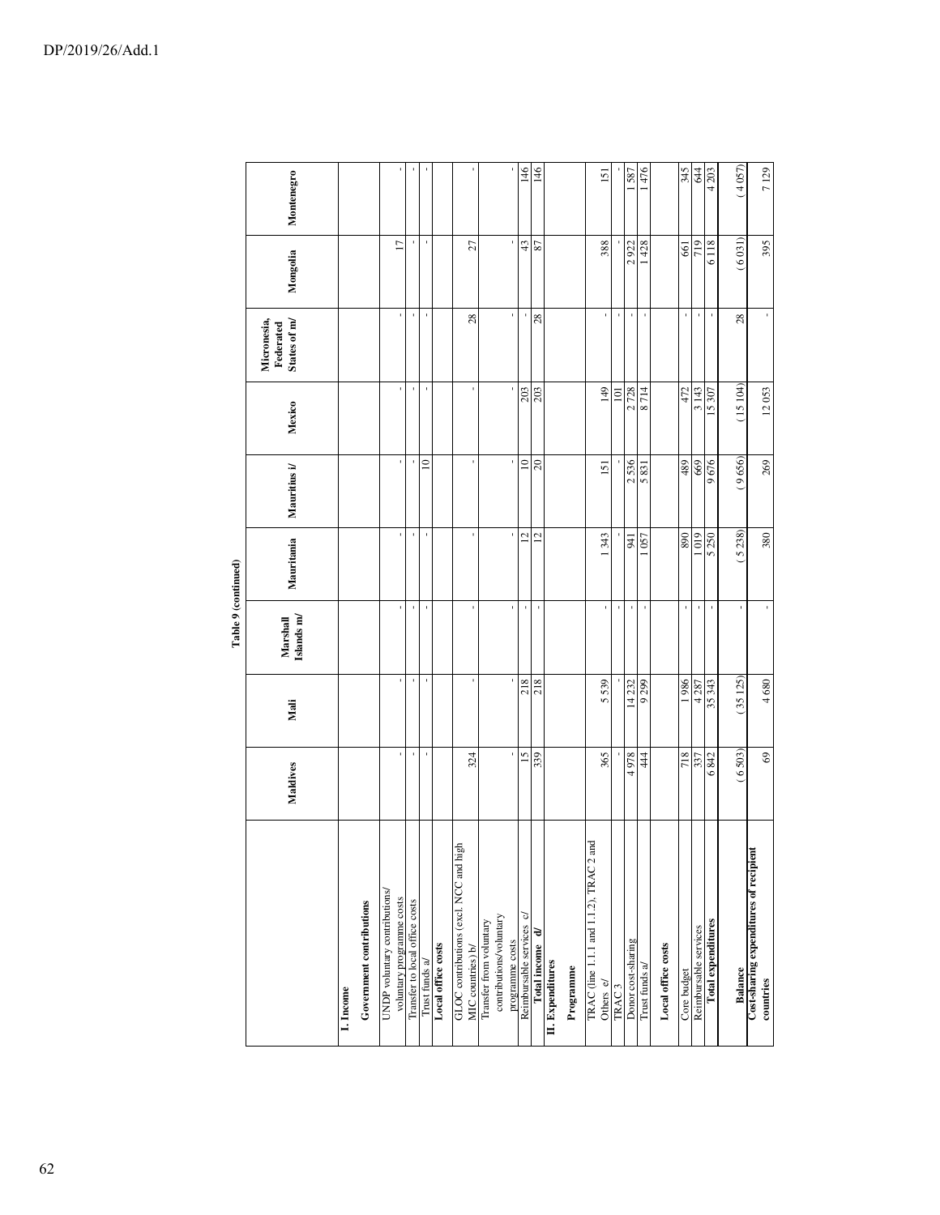Table 9 (continued)

| | Maldives | Mali | Marshall Islands m/ | Mauritania | Mauritius i/ | Mexico | Micronesia, Federated States of m/ | Mongolia | Montenegro |
|---|---|---|---|---|---|---|---|---|---|
| **I. Income** | | | | | | | | | |
| **Government contributions** | | | | | | | | | |
| UNDP voluntary contributions/ voluntary programme costs | - | - | - | - | - | - | - | 17 | - |
| Transfer to local office costs | - | - | - | - | - | - | - | - | - |
| Trust funds a/ | - | - | - | - | 10 | - | - | - | - |
| **Local office costs** | | | | | | | | | |
| GLOC contributions (excl. NCC and high MIC countries) b/ | 324 | - | - | - | - | - | 28 | 27 | - |
| Transfer from voluntary contributions/voluntary programme costs | - | - | - | - | - | - | - | - | - |
| Reimbursable services c/ | 15 | 218 | - | 12 | 10 | 203 | - | 43 | 146 |
| **Total income d/** | 339 | 218 | - | 12 | 20 | 203 | 28 | 87 | 146 |
| **II. Expenditures** | | | | | | | | | |
| **Programme** | | | | | | | | | |
| TRAC (line 1.1.1 and 1.1.2), TRAC 2 and Others e/ | 365 | 5 539 | - | 1 343 | 151 | 149 | - | 388 | 151 |
| TRAC 3 | - | - | - | - | - | 101 | - | - | - |
| Donor cost-sharing | 4 978 | 14 232 | - | 941 | 2 536 | 2 728 | - | 2 922 | 1 587 |
| Trust funds a/ | 444 | 9 299 | - | 1 057 | 5 831 | 8 714 | - | 1 428 | 1 476 |
| **Local office costs** | | | | | | | | | |
| Core budget | 718 | 1 986 | - | 890 | 489 | 472 | - | 661 | 345 |
| Reimbursable services | 337 | 4 287 | - | 1 019 | 669 | 3 143 | - | 719 | 644 |
| **Total expenditures** | 6 842 | 35 343 | - | 5 250 | 9 676 | 15 307 | - | 6 118 | 4 203 |
| **Balance** | (6 503) | (35 125) | - | (5 238) | (9 656) | (15 104) | 28 | (6 031) | (4 057) |
| **Cost-sharing expenditures of recipient countries** | 69 | 4 680 | - | 380 | 269 | 12 053 | - | 395 | 7 129 |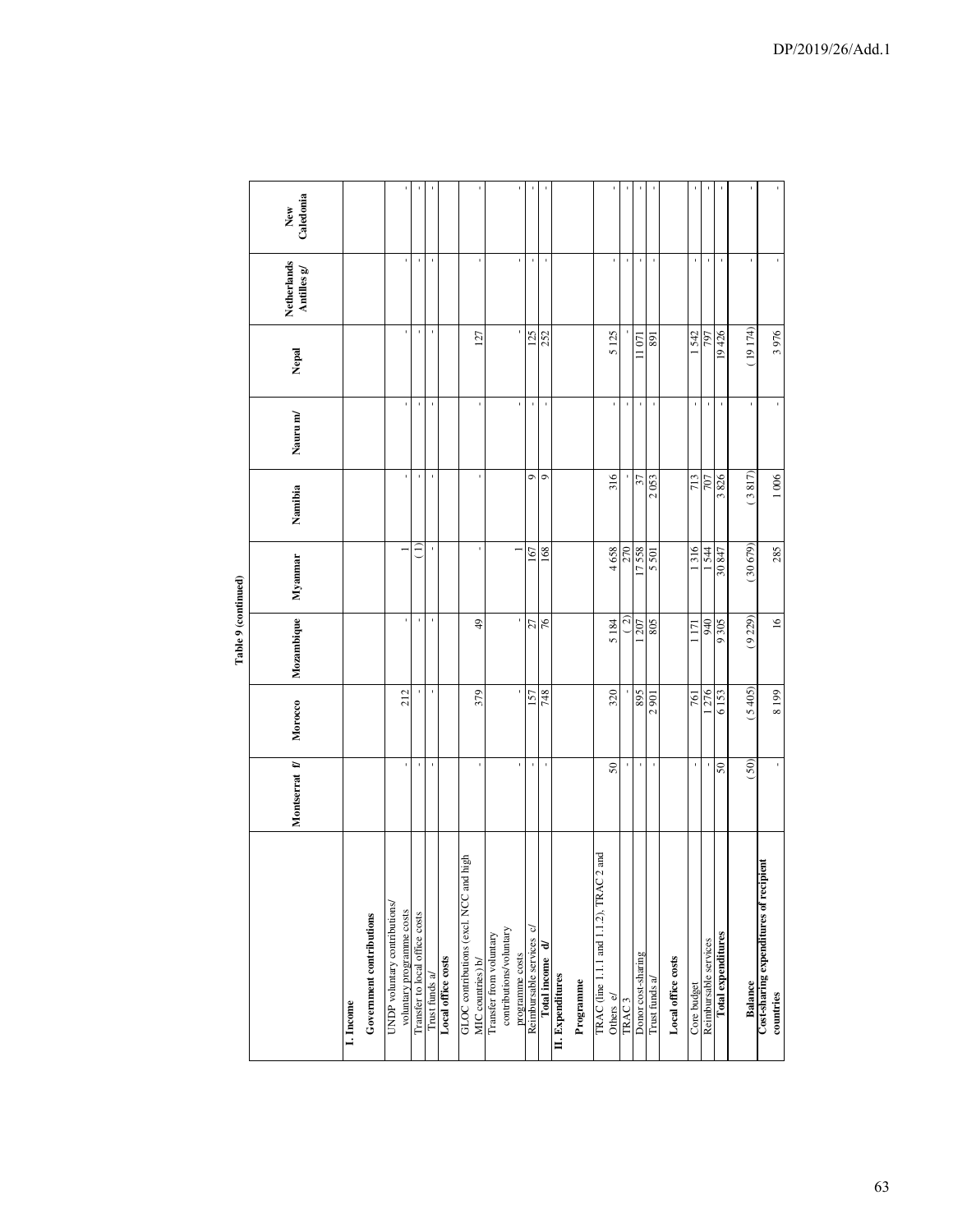Table 9 (continued)

| | Montserrat f/ | Morocco | Mozambique | Myanmar | Namibia | Nauru m/ | Nepal | Netherlands Antilles g/ | New Caledonia |
|---|---|---|---|---|---|---|---|---|---|
| **I. Income** | | | | | | | | | |
| **Government contributions** | | | | | | | | | |
| UNDP voluntary contributions/ voluntary programme costs | - | 212 | - | 1 | - | - | - | - | - |
| Transfer to local office costs | - | - | - | ( 1) | - | - | - | - | - |
| Trust funds a/ | - | - | - | - | - | - | - | - | - |
| **Local office costs** | | | | | | | | | |
| GLOC contributions (excl. NCC and high MIC countries) b/ | - | 379 | 49 | - | - | - | 127 | - | - |
| Transfer from voluntary contributions/voluntary programme costs | - | - | - | 1 | | - | - | - | - |
| Reimbursable services c/ | - | 157 | 27 | 167 | 9 | - | 125 | - | - |
| **Total income d/** | - | 748 | 76 | 168 | 9 | - | 252 | - | - |
| **II. Expenditures** | | | | | | | | | |
| **Programme** | | | | | | | | | |
| TRAC (line 1.1.1 and 1.1.2), TRAC 2 and Others e/ | 50 | 320 | 5 184 | 4 658 | 316 | - | 5 125 | - | - |
| TRAC 3 | - | - | ( 2) | 270 | - | - | - | - | - |
| Donor cost-sharing | - | 895 | 1 207 | 17 558 | 37 | - | 11 071 | - | - |
| Trust funds a/ | - | 2 901 | 805 | 5 501 | 2 053 | - | 891 | - | - |
| **Local office costs** | | | | | | | | | |
| Core budget | - | 761 | 1 171 | 1 316 | 713 | - | 1 542 | - | - |
| Reimbursable services | - | 1 276 | 940 | 1 544 | 707 | - | 797 | - | - |
| **Total expenditures** | 50 | 6 153 | 9 305 | 30 847 | 3 826 | - | 19 426 | - | - |
| **Balance** | ( 50) | ( 5 405) | ( 9 229) | ( 30 679) | ( 3 817) | - | ( 19 174) | - | - |
| **Cost-sharing expenditures of recipient countries** | - | 8 199 | 16 | 285 | 1 006 | - | 3 976 | - | - |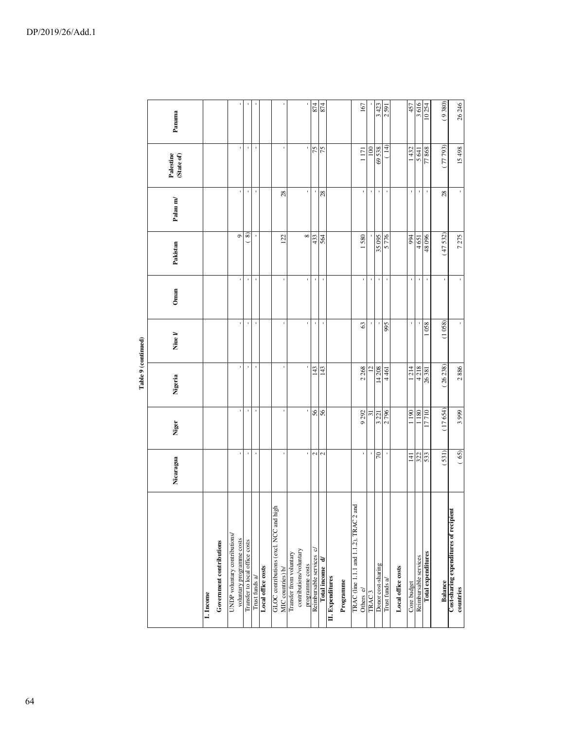Table 9 (continued)

| | Nicaragua | Niger | Nigeria | Niue l/ | Oman | Pakistan | Palau m/ | Palestine (State of) | Panama |
|---|---|---|---|---|---|---|---|---|---|
| **I. Income** | | | | | | | | | |
| **Government contributions** | | | | | | | | | |
| UNDP voluntary contributions/ voluntary programme costs | - | - | - | - | - | 9 | - | - | - |
| Transfer to local office costs | - | - | - | - | - | ( 8) | - | - | - |
| Trust funds a/ | - | - | - | - | - | - | - | - | - |
| **Local office costs** | | | | | | | | | |
| GLOC contributions (excl. NCC and high MIC countries) b/ | - | - | - | - | - | 122 | 28 | - | - |
| Transfer from voluntary contributions/voluntary programme costs | - | - | - | - | - | 8 | - | - | - |
| Reimbursable services c/ | 2 | 56 | 143 | - | - | 433 | - | 75 | 874 |
| **Total income d/** | 2 | 56 | 143 | - | - | 564 | 28 | 75 | 874 |
| **II. Expenditures** | | | | | | | | | |
| **Programme** | | | | | | | | | |
| TRAC (line 1.1.1 and 1.1.2), TRAC 2 and Others e/ | - | 9 292 | 2 268 | 63 | - | 1 580 | - | 1 171 | 167 |
| TRAC 3 | - | 31 | 12 | - | - | - | - | 100 | - |
| Donor cost-sharing | 70 | 3 221 | 14 208 | - | - | 35 095 | - | 69 538 | 3 423 |
| Trust funds a/ | - | 2 796 | 4 461 | 995 | - | 5 776 | - | ( 14) | 2 591 |
| **Local office costs** | | | | | | | | | |
| Core budget | 141 | 1 190 | 1 214 | - | - | 994 | - | 1 432 | 457 |
| Reimbursable services | 322 | 1 180 | 4 218 | - | - | 4 651 | - | 5 641 | 3 616 |
| **Total expenditures** | 533 | 17 710 | 26 381 | 1 058 | - | 48 096 | - | 77 868 | 10 254 |
| **Balance** | ( 531) | (17 654) | ( 26 238) | (1 058) | - | (47 532) | 28 | ( 77 793) | ( 9 380) |
| **Cost-sharing expenditures of recipient countries** | ( 65) | 3 999 | 2 886 | - | - | 7 275 | - | 15 498 | 26 246 |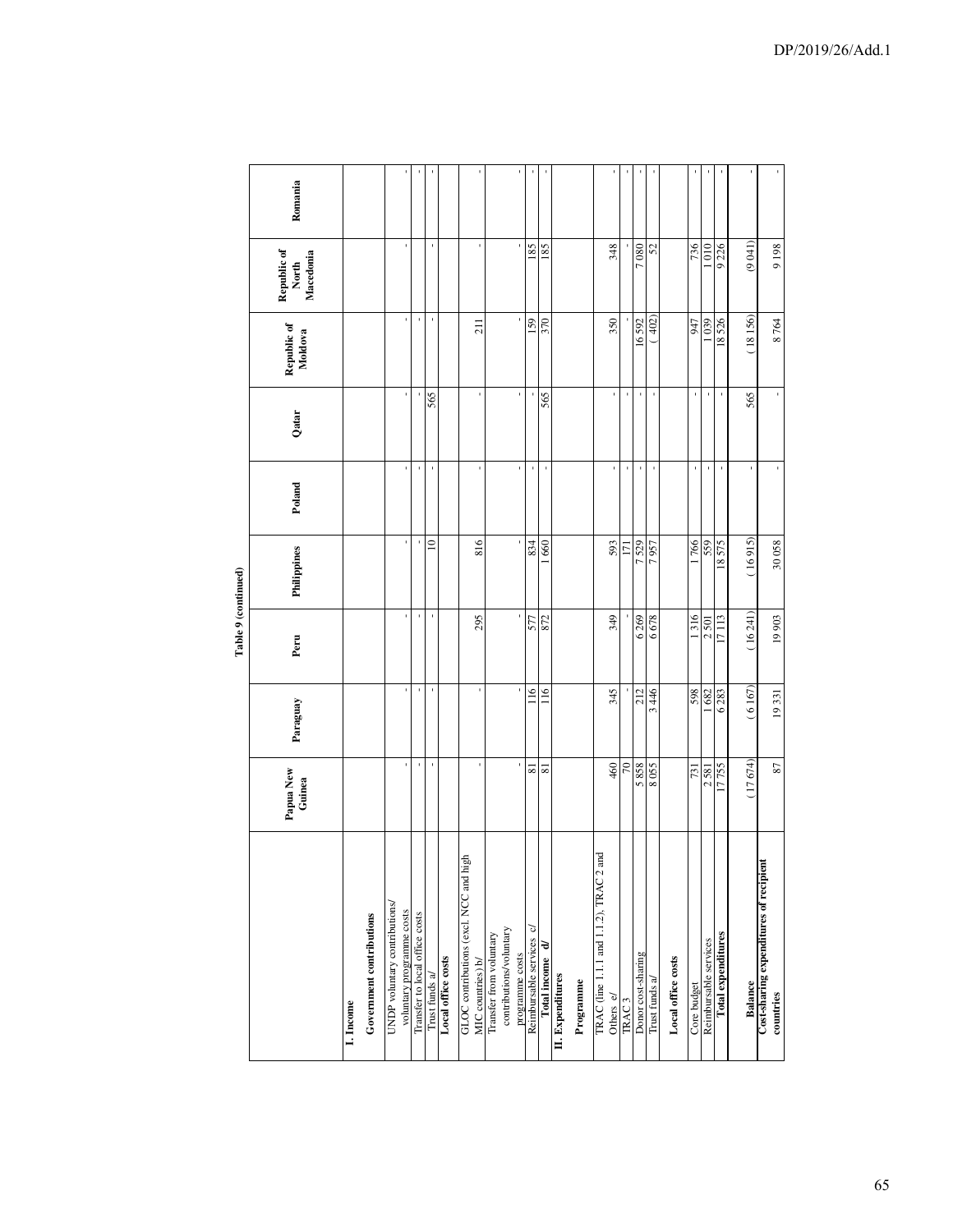**Table 9 (continued)**

| | Papua New Guinea | Paraguay | Peru | Philippines | Poland | Qatar | Republic of Moldova | Republic of North Macedonia | Romania |
|---|---|---|---|---|---|---|---|---|---|
| **I. Income** | | | | | | | | | |
| **Government contributions** | | | | | | | | | |
| UNDP voluntary contributions/ voluntary programme costs | - | - | - | - | - | - | - | - | - |
| Transfer to local office costs | - | - | - | - | - | - | - | - | - |
| Trust funds a/ | - | - | - | 10 | - | 565 | - | - | - |
| **Local office costs** | | | | | | | | | |
| GLOC contributions (excl. NCC and high MIC countries) b/ | - | - | 295 | 816 | - | - | 211 | - | - |
| Transfer from voluntary contributions/voluntary programme costs | - | - | - | - | - | - | - | - | - |
| Reimbursable services c/ | 81 | 116 | 577 | 834 | - | - | 159 | 185 | - |
| **Total income d/** | 81 | 116 | 872 | 1 660 | - | 565 | 370 | 185 | - |
| **II. Expenditures** | | | | | | | | | |
| **Programme** | | | | | | | | | |
| TRAC (line 1.1.1 and 1.1.2), TRAC 2 and Others e/ | 460 | 345 | 349 | 593 | - | - | 350 | 348 | - |
| TRAC 3 | 70 | - | - | 171 | - | - | - | - | - |
| Donor cost-sharing | 5 858 | 212 | 6 269 | 7 529 | - | - | 16 592 | 7 080 | - |
| Trust funds a/ | 8 055 | 3 446 | 6 678 | 7 957 | - | - | ( 402) | 52 | - |
| **Local office costs** | | | | | | | | | |
| Core budget | 731 | 598 | 1 316 | 1 766 | - | - | 947 | 736 | - |
| Reimbursable services | 2 581 | 1 682 | 2 501 | 559 | - | - | 1 039 | 1 010 | - |
| **Total expenditures** | 17 755 | 6 283 | 17 113 | 18 575 | - | - | 18 526 | 9 226 | - |
| **Balance** | (17 674) | ( 6 167) | ( 16 241) | ( 16 915) | - | 565 | ( 18 156) | (9 041) | - |
| **Cost-sharing expenditures of recipient countries** | 87 | 19 331 | 19 903 | 30 058 | - | - | 8 764 | 9 198 | - |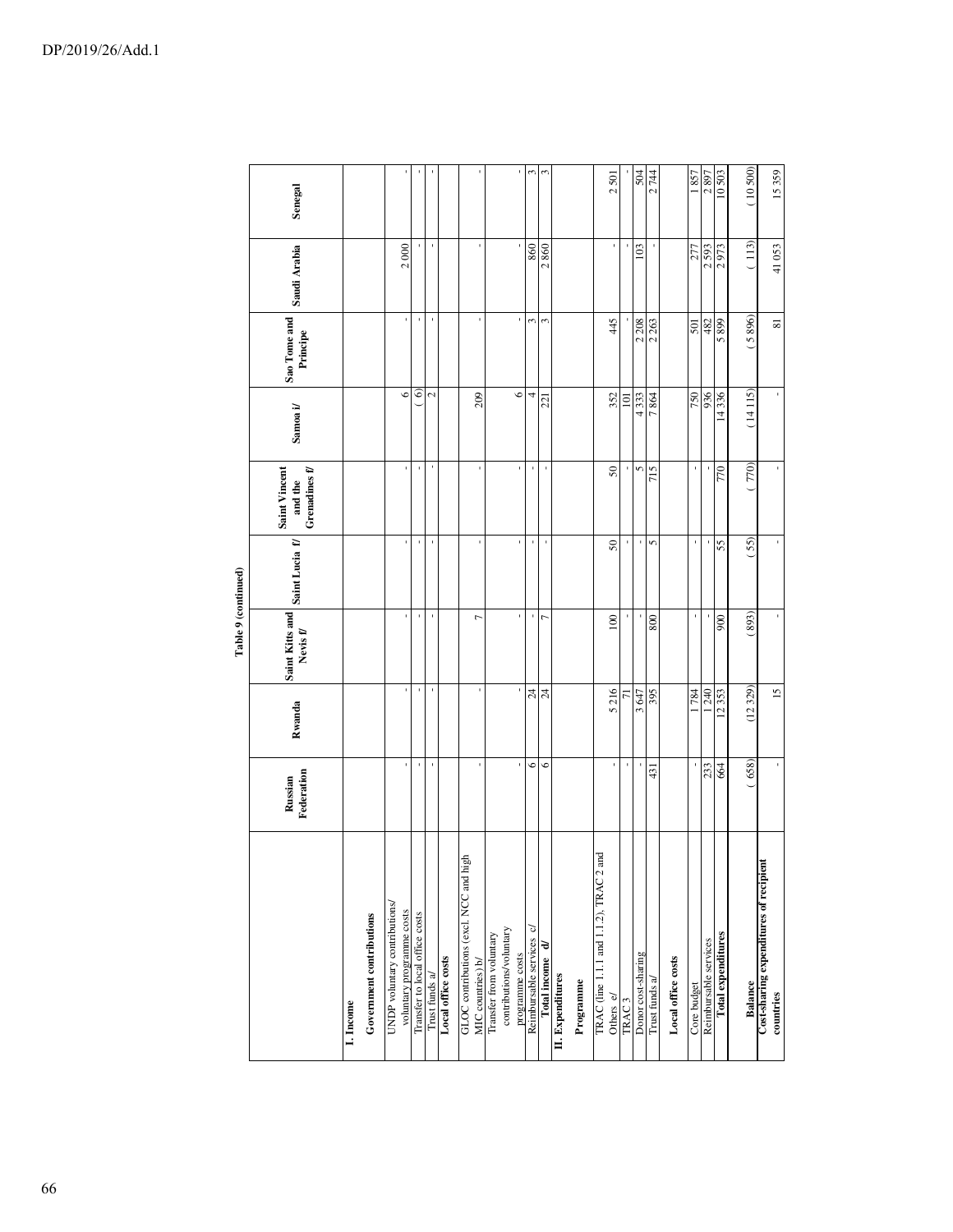Table 9 (continued)

| | Russian Federation | Rwanda | Saint Kitts and Nevis f/ | Saint Lucia f/ | Saint Vincent and the Grenadines f/ | Samoa i/ | Sao Tome and Principe | Saudi Arabia | Senegal |
|---|---|---|---|---|---|---|---|---|---|
| **I. Income** | | | | | | | | | |
| **Government contributions** | | | | | | | | | |
| UNDP voluntary contributions/ voluntary programme costs | - | - | - | - | - | 6 | - | 2 000 | - |
| Transfer to local office costs | - | - | - | - | - | ( 6) | - | - | - |
| Trust funds a/ | - | - | - | - | - | 2 | - | - | - |
| **Local office costs** | | | | | | | | | |
| GLOC contributions (excl. NCC and high MIC countries) b/ | - | - | 7 | - | - | 209 | - | - | - |
| Transfer from voluntary contributions/voluntary programme costs | - | - | - | - | - | 6 | - | - | - |
| Reimbursable services c/ | 6 | 24 | - | - | - | 4 | 3 | 860 | 3 |
| **Total income d/** | 6 | 24 | 7 | - | - | 221 | 3 | 2 860 | 3 |
| **II. Expenditures** | | | | | | | | | |
| **Programme** | | | | | | | | | |
| TRAC (line 1.1.1 and 1.1.2), TRAC 2 and Others e/ | - | 5 216 | 100 | 50 | 50 | 352 | 445 | - | 2 501 |
| TRAC 3 | - | 71 | - | - | - | 101 | - | - | - |
| Donor cost-sharing | - | 3 647 | - | - | 5 | 4 333 | 2 208 | 103 | 504 |
| Trust funds a/ | 431 | 395 | 800 | 5 | 715 | 7 864 | 2 263 | - | 2 744 |
| **Local office costs** | | | | | | | | | |
| Core budget | - | 1 784 | - | - | - | 750 | 501 | 277 | 1 857 |
| Reimbursable services | 233 | 1 240 | - | - | - | 936 | 482 | 2 593 | 2 897 |
| **Total expenditures** | 664 | 12 353 | 900 | 55 | 770 | 14 336 | 5 899 | 2 973 | 10 503 |
| **Balance** | ( 658) | (12 329) | ( 893) | ( 55) | ( 770) | (14 115) | (5 896) | ( 113) | (10 500) |
| **Cost-sharing expenditures of recipient countries** | - | 15 | - | - | - | - | 81 | 41 053 | 15 359 |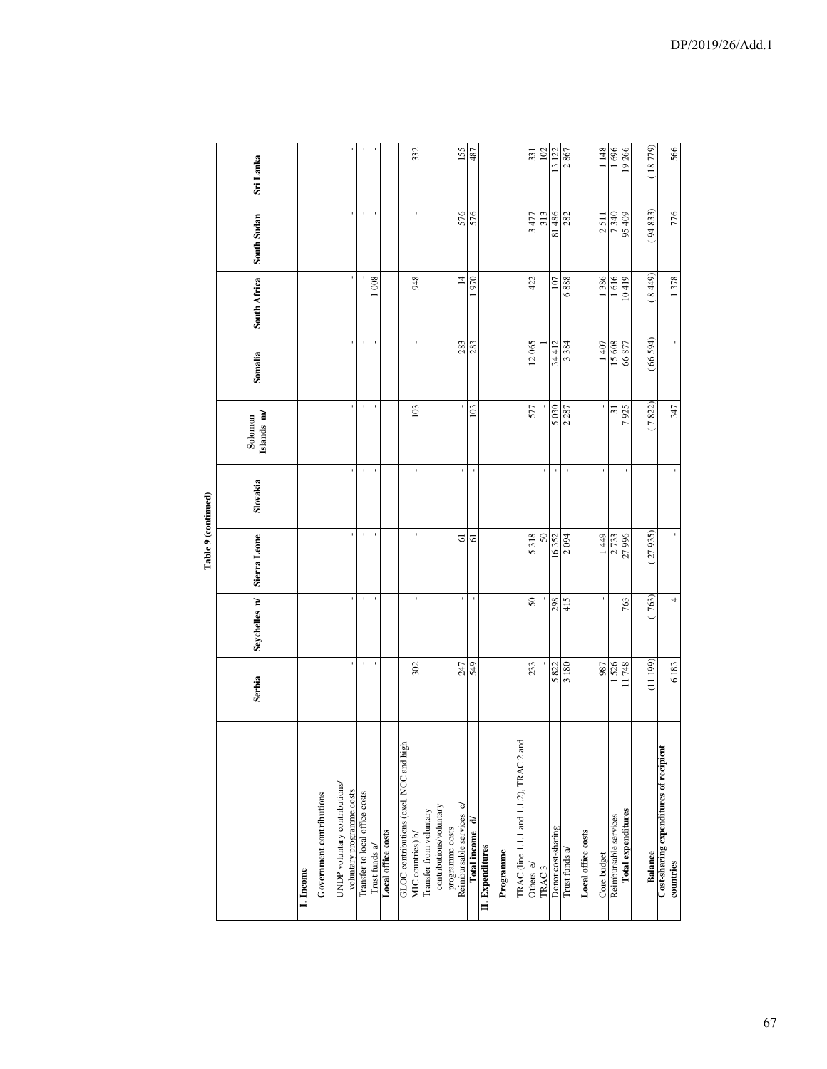**Table 9 (continued)**

| | Serbia | Seychelles n/ | Sierra Leone | Slovakia | Solomon Islands n/ | Somalia | South Africa | South Sudan | Sri Lanka |
|---|---|---|---|---|---|---|---|---|---|
| **I. Income** | | | | | | | | | |
| **Government contributions** | | | | | | | | | |
| UNDP voluntary contributions/ voluntary programme costs | - | - | - | - | - | - | - | - | - |
| Transfer to local office costs | - | - | - | - | - | - | - | - | - |
| Trust funds a/ | - | - | - | - | - | - | 1 008 | - | - |
| **Local office costs** | | | | | | | | | |
| GLOC contributions (excl. NCC and high MIC countries) b/ | 302 | - | - | - | 103 | - | 948 | - | 332 |
| Transfer from voluntary contributions/voluntary programme costs | - | - | - | - | - | - | - | - | - |
| Reimbursable services c/ | 247 | - | 61 | - | - | 283 | 14 | 576 | 155 |
| **Total income d/** | 549 | - | 61 | - | 103 | 283 | 1 970 | 576 | 487 |
| **II. Expenditures** | | | | | | | | | |
| **Programme** | | | | | | | | | |
| TRAC (line 1.1.1 and 1.1.2), TRAC 2 and Others e/ | 233 | 50 | 5 318 | - | 577 | 12 065 | 422 | 3 477 | 331 |
| TRAC 3 | - | - | 50 | - | - | 1 | | 313 | 102 |
| Donor cost-sharing | 5 822 | 298 | 16 352 | - | 5 030 | 34 412 | 107 | 81 486 | 13 122 |
| Trust funds a/ | 3 180 | 415 | 2 094 | - | 2 287 | 3 384 | 6 888 | 282 | 2 867 |
| **Local office costs** | | | | | | | | | |
| Core budget | 987 | - | 1 449 | - | - | 1 407 | 1 386 | 2 511 | 1 148 |
| Reimbursable services | 1 526 | - | 2 733 | - | 31 | 15 608 | 1 616 | 7 340 | 1 696 |
| **Total expenditures** | 11 748 | 763 | 27 996 | - | 7 925 | 66 877 | 10 419 | 95 409 | 19 266 |
| **Balance** | (11 199) | ( 763) | ( 27 935) | - | ( 7 822) | ( 66 594) | ( 8 449) | ( 94 833) | ( 18 779) |
| **Cost-sharing expenditures of recipient countries** | 6 183 | 4 | - | - | 347 | - | 1 378 | 776 | 566 |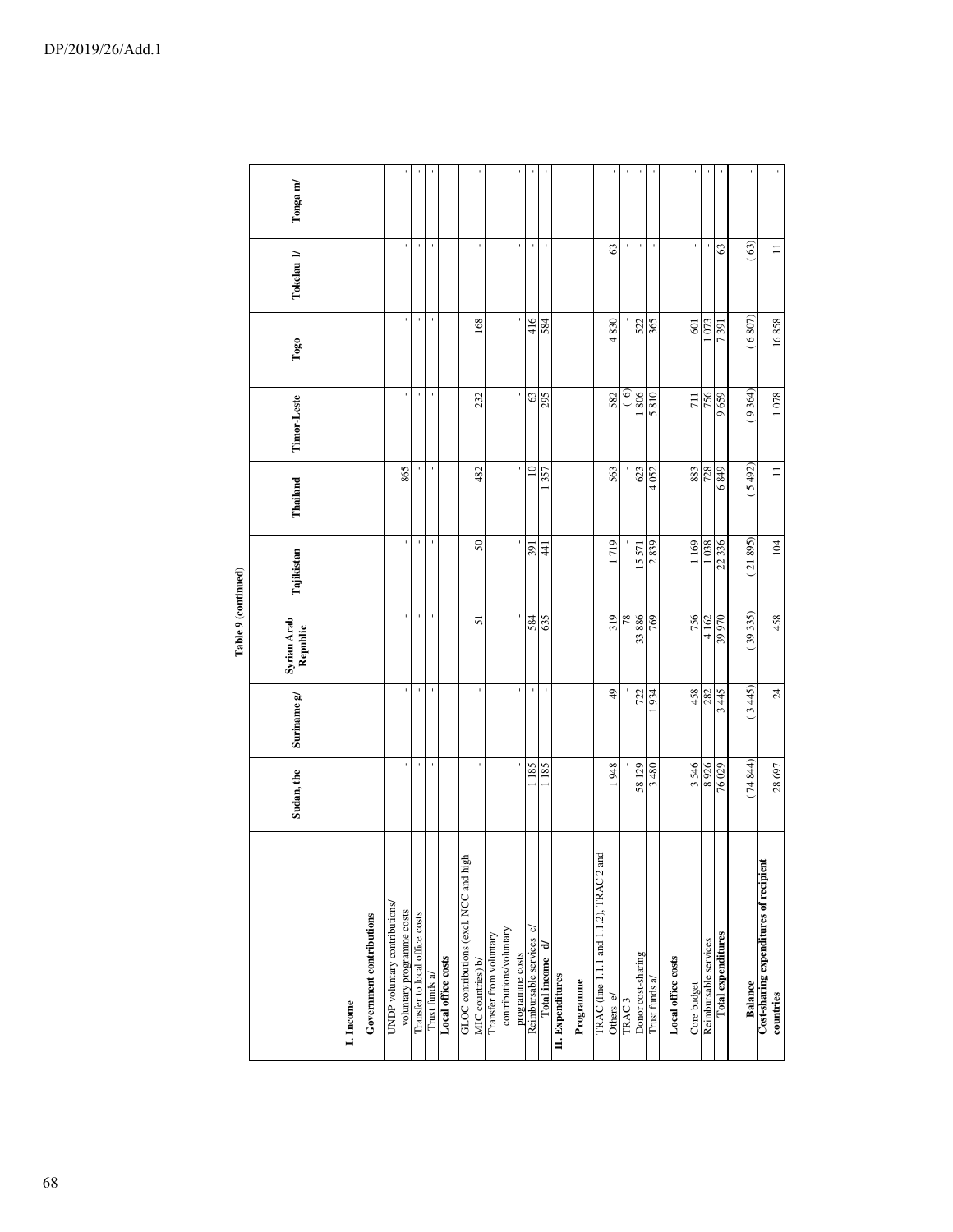**Table 9 (continued)**

| | Sudan, the | Suriname g/ | Syrian Arab Republic | Tajikistan | Thailand | Timor-Leste | Togo | Tokelau l/ | Tonga m/ |
|---|---|---|---|---|---|---|---|---|---|
| **I. Income** | | | | | | | | | |
| **Government contributions** | | | | | | | | | |
| UNDP voluntary contributions/ voluntary programme costs | - | - | - | - | 865 | - | - | - | - |
| Transfer to local office costs | - | - | - | - | - | - | - | - | - |
| Trust funds a/ | - | - | - | - | - | - | - | - | - |
| **Local office costs** | | | | | | | | | |
| GLOC contributions (excl. NCC and high MIC countries) b/ | - | - | 51 | 50 | 482 | 232 | 168 | - | - |
| Transfer from voluntary contributions/voluntary programme costs | - | - | - | - | - | - | - | - | - |
| Reimbursable services c/ | 1 185 | - | 584 | 391 | 10 | 63 | 416 | - | - |
| **Total income d/** | 1 185 | - | 635 | 441 | 1 357 | 295 | 584 | - | - |
| **II. Expenditures** | | | | | | | | | |
| **Programme** | | | | | | | | | |
| TRAC (line 1.1.1 and 1.1.2), TRAC 2 and Others e/ | 1 948 | 49 | 319 | 1 719 | 563 | 582 | 4 830 | 63 | - |
| TRAC 3 | - | - | 78 | - | - | ( 6) | - | - | - |
| Donor cost-sharing | 58 129 | 722 | 33 886 | 15 571 | 623 | 1 806 | 522 | - | - |
| Trust funds a/ | 3 480 | 1 934 | 769 | 2 839 | 4 052 | 5 810 | 365 | - | - |
| **Local office costs** | | | | | | | | | |
| Core budget | 3 546 | 458 | 756 | 1 169 | 883 | 711 | 601 | - | - |
| Reimbursable services | 8 926 | 282 | 4 162 | 1 038 | 728 | 756 | 1 073 | - | - |
| **Total expenditures** | 76 029 | 3 445 | 39 970 | 22 336 | 6 849 | 9 659 | 7 391 | 63 | - |
| **Balance** | (74 844) | (3 445) | (39 335) | (21 895) | (5 492) | (9 364) | (6 807) | (63) | - |
| **Cost-sharing expenditures of recipient countries** | 28 697 | 24 | 458 | 104 | 11 | 1 078 | 16 858 | 11 | - |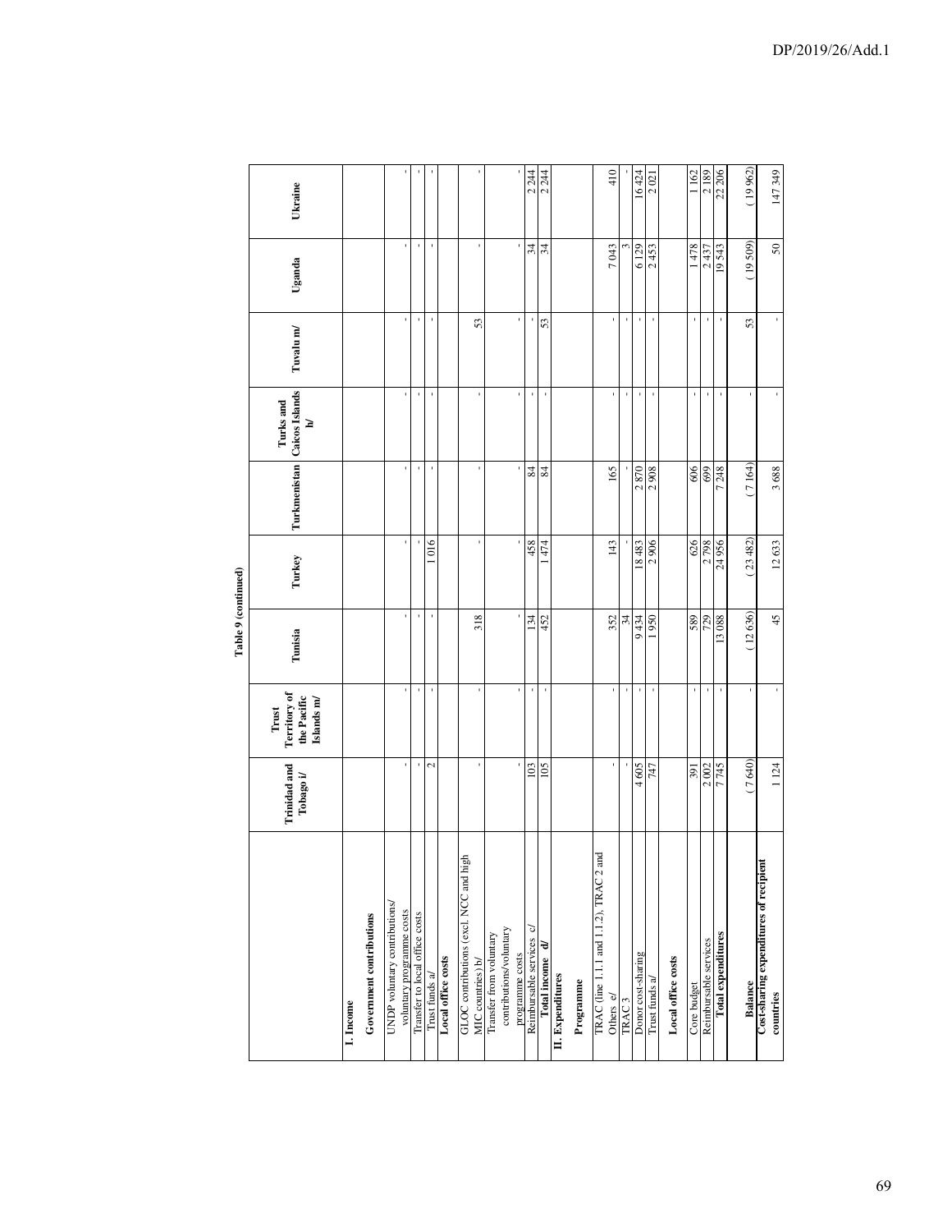**Table 9 (continued)**

| | Trinidad and Tobago i/ | Trust Territory of the Pacific Islands m/ | Tunisia | Turkey | Turkmenistan | Turks and Caicos Islands h/ | Tuvalu m/ | Uganda | Ukraine |
|---|---|---|---|---|---|---|---|---|---|
| **I. Income** | | | | | | | | | |
| **Government contributions** | | | | | | | | | |
| UNDP voluntary contributions/ voluntary programme costs | - | - | - | - | - | - | - | - | - |
| Transfer to local office costs | - | - | - | - | - | - | - | - | - |
| Trust funds a/ | 2 | - | - | 1 016 | - | - | - | - | - |
| **Local office costs** | | | | | | | | | |
| GLOC contributions (excl. NCC and high MIC countries) b/ | - | - | 318 | - | - | - | 53 | - | - |
| Transfer from voluntary contributions/voluntary programme costs | - | - | - | - | - | - | - | - | - |
| Reimbursable services c/ | 103 | - | 134 | 458 | 84 | - | - | 34 | 2 244 |
| **Total income d/** | 105 | - | 452 | 1 474 | 84 | - | 53 | 34 | 2 244 |
| **II. Expenditures** | | | | | | | | | |
| **Programme** | | | | | | | | | |
| TRAC (line 1.1.1 and 1.1.2), TRAC 2 and Others e/ | - | - | 352 | 143 | 165 | - | - | 7 043 | 410 |
| TRAC 3 | - | - | 34 | - | - | - | - | 3 | - |
| Donor cost-sharing | 4 605 | - | 9 434 | 18 483 | 2 870 | - | - | 6 129 | 16 424 |
| Trust funds a/ | 747 | - | 1 950 | 2 906 | 2 908 | - | - | 2 453 | 2 021 |
| **Local office costs** | | | | | | | | | |
| Core budget | 391 | - | 589 | 626 | 606 | - | - | 1 478 | 1 162 |
| Reimbursable services | 2 002 | - | 729 | 2 798 | 699 | - | - | 2 437 | 2 189 |
| **Total expenditures** | 7 745 | - | 13 088 | 24 956 | 7 248 | - | - | 19 543 | 22 206 |
| **Balance** | (7 640) | - | (12 636) | (23 482) | (7 164) | - | 53 | (19 509) | (19 962) |
| **Cost-sharing expenditures of recipient countries** | 1 124 | - | 45 | 12 633 | 3 688 | - | - | 50 | 147 349 |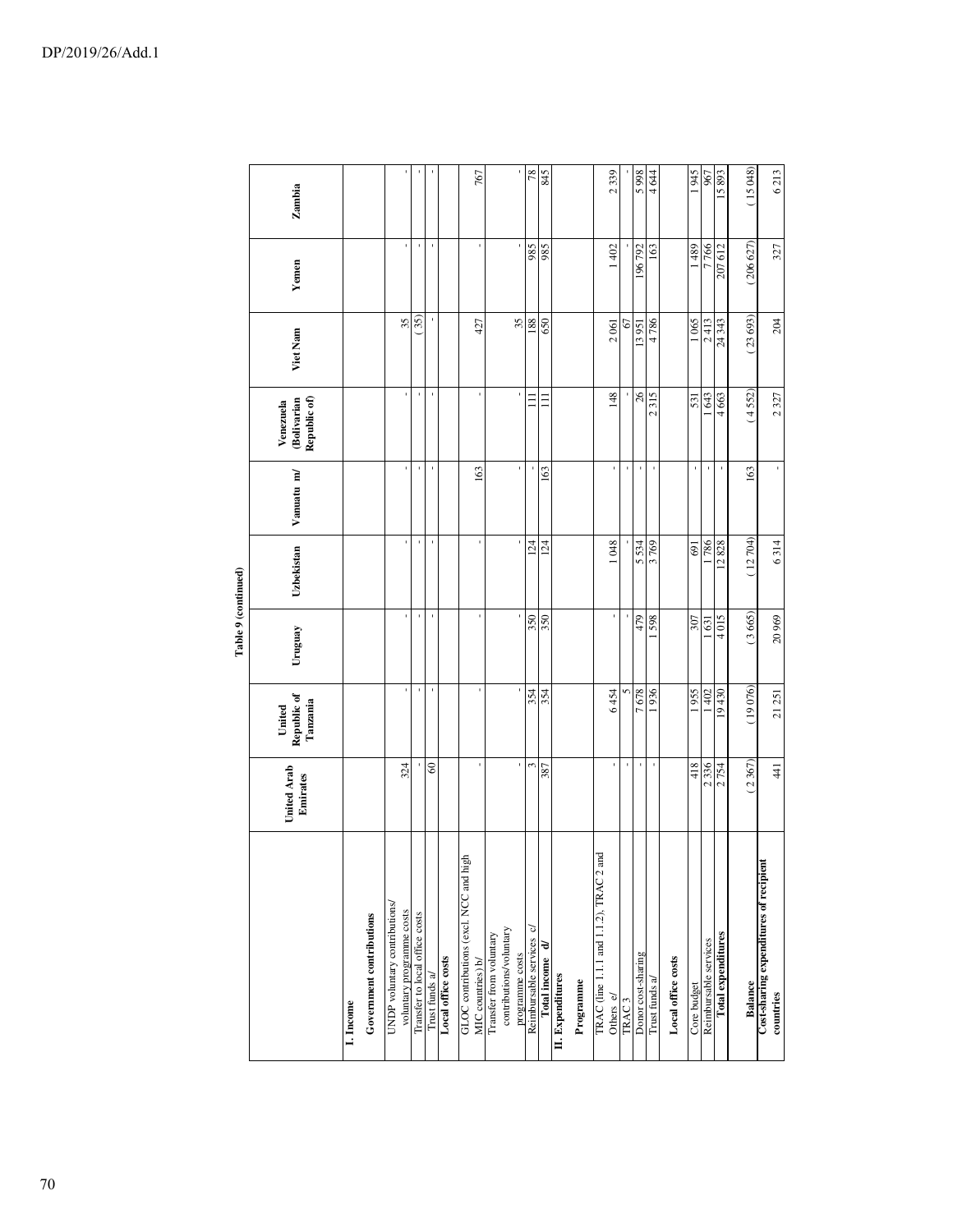Table 9 (continued)

| | United Arab Emirates | United Republic of Tanzania | Uruguay | Uzbekistan | Vanuatu m/ | Venezuela (Bolivarian Republic of) | Viet Nam | Yemen | Zambia |
|---|---|---|---|---|---|---|---|---|---|
| **I. Income** | | | | | | | | | |
| **Government contributions** | | | | | | | | | |
| UNDP voluntary contributions/ voluntary programme costs | 324 | - | - | - | - | - | 35 | - | - |
| Transfer to local office costs | - | - | - | - | - | - | ( 35) | - | - |
| Trust funds a/ | 60 | - | - | - | - | - | - | - | - |
| **Local office costs** | | | | | | | | | |
| GLOC contributions (excl. NCC and high MIC countries) b/ | - | - | - | - | 163 | - | 427 | - | 767 |
| Transfer from voluntary contributions/voluntary programme costs | - | - | - | - | - | - | 35 | - | - |
| Reimbursable services c/ | 3 | 354 | 350 | 124 | - | 111 | 188 | 985 | 78 |
| **Total income d/** | 387 | 354 | 350 | 124 | 163 | 111 | 650 | 985 | 845 |
| **II. Expenditures** | | | | | | | | | |
| **Programme** | | | | | | | | | |
| TRAC (line 1.1.1 and 1.1.2), TRAC 2 and Others e/ | - | 6 454 | - | 1 048 | - | 148 | 2 061 | 1 402 | 2 339 |
| TRAC 3 | - | 5 | - | - | - | - | 67 | - | - |
| Donor cost-sharing | - | 7 678 | 479 | 5 534 | - | 26 | 13 951 | 196 792 | 5 998 |
| Trust funds a/ | - | 1 936 | 1 598 | 3 769 | - | 2 315 | 4 786 | 163 | 4 644 |
| **Local office costs** | | | | | | | | | |
| Core budget | 418 | 1 955 | 307 | 691 | - | 531 | 1 065 | 1 489 | 1 945 |
| Reimbursable services | 2 336 | 1 402 | 1 631 | 1 786 | - | 1 643 | 2 413 | 7 766 | 967 |
| **Total expenditures** | 2 754 | 19 430 | 4 015 | 12 828 | - | 4 663 | 24 343 | 207 612 | 15 893 |
| **Balance** | ( 2 367) | ( 19 076) | ( 3 665) | ( 12 704) | 163 | ( 4 552) | ( 23 693) | ( 206 627) | ( 15 048) |
| **Cost-sharing expenditures of recipient countries** | 441 | 21 251 | 20 969 | 6 314 | - | 2 327 | 204 | 327 | 6 213 |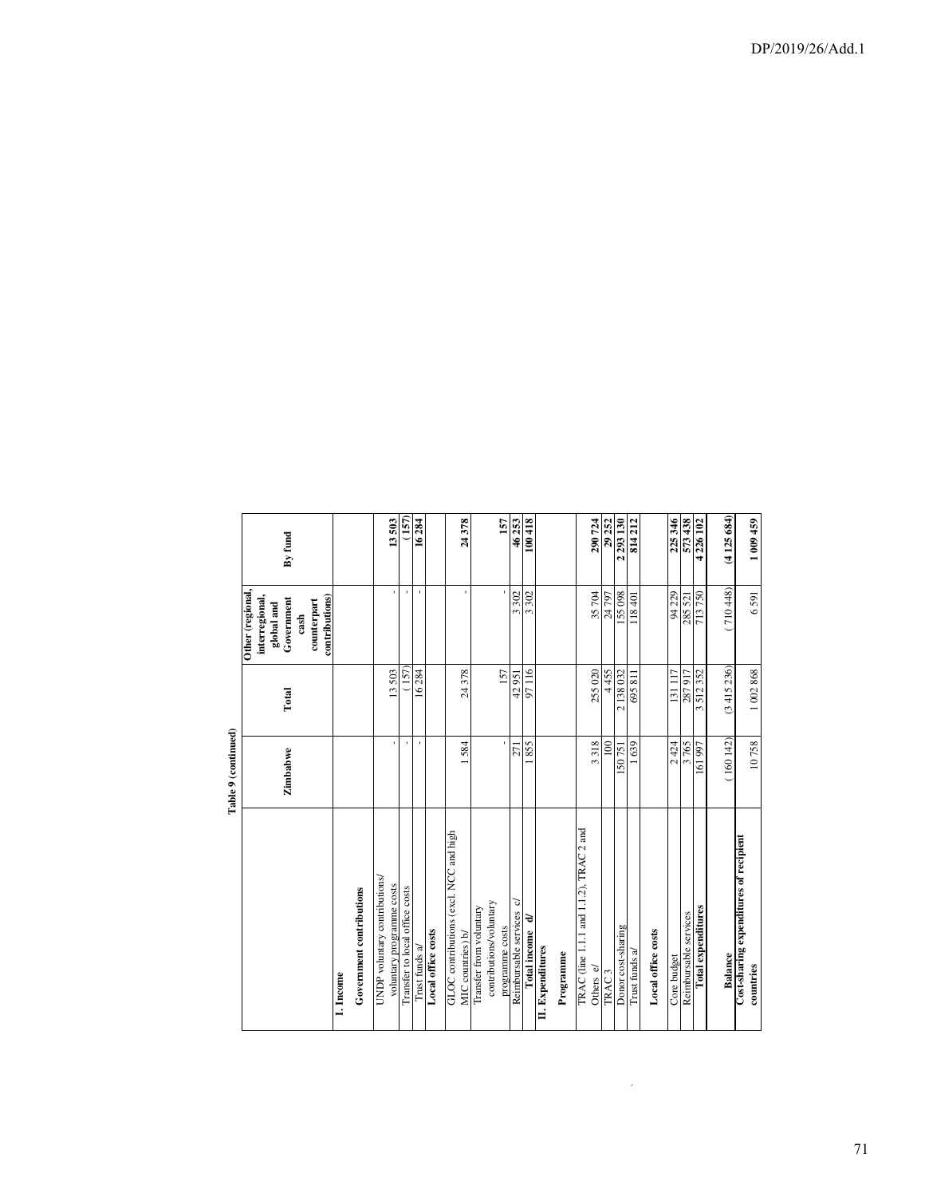**Table 9 (continued)**

| | Zimbabwe | Total | Other (regional, interregional, global and Government cash counterpart contributions) | By fund |
|---|---|---|---|---|
| **I. Income** | | | | |
| **Government contributions** | | | | |
| UNDP voluntary contributions/ voluntary programme costs | - | 13 503 | - | **13 503** |
| Transfer to local office costs | - | (157) | - | **(157)** |
| Trust funds a/ | - | 16 284 | - | **16 284** |
| **Local office costs** | | | | |
| GLOC contributions (excl. NCC and high MIC countries) b/ | 1 584 | 24 378 | - | **24 378** |
| Transfer from voluntary contributions/voluntary programme costs | - | 157 | - | **157** |
| Reimbursable services c/ | 271 | 42 951 | 3 302 | **46 253** |
| **Total income d/** | 1 855 | 97 116 | 3 302 | **100 418** |
| **II. Expenditures** | | | | |
| **Programme** | | | | |
| TRAC (line 1.1.1 and 1.1.2), TRAC 2 and Others e/ | 3 318 | 255 020 | 35 704 | **290 724** |
| TRAC 3 | 100 | 4 455 | 24 797 | **29 252** |
| Donor cost-sharing | 150 751 | 2 138 032 | 155 098 | **2 293 130** |
| Trust funds a/ | 1 639 | 695 811 | 118 401 | **814 212** |
| **Local office costs** | | | | |
| Core budget | 2 424 | 131 117 | 94 229 | **225 346** |
| Reimbursable services | 3 765 | 287 917 | 285 521 | **573 438** |
| **Total expenditures** | 161 997 | 3 512 352 | 713 750 | **4 226 102** |
| **Balance** | (160 142) | (3 415 236) | (710 448) | **(4 125 684)** |
| **Cost-sharing expenditures of recipient countries** | 10 758 | 1 002 868 | 6 591 | **1 009 459** |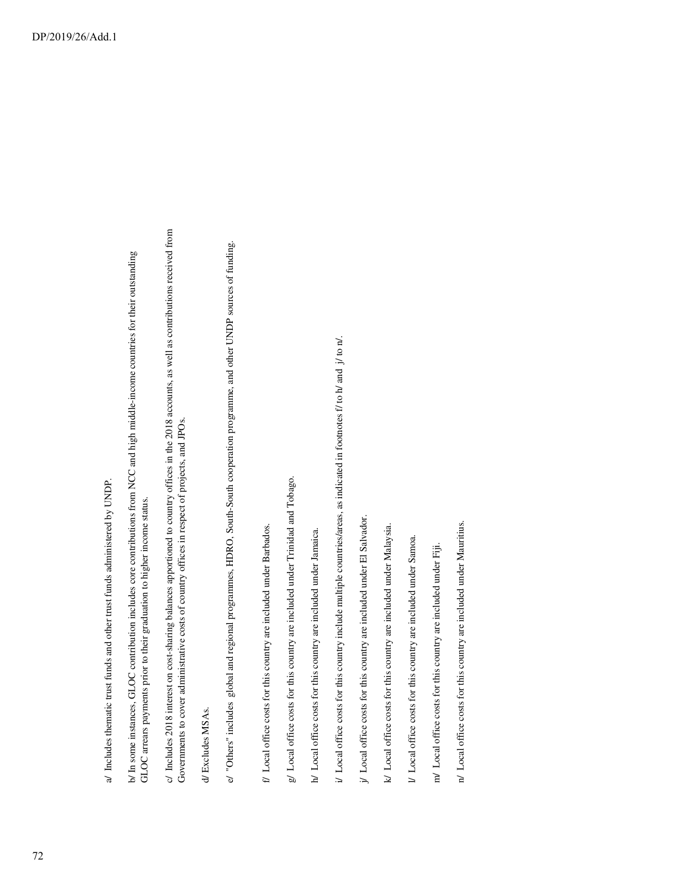a/ Includes thematic trust funds and other trust funds administered by UNDP.

b/ In some instances, GLOC contribution includes core contributions from NCC and high middle-income countries for their outstanding GLOC arrears payments prior to their graduation to higher income status.

c/ Includes 2018 interest on cost-sharing balances apportioned to country offices in the 2018 accounts, as well as contributions received from Governments to cover administrative costs of country offices in respect of projects, and JPOs.

d/ Excludes MSAs.

e/ "Others" includes global and regional programmes, HDRO, South-South cooperation programme, and other UNDP sources of funding.

f/ Local office costs for this country are included under Barbados.

g/ Local office costs for this country are included under Trinidad and Tobago.

h/ Local office costs for this country are included under Jamaica.

i/ Local office costs for this country include multiple countries/areas, as indicated in footnotes f/ to h/ and j/ to n/.

j/ Local office costs for this country are included under El Salvador.

k/ Local office costs for this country are included under Malaysia.

l/ Local office costs for this country are included under Samoa.

m/ Local office costs for this country are included under Fiji.

n/ Local office costs for this country are included under Mauritius.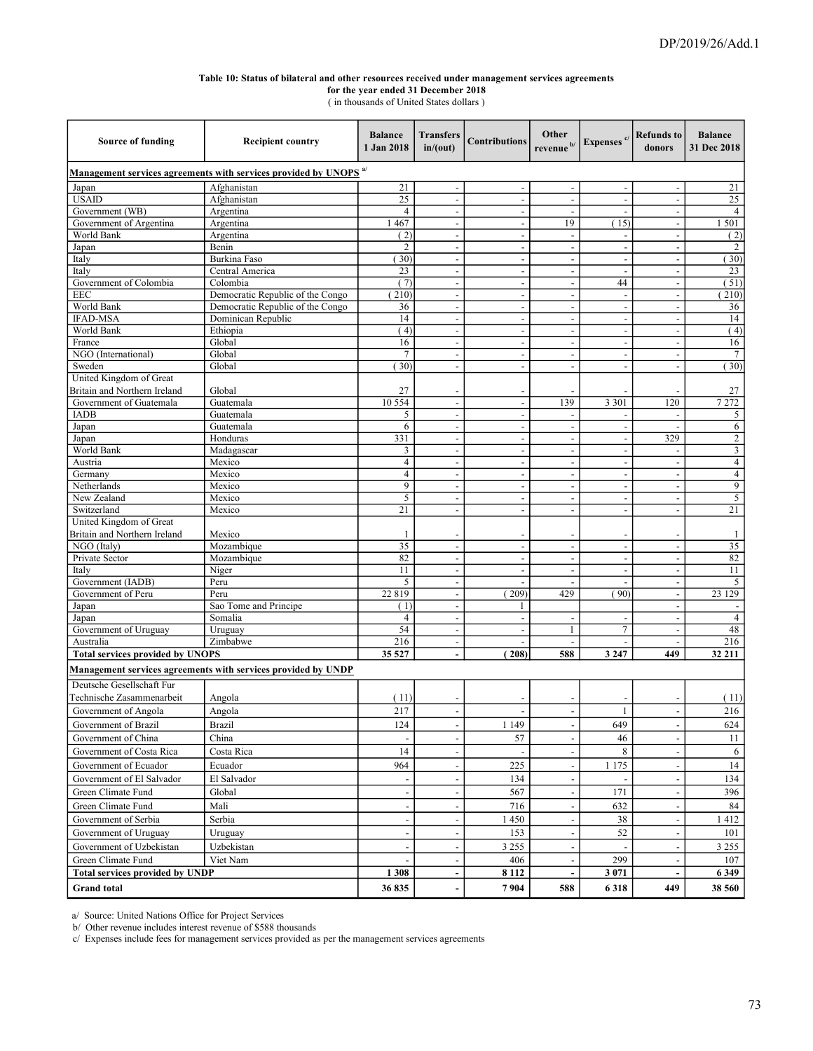**Table 10: Status of bilateral and other resources received under management services agreements for the year ended 31 December 2018**
( in thousands of United States dollars )

| Source of funding | Recipient country | Balance 1 Jan 2018 | Transfers in/(out) | Contributions | Other revenue [b/] | Expenses [c/] | Refunds to donors | Balance 31 Dec 2018 |
|---|---|---|---|---|---|---|---|---|
| **Management services agreements with services provided by UNOPS [a/]** | | | | | | | | |
| Japan | Afghanistan | 21 | - | - | - | - | - | 21 |
| USAID | Afghanistan | 25 | - | - | - | - | - | 25 |
| Government (WB) | Argentina | 4 | - | - | - | - | - | 4 |
| Government of Argentina | Argentina | 1 467 | - | - | 19 | ( 15) | - | 1 501 |
| World Bank | Argentina | ( 2) | - | - | - | - | - | ( 2) |
| Japan | Benin | 2 | - | - | - | - | - | 2 |
| Italy | Burkina Faso | ( 30) | - | - | - | - | - | ( 30) |
| Italy | Central America | 23 | - | - | - | - | - | 23 |
| Government of Colombia | Colombia | ( 7) | - | - | - | 44 | - | ( 51) |
| EEC | Democratic Republic of the Congo | ( 210) | - | - | - | - | - | ( 210) |
| World Bank | Democratic Republic of the Congo | 36 | - | - | - | - | - | 36 |
| IFAD-MSA | Dominican Republic | 14 | - | - | - | - | - | 14 |
| World Bank | Ethiopia | ( 4) | - | - | - | - | - | ( 4) |
| France | Global | 16 | - | - | - | - | - | 16 |
| NGO (International) | Global | 7 | - | - | - | - | - | 7 |
| Sweden | Global | ( 30) | - | - | - | - | - | ( 30) |
| United Kingdom of Great Britain and Northern Ireland | Global | 27 | - | - | - | - | - | 27 |
| Government of Guatemala | Guatemala | 10 554 | - | - | 139 | 3 301 | 120 | 7 272 |
| IADB | Guatemala | 5 | - | - | - | - | - | 5 |
| Japan | Guatemala | 6 | - | - | - | - | - | 6 |
| Japan | Honduras | 331 | - | - | - | - | 329 | 2 |
| World Bank | Madagascar | 3 | - | - | - | - | - | 3 |
| Austria | Mexico | 4 | - | - | - | - | - | 4 |
| Germany | Mexico | 4 | - | - | - | - | - | 4 |
| Netherlands | Mexico | 9 | - | - | - | - | - | 9 |
| New Zealand | Mexico | 5 | - | - | - | - | - | 5 |
| Switzerland | Mexico | 21 | - | - | - | - | - | 21 |
| United Kingdom of Great Britain and Northern Ireland | Mexico | 1 | - | - | - | - | - | 1 |
| NGO (Italy) | Mozambique | 35 | - | - | - | - | - | 35 |
| Private Sector | Mozambique | 82 | - | - | - | - | - | 82 |
| Italy | Niger | 11 | - | - | - | - | - | 11 |
| Government (IADB) | Peru | 5 | - | - | - | - | - | 5 |
| Government of Peru | Peru | 22 819 | - | ( 209) | 429 | ( 90) | - | 23 129 |
| Japan | Sao Tome and Principe | ( 1) | - | 1 | | | - | - |
| Japan | Somalia | 4 | - | - | - | - | - | 4 |
| Government of Uruguay | Uruguay | 54 | - | - | 1 | 7 | - | 48 |
| Australia | Zimbabwe | 216 | - | - | - | - | - | 216 |
| **Total services provided by UNOPS** | | **35 527** | **-** | **( 208)** | **588** | **3 247** | **449** | **32 211** |
| **Management services agreements with services provided by UNDP** | | | | | | | | |
| Deutsche Gesellschaft Fur Technische Zasammenarbeit | Angola | ( 11) | - | - | - | - | - | ( 11) |
| Government of Angola | Angola | 217 | - | - | - | 1 | - | 216 |
| Government of Brazil | Brazil | 124 | - | 1 149 | - | 649 | - | 624 |
| Government of China | China | - | - | 57 | - | 46 | - | 11 |
| Government of Costa Rica | Costa Rica | 14 | - | - | - | 8 | - | 6 |
| Government of Ecuador | Ecuador | 964 | - | 225 | - | 1 175 | - | 14 |
| Government of El Salvador | El Salvador | - | - | 134 | - | - | - | 134 |
| Green Climate Fund | Global | - | - | 567 | - | 171 | - | 396 |
| Green Climate Fund | Mali | - | - | 716 | - | 632 | - | 84 |
| Government of Serbia | Serbia | - | - | 1 450 | - | 38 | - | 1 412 |
| Government of Uruguay | Uruguay | - | - | 153 | - | 52 | - | 101 |
| Government of Uzbekistan | Uzbekistan | - | - | 3 255 | - | - | - | 3 255 |
| Green Climate Fund | Viet Nam | - | - | 406 | - | 299 | - | 107 |
| **Total services provided by UNDP** | | **1 308** | **-** | **8 112** | **-** | **3 071** | **-** | **6 349** |
| **Grand total** | | **36 835** | **-** | **7 904** | **588** | **6 318** | **449** | **38 560** |

a/ Source: United Nations Office for Project Services

b/ Other revenue includes interest revenue of $588 thousands

c/ Expenses include fees for management services provided as per the management services agreements